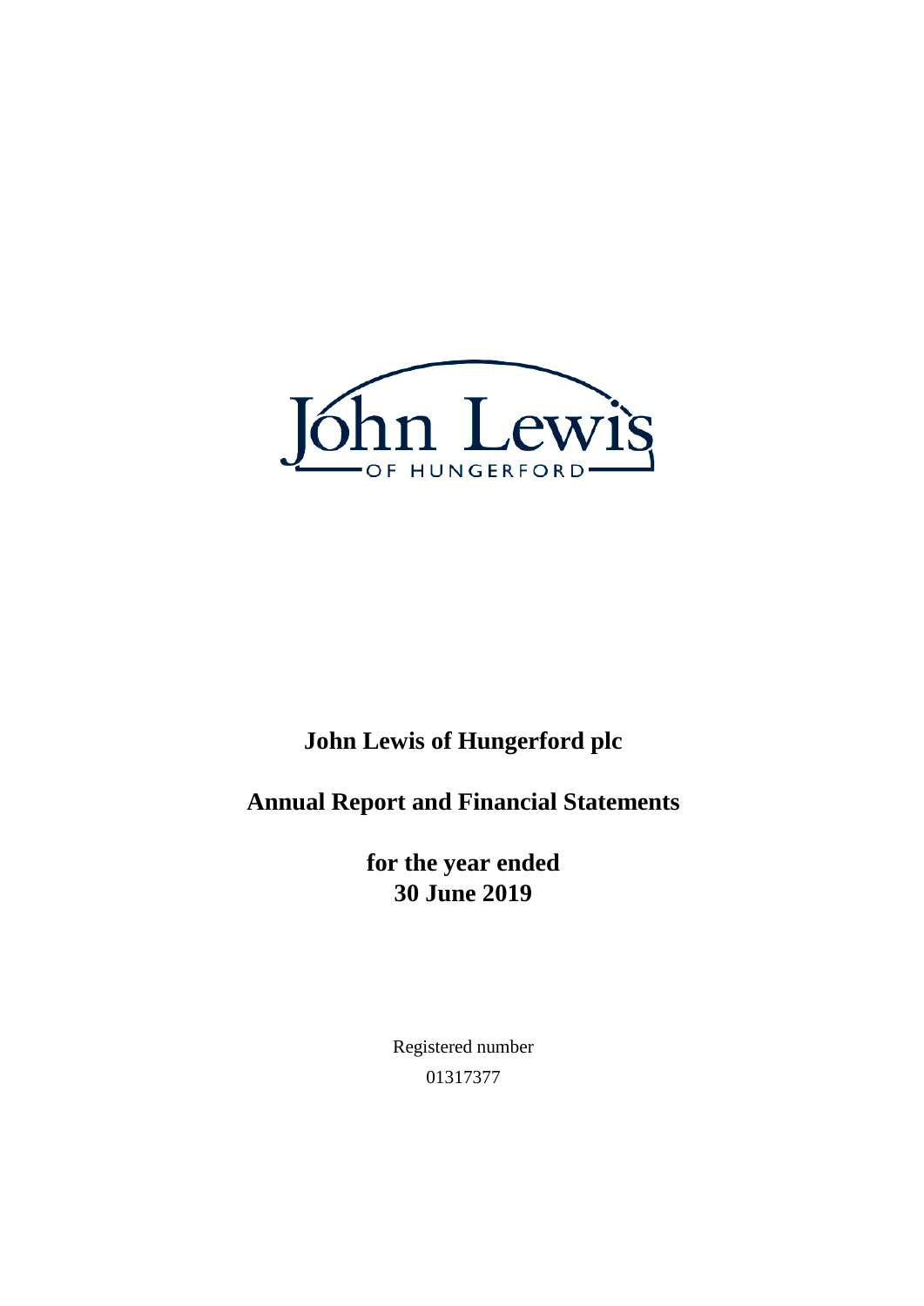# John Lewis of Hungerford plc

## Annual Report and Financial Statements

**for the year ended**
**30 June 2019**

Registered number
01317377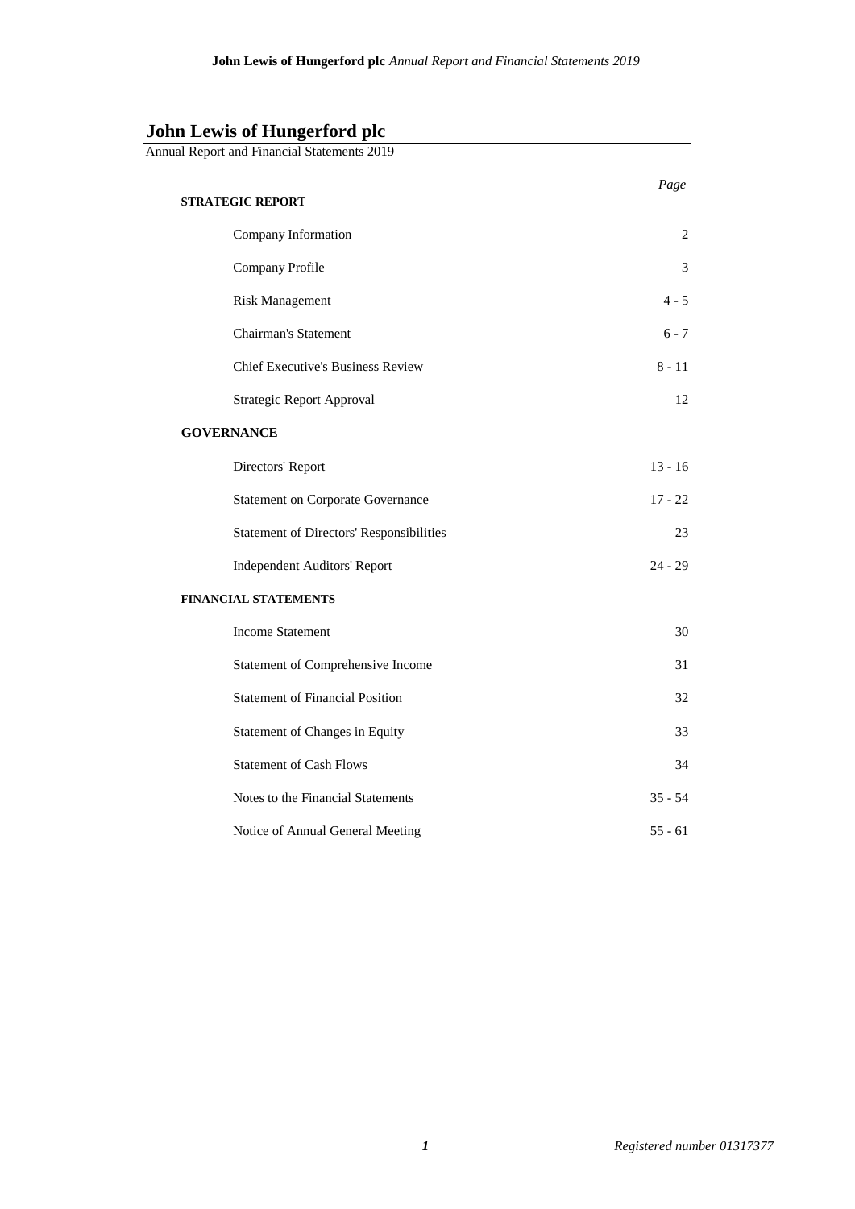# John Lewis of Hungerford plc

Annual Report and Financial Statements 2019

| | *Page* |
|---|---|
| **STRATEGIC REPORT** | |
| Company Information | 2 |
| Company Profile | 3 |
| Risk Management | 4 - 5 |
| Chairman's Statement | 6 - 7 |
| Chief Executive's Business Review | 8 - 11 |
| Strategic Report Approval | 12 |
| **GOVERNANCE** | |
| Directors' Report | 13 - 16 |
| Statement on Corporate Governance | 17 - 22 |
| Statement of Directors' Responsibilities | 23 |
| Independent Auditors' Report | 24 - 29 |
| **FINANCIAL STATEMENTS** | |
| Income Statement | 30 |
| Statement of Comprehensive Income | 31 |
| Statement of Financial Position | 32 |
| Statement of Changes in Equity | 33 |
| Statement of Cash Flows | 34 |
| Notes to the Financial Statements | 35 - 54 |
| Notice of Annual General Meeting | 55 - 61 |

*Registered number 01317377*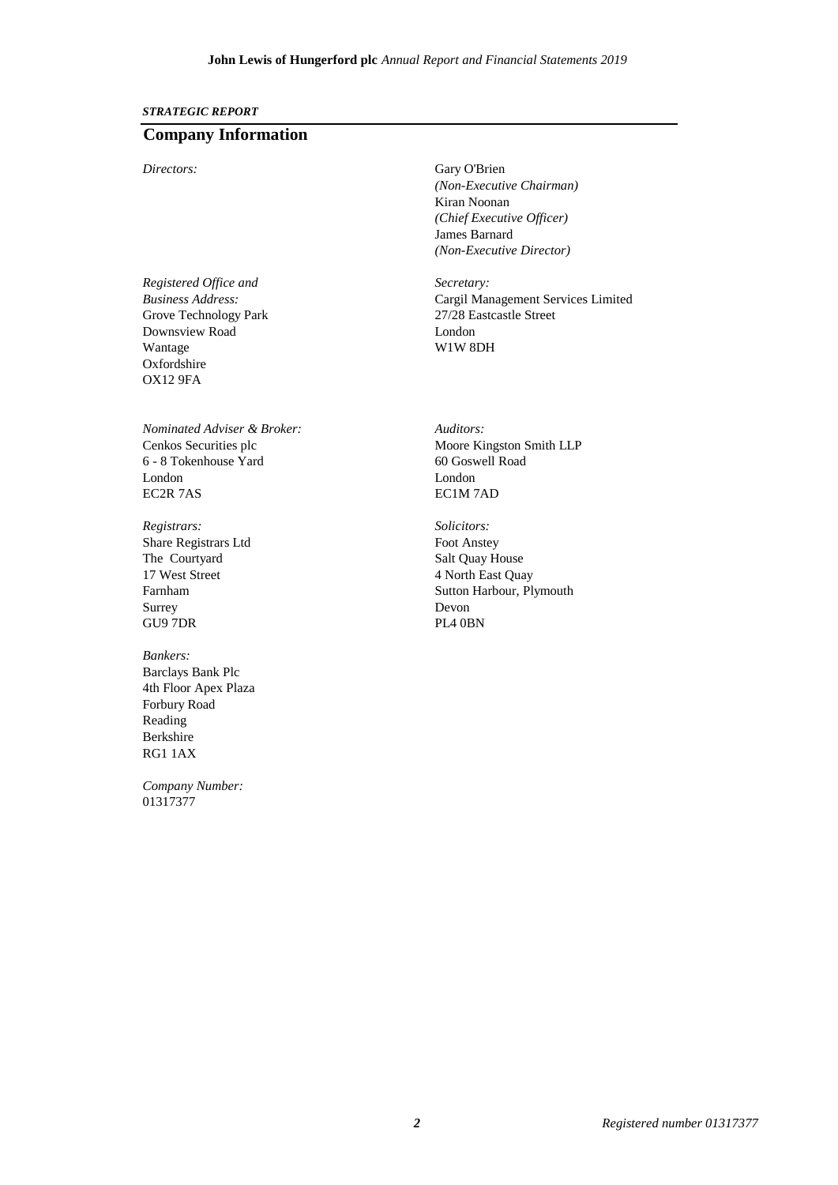*STRATEGIC REPORT*

## Company Information

*Directors:*

Gary O'Brien
*(Non-Executive Chairman)*
Kiran Noonan
*(Chief Executive Officer)*
James Barnard
*(Non-Executive Director)*

*Registered Office and Business Address:*
Grove Technology Park
Downsview Road
Wantage
Oxfordshire
OX12 9FA

*Secretary:*
Cargil Management Services Limited
27/28 Eastcastle Street
London
W1W 8DH

*Nominated Adviser & Broker:*
Cenkos Securities plc
6 - 8 Tokenhouse Yard
London
EC2R 7AS

*Auditors:*
Moore Kingston Smith LLP
60 Goswell Road
London
EC1M 7AD

*Registrars:*
Share Registrars Ltd
The Courtyard
17 West Street
Farnham
Surrey
GU9 7DR

*Solicitors:*
Foot Anstey
Salt Quay House
4 North East Quay
Sutton Harbour, Plymouth
Devon
PL4 0BN

*Bankers:*
Barclays Bank Plc
4th Floor Apex Plaza
Forbury Road
Reading
Berkshire
RG1 1AX

*Company Number:*
01317377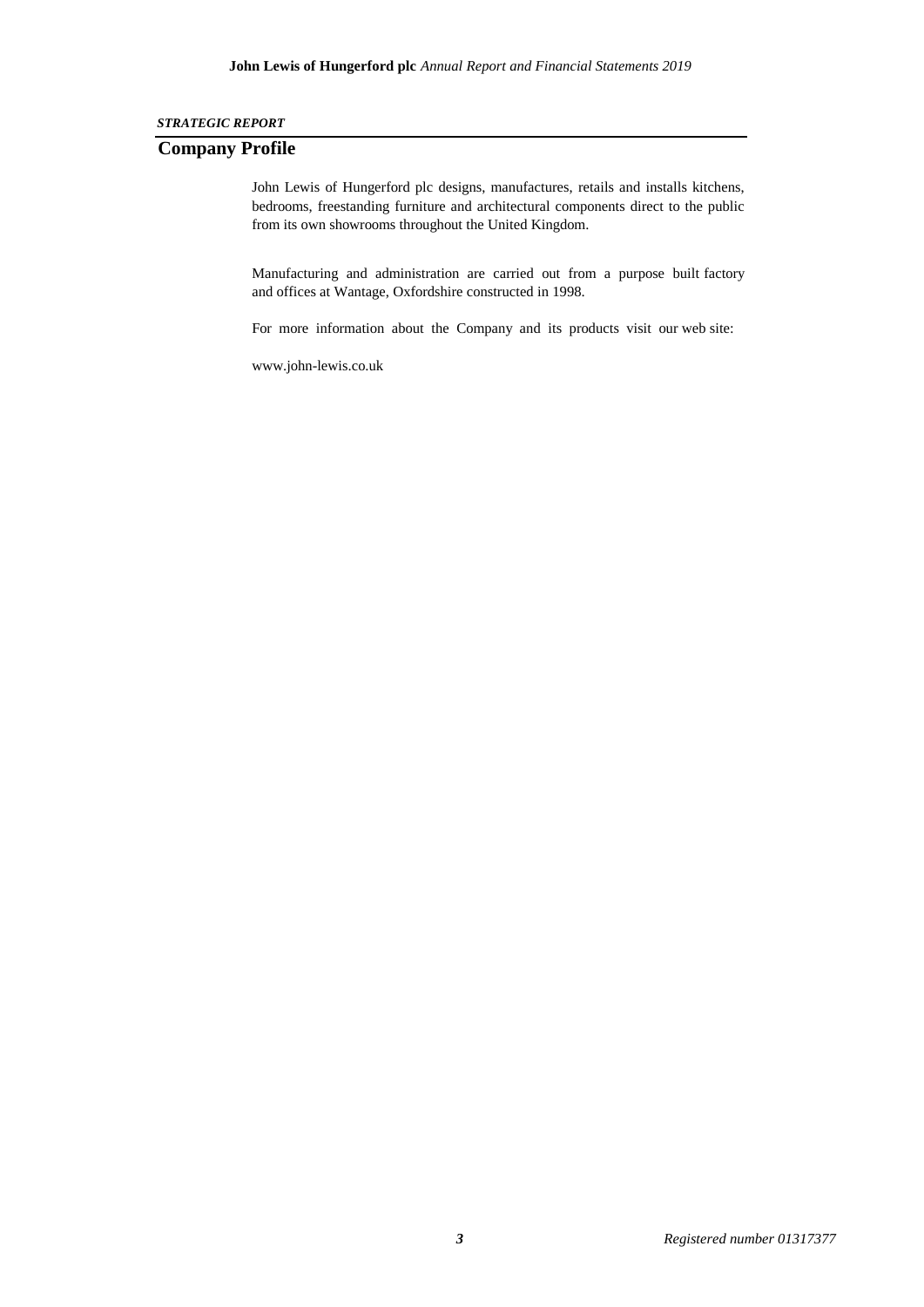*STRATEGIC REPORT*

## Company Profile

John Lewis of Hungerford plc designs, manufactures, retails and installs kitchens, bedrooms, freestanding furniture and architectural components direct to the public from its own showrooms throughout the United Kingdom.

Manufacturing and administration are carried out from a purpose built factory and offices at Wantage, Oxfordshire constructed in 1998.

For more information about the Company and its products visit our web site:

www.john-lewis.co.uk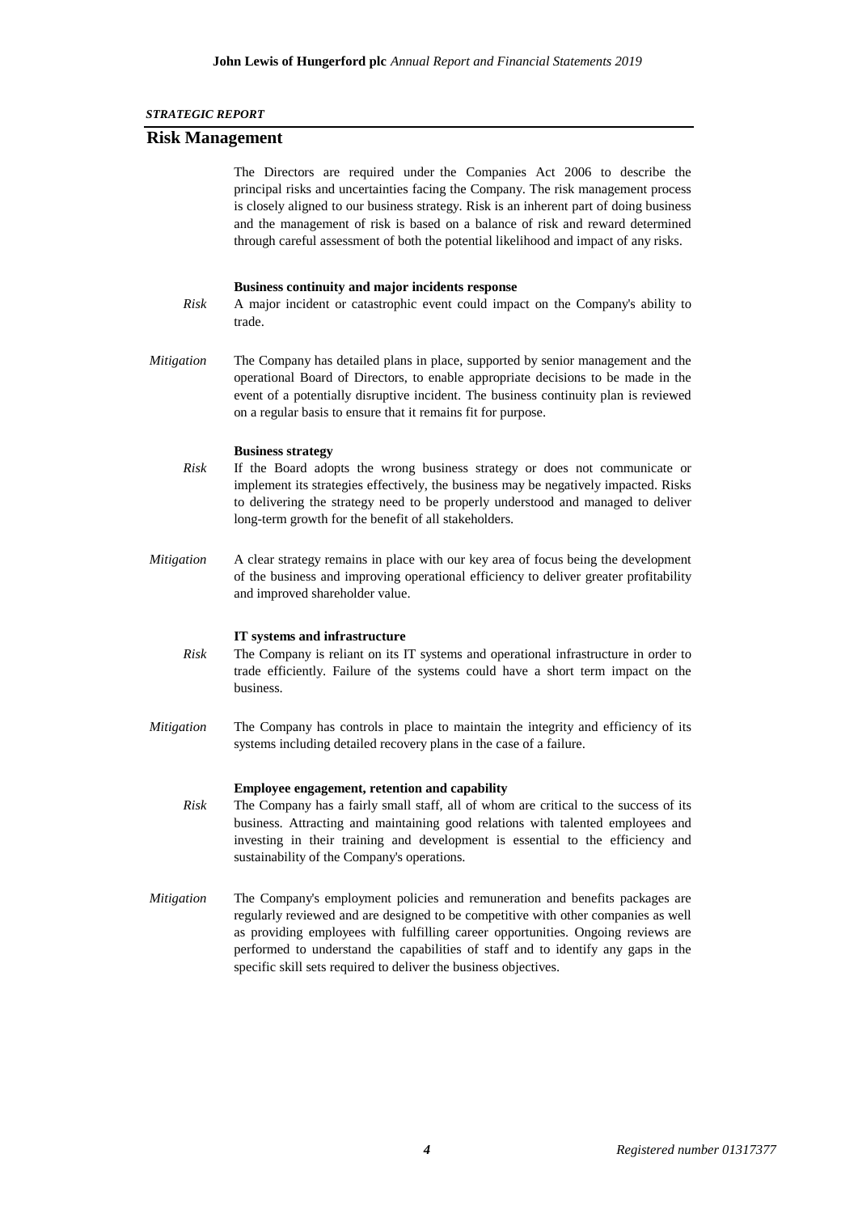*STRATEGIC REPORT*

## Risk Management

The Directors are required under the Companies Act 2006 to describe the principal risks and uncertainties facing the Company. The risk management process is closely aligned to our business strategy. Risk is an inherent part of doing business and the management of risk is based on a balance of risk and reward determined through careful assessment of both the potential likelihood and impact of any risks.

**Business continuity and major incidents response**

*Risk* A major incident or catastrophic event could impact on the Company's ability to trade.

*Mitigation* The Company has detailed plans in place, supported by senior management and the operational Board of Directors, to enable appropriate decisions to be made in the event of a potentially disruptive incident. The business continuity plan is reviewed on a regular basis to ensure that it remains fit for purpose.

**Business strategy**

*Risk* If the Board adopts the wrong business strategy or does not communicate or implement its strategies effectively, the business may be negatively impacted. Risks to delivering the strategy need to be properly understood and managed to deliver long-term growth for the benefit of all stakeholders.

*Mitigation* A clear strategy remains in place with our key area of focus being the development of the business and improving operational efficiency to deliver greater profitability and improved shareholder value.

**IT systems and infrastructure**

*Risk* The Company is reliant on its IT systems and operational infrastructure in order to trade efficiently. Failure of the systems could have a short term impact on the business.

*Mitigation* The Company has controls in place to maintain the integrity and efficiency of its systems including detailed recovery plans in the case of a failure.

**Employee engagement, retention and capability**

*Risk* The Company has a fairly small staff, all of whom are critical to the success of its business. Attracting and maintaining good relations with talented employees and investing in their training and development is essential to the efficiency and sustainability of the Company's operations.

*Mitigation* The Company's employment policies and remuneration and benefits packages are regularly reviewed and are designed to be competitive with other companies as well as providing employees with fulfilling career opportunities. Ongoing reviews are performed to understand the capabilities of staff and to identify any gaps in the specific skill sets required to deliver the business objectives.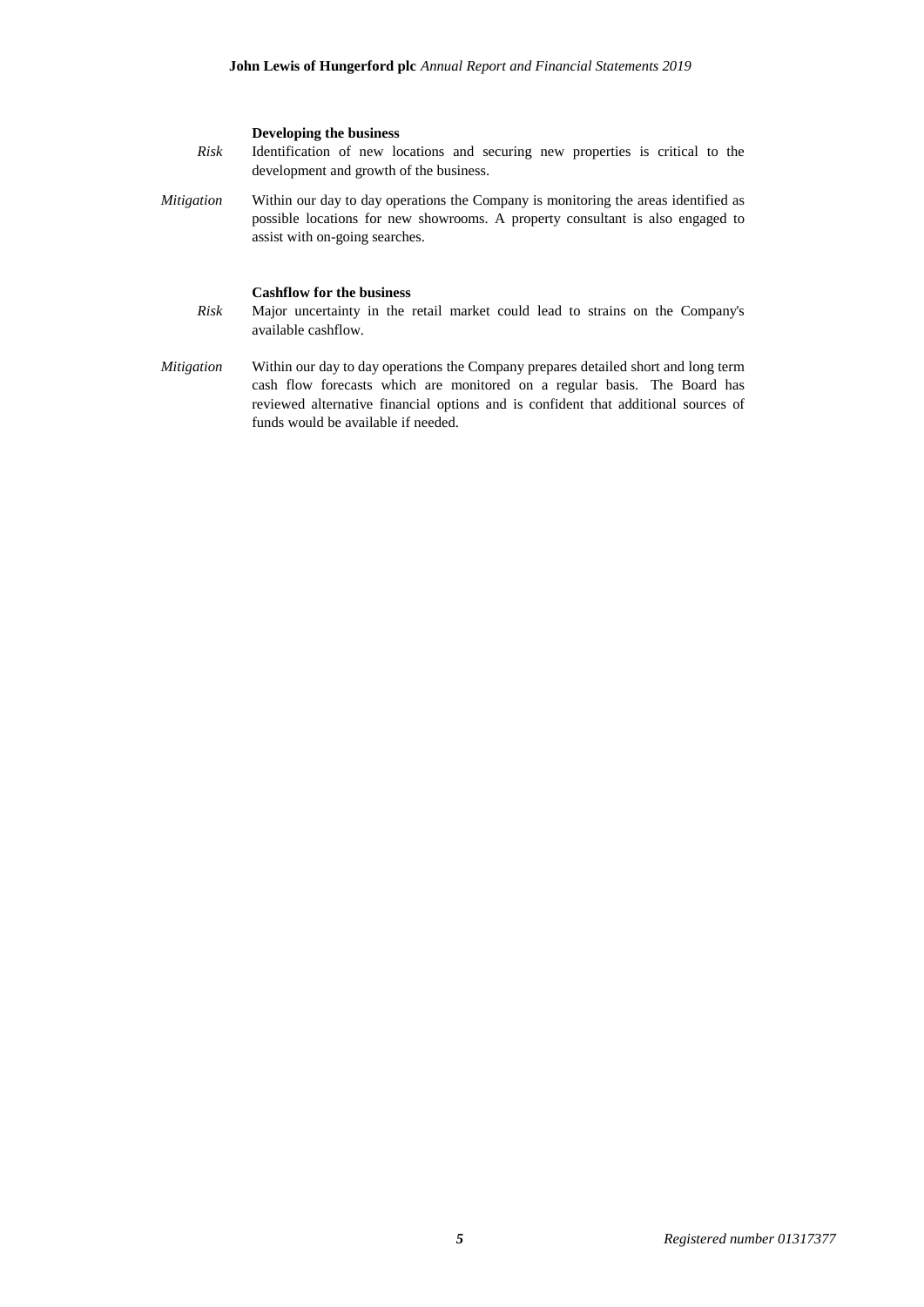**Developing the business**

*Risk* Identification of new locations and securing new properties is critical to the development and growth of the business.

*Mitigation* Within our day to day operations the Company is monitoring the areas identified as possible locations for new showrooms. A property consultant is also engaged to assist with on-going searches.

**Cashflow for the business**

*Risk* Major uncertainty in the retail market could lead to strains on the Company's available cashflow.

*Mitigation* Within our day to day operations the Company prepares detailed short and long term cash flow forecasts which are monitored on a regular basis. The Board has reviewed alternative financial options and is confident that additional sources of funds would be available if needed.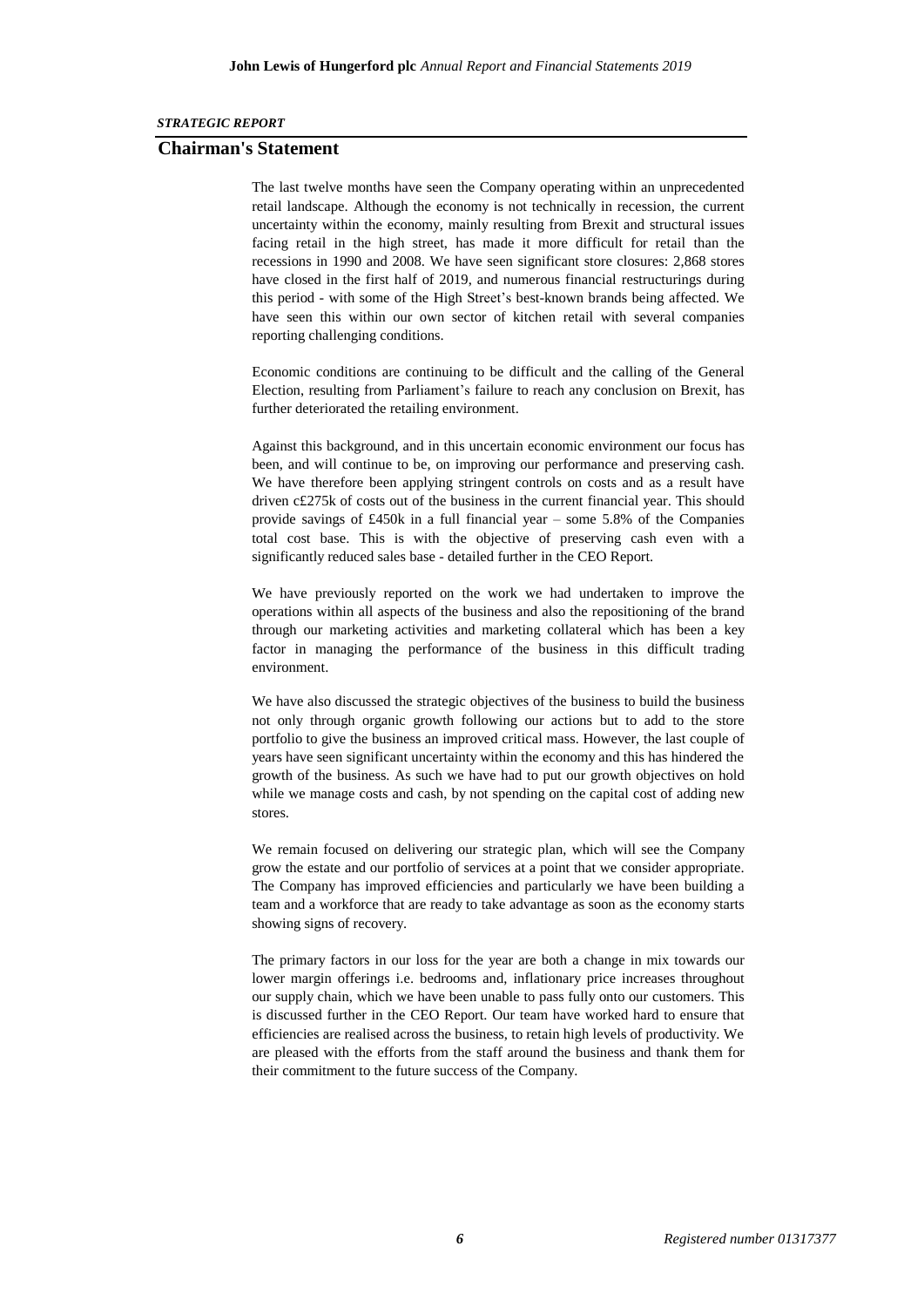*STRATEGIC REPORT*

## Chairman's Statement

The last twelve months have seen the Company operating within an unprecedented retail landscape. Although the economy is not technically in recession, the current uncertainty within the economy, mainly resulting from Brexit and structural issues facing retail in the high street, has made it more difficult for retail than the recessions in 1990 and 2008. We have seen significant store closures: 2,868 stores have closed in the first half of 2019, and numerous financial restructurings during this period - with some of the High Street's best-known brands being affected. We have seen this within our own sector of kitchen retail with several companies reporting challenging conditions.

Economic conditions are continuing to be difficult and the calling of the General Election, resulting from Parliament's failure to reach any conclusion on Brexit, has further deteriorated the retailing environment.

Against this background, and in this uncertain economic environment our focus has been, and will continue to be, on improving our performance and preserving cash. We have therefore been applying stringent controls on costs and as a result have driven c£275k of costs out of the business in the current financial year. This should provide savings of £450k in a full financial year – some 5.8% of the Companies total cost base. This is with the objective of preserving cash even with a significantly reduced sales base - detailed further in the CEO Report.

We have previously reported on the work we had undertaken to improve the operations within all aspects of the business and also the repositioning of the brand through our marketing activities and marketing collateral which has been a key factor in managing the performance of the business in this difficult trading environment.

We have also discussed the strategic objectives of the business to build the business not only through organic growth following our actions but to add to the store portfolio to give the business an improved critical mass. However, the last couple of years have seen significant uncertainty within the economy and this has hindered the growth of the business. As such we have had to put our growth objectives on hold while we manage costs and cash, by not spending on the capital cost of adding new stores.

We remain focused on delivering our strategic plan, which will see the Company grow the estate and our portfolio of services at a point that we consider appropriate. The Company has improved efficiencies and particularly we have been building a team and a workforce that are ready to take advantage as soon as the economy starts showing signs of recovery.

The primary factors in our loss for the year are both a change in mix towards our lower margin offerings i.e. bedrooms and, inflationary price increases throughout our supply chain, which we have been unable to pass fully onto our customers. This is discussed further in the CEO Report. Our team have worked hard to ensure that efficiencies are realised across the business, to retain high levels of productivity. We are pleased with the efforts from the staff around the business and thank them for their commitment to the future success of the Company.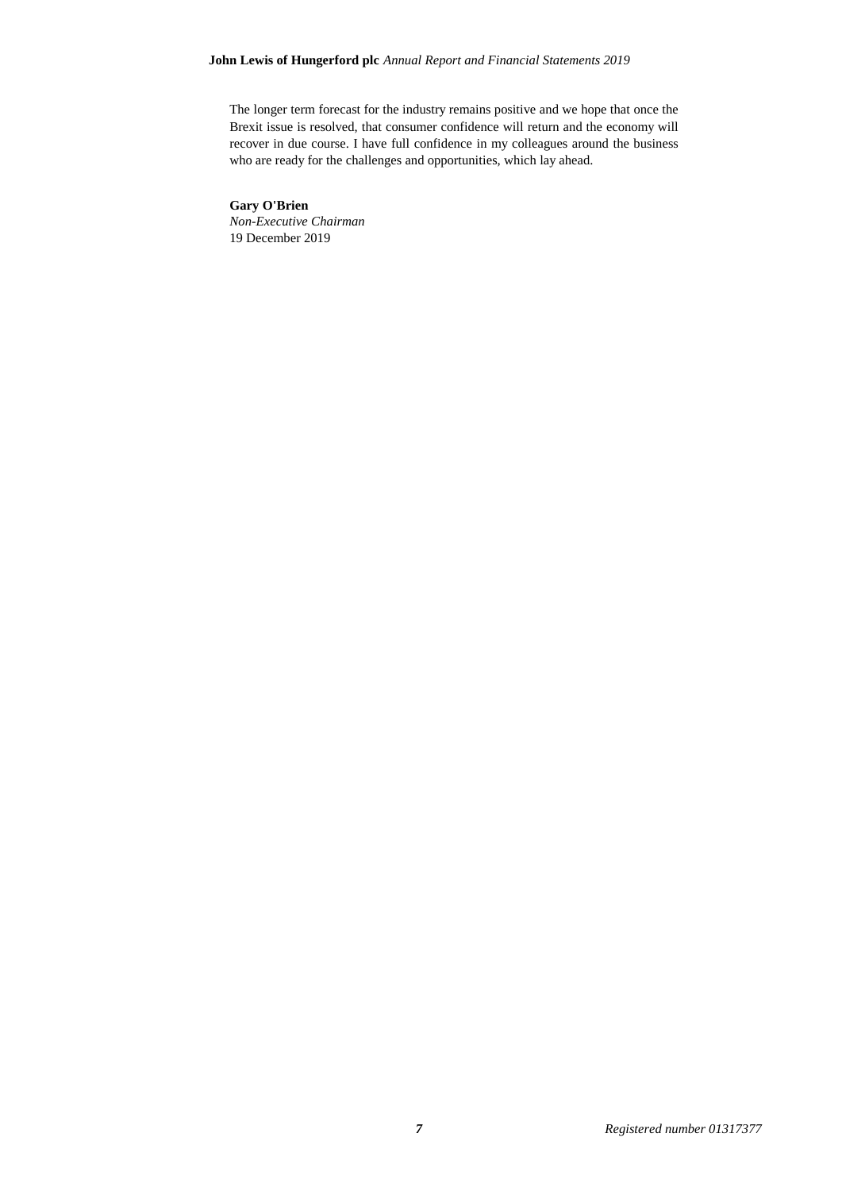The longer term forecast for the industry remains positive and we hope that once the Brexit issue is resolved, that consumer confidence will return and the economy will recover in due course. I have full confidence in my colleagues around the business who are ready for the challenges and opportunities, which lay ahead.

**Gary O'Brien**
*Non-Executive Chairman*
19 December 2019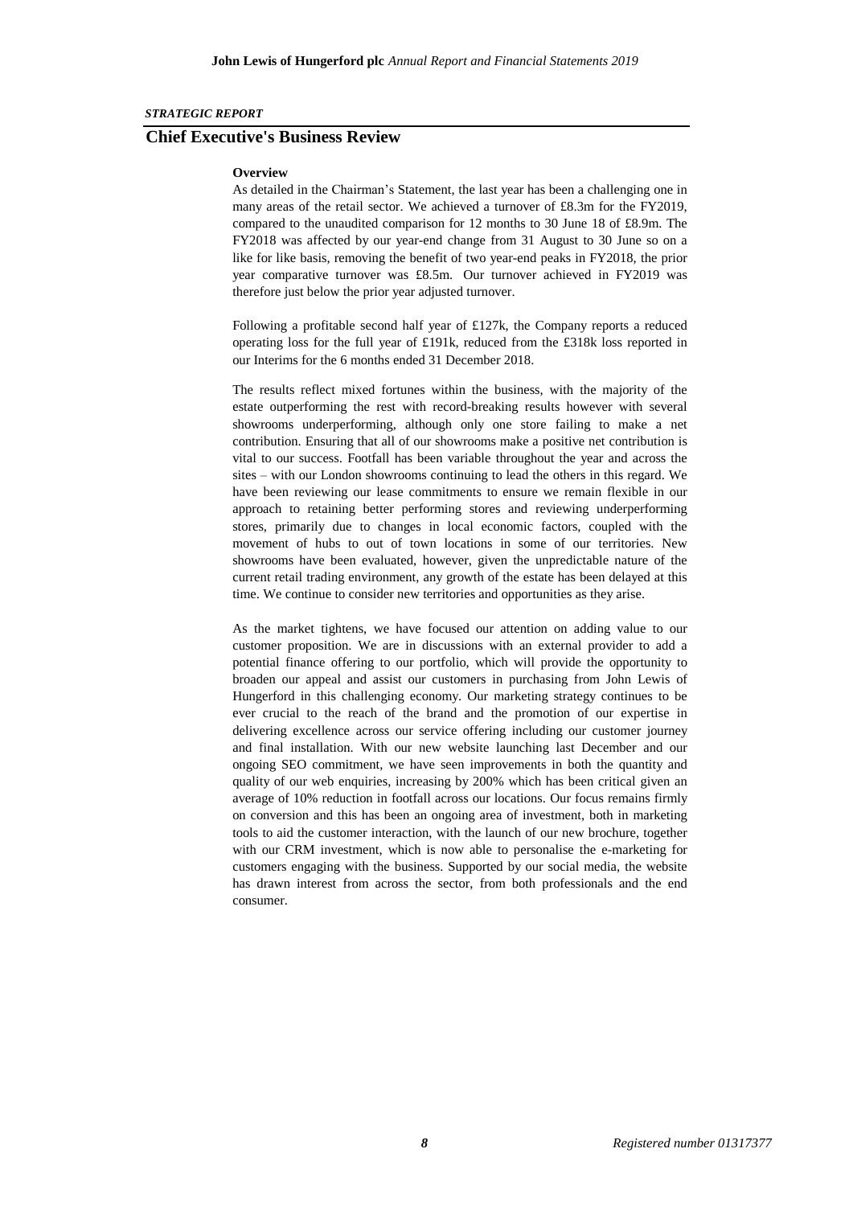*STRATEGIC REPORT*

## Chief Executive's Business Review

**Overview**

As detailed in the Chairman's Statement, the last year has been a challenging one in many areas of the retail sector. We achieved a turnover of £8.3m for the FY2019, compared to the unaudited comparison for 12 months to 30 June 18 of £8.9m. The FY2018 was affected by our year-end change from 31 August to 30 June so on a like for like basis, removing the benefit of two year-end peaks in FY2018, the prior year comparative turnover was £8.5m. Our turnover achieved in FY2019 was therefore just below the prior year adjusted turnover.

Following a profitable second half year of £127k, the Company reports a reduced operating loss for the full year of £191k, reduced from the £318k loss reported in our Interims for the 6 months ended 31 December 2018.

The results reflect mixed fortunes within the business, with the majority of the estate outperforming the rest with record-breaking results however with several showrooms underperforming, although only one store failing to make a net contribution. Ensuring that all of our showrooms make a positive net contribution is vital to our success. Footfall has been variable throughout the year and across the sites – with our London showrooms continuing to lead the others in this regard. We have been reviewing our lease commitments to ensure we remain flexible in our approach to retaining better performing stores and reviewing underperforming stores, primarily due to changes in local economic factors, coupled with the movement of hubs to out of town locations in some of our territories. New showrooms have been evaluated, however, given the unpredictable nature of the current retail trading environment, any growth of the estate has been delayed at this time. We continue to consider new territories and opportunities as they arise.

As the market tightens, we have focused our attention on adding value to our customer proposition. We are in discussions with an external provider to add a potential finance offering to our portfolio, which will provide the opportunity to broaden our appeal and assist our customers in purchasing from John Lewis of Hungerford in this challenging economy. Our marketing strategy continues to be ever crucial to the reach of the brand and the promotion of our expertise in delivering excellence across our service offering including our customer journey and final installation. With our new website launching last December and our ongoing SEO commitment, we have seen improvements in both the quantity and quality of our web enquiries, increasing by 200% which has been critical given an average of 10% reduction in footfall across our locations. Our focus remains firmly on conversion and this has been an ongoing area of investment, both in marketing tools to aid the customer interaction, with the launch of our new brochure, together with our CRM investment, which is now able to personalise the e-marketing for customers engaging with the business. Supported by our social media, the website has drawn interest from across the sector, from both professionals and the end consumer.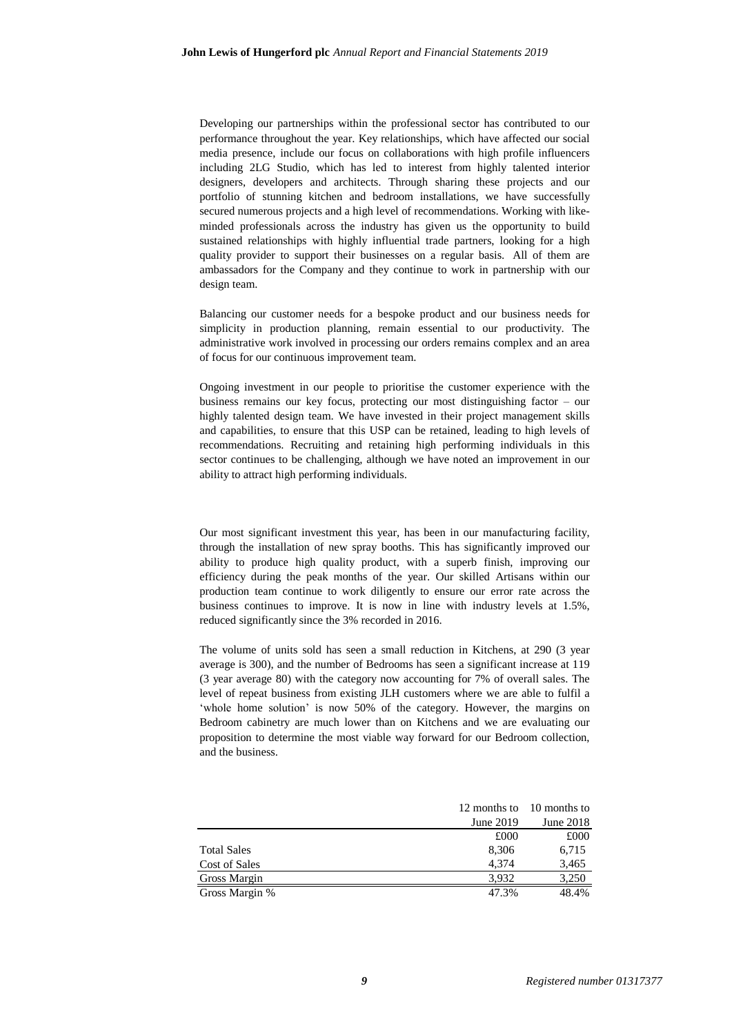Developing our partnerships within the professional sector has contributed to our performance throughout the year. Key relationships, which have affected our social media presence, include our focus on collaborations with high profile influencers including 2LG Studio, which has led to interest from highly talented interior designers, developers and architects. Through sharing these projects and our portfolio of stunning kitchen and bedroom installations, we have successfully secured numerous projects and a high level of recommendations. Working with like-minded professionals across the industry has given us the opportunity to build sustained relationships with highly influential trade partners, looking for a high quality provider to support their businesses on a regular basis. All of them are ambassadors for the Company and they continue to work in partnership with our design team.

Balancing our customer needs for a bespoke product and our business needs for simplicity in production planning, remain essential to our productivity. The administrative work involved in processing our orders remains complex and an area of focus for our continuous improvement team.

Ongoing investment in our people to prioritise the customer experience with the business remains our key focus, protecting our most distinguishing factor – our highly talented design team. We have invested in their project management skills and capabilities, to ensure that this USP can be retained, leading to high levels of recommendations. Recruiting and retaining high performing individuals in this sector continues to be challenging, although we have noted an improvement in our ability to attract high performing individuals.

Our most significant investment this year, has been in our manufacturing facility, through the installation of new spray booths. This has significantly improved our ability to produce high quality product, with a superb finish, improving our efficiency during the peak months of the year. Our skilled Artisans within our production team continue to work diligently to ensure our error rate across the business continues to improve. It is now in line with industry levels at 1.5%, reduced significantly since the 3% recorded in 2016.

The volume of units sold has seen a small reduction in Kitchens, at 290 (3 year average is 300), and the number of Bedrooms has seen a significant increase at 119 (3 year average 80) with the category now accounting for 7% of overall sales. The level of repeat business from existing JLH customers where we are able to fulfil a 'whole home solution' is now 50% of the category. However, the margins on Bedroom cabinetry are much lower than on Kitchens and we are evaluating our proposition to determine the most viable way forward for our Bedroom collection, and the business.

| | 12 months to June 2019 | 10 months to June 2018 |
|---|---|---|
| | £000 | £000 |
| Total Sales | 8,306 | 6,715 |
| Cost of Sales | 4,374 | 3,465 |
| Gross Margin | 3,932 | 3,250 |
| Gross Margin % | 47.3% | 48.4% |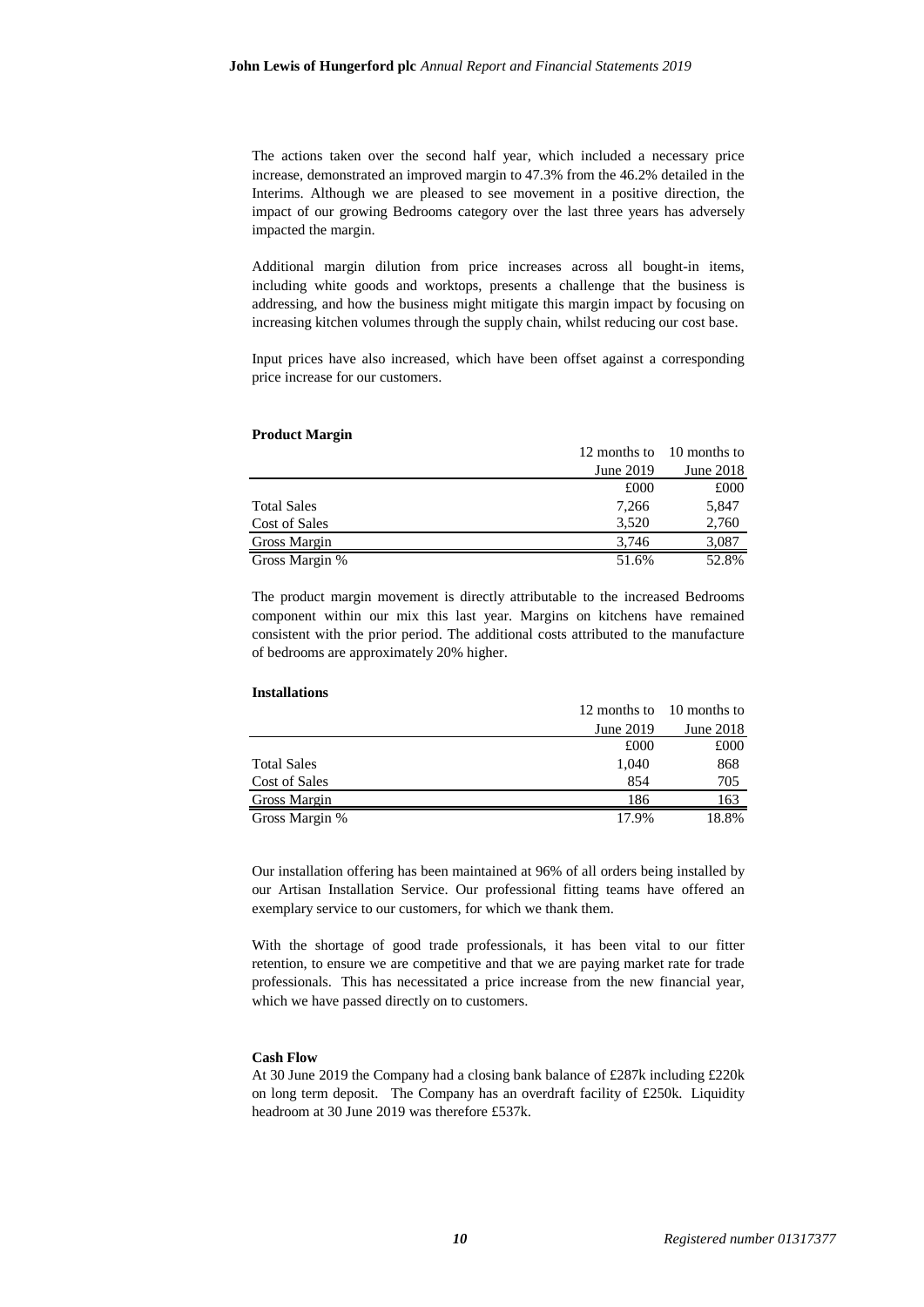The actions taken over the second half year, which included a necessary price increase, demonstrated an improved margin to 47.3% from the 46.2% detailed in the Interims. Although we are pleased to see movement in a positive direction, the impact of our growing Bedrooms category over the last three years has adversely impacted the margin.

Additional margin dilution from price increases across all bought-in items, including white goods and worktops, presents a challenge that the business is addressing, and how the business might mitigate this margin impact by focusing on increasing kitchen volumes through the supply chain, whilst reducing our cost base.

Input prices have also increased, which have been offset against a corresponding price increase for our customers.

**Product Margin**

| | 12 months to June 2019 | 10 months to June 2018 |
|---|---|---|
| | £000 | £000 |
| Total Sales | 7,266 | 5,847 |
| Cost of Sales | 3,520 | 2,760 |
| Gross Margin | 3,746 | 3,087 |
| Gross Margin % | 51.6% | 52.8% |

The product margin movement is directly attributable to the increased Bedrooms component within our mix this last year. Margins on kitchens have remained consistent with the prior period. The additional costs attributed to the manufacture of bedrooms are approximately 20% higher.

**Installations**

| | 12 months to June 2019 | 10 months to June 2018 |
|---|---|---|
| | £000 | £000 |
| Total Sales | 1,040 | 868 |
| Cost of Sales | 854 | 705 |
| Gross Margin | 186 | 163 |
| Gross Margin % | 17.9% | 18.8% |

Our installation offering has been maintained at 96% of all orders being installed by our Artisan Installation Service. Our professional fitting teams have offered an exemplary service to our customers, for which we thank them.

With the shortage of good trade professionals, it has been vital to our fitter retention, to ensure we are competitive and that we are paying market rate for trade professionals. This has necessitated a price increase from the new financial year, which we have passed directly on to customers.

**Cash Flow**

At 30 June 2019 the Company had a closing bank balance of £287k including £220k on long term deposit. The Company has an overdraft facility of £250k. Liquidity headroom at 30 June 2019 was therefore £537k.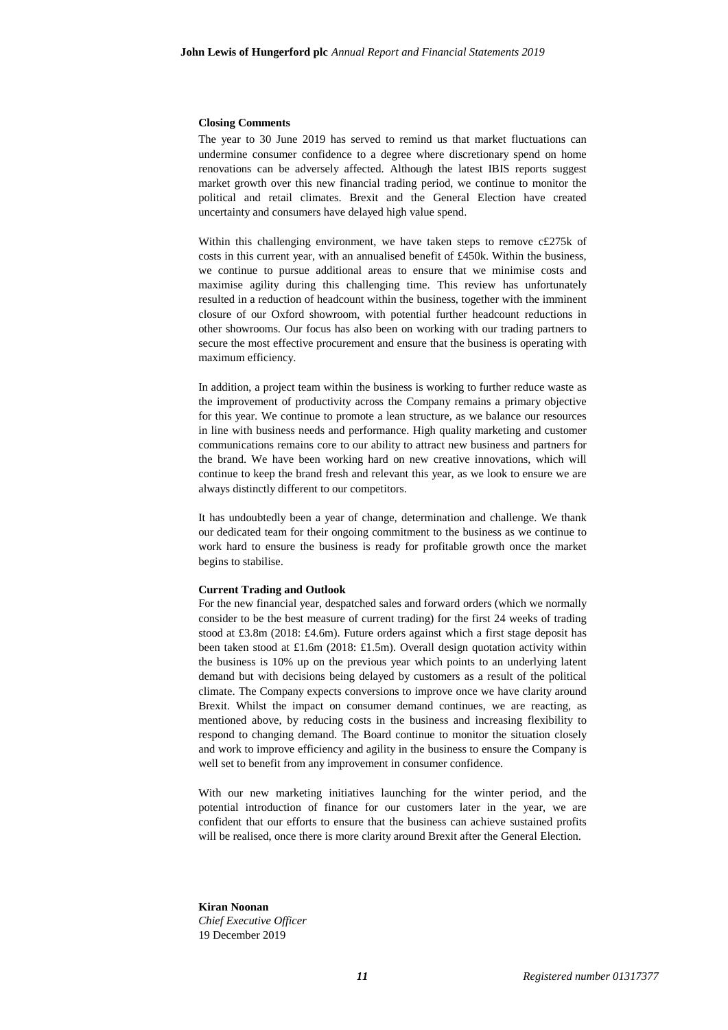**Closing Comments**

The year to 30 June 2019 has served to remind us that market fluctuations can undermine consumer confidence to a degree where discretionary spend on home renovations can be adversely affected. Although the latest IBIS reports suggest market growth over this new financial trading period, we continue to monitor the political and retail climates. Brexit and the General Election have created uncertainty and consumers have delayed high value spend.

Within this challenging environment, we have taken steps to remove c£275k of costs in this current year, with an annualised benefit of £450k. Within the business, we continue to pursue additional areas to ensure that we minimise costs and maximise agility during this challenging time. This review has unfortunately resulted in a reduction of headcount within the business, together with the imminent closure of our Oxford showroom, with potential further headcount reductions in other showrooms. Our focus has also been on working with our trading partners to secure the most effective procurement and ensure that the business is operating with maximum efficiency.

In addition, a project team within the business is working to further reduce waste as the improvement of productivity across the Company remains a primary objective for this year. We continue to promote a lean structure, as we balance our resources in line with business needs and performance. High quality marketing and customer communications remains core to our ability to attract new business and partners for the brand. We have been working hard on new creative innovations, which will continue to keep the brand fresh and relevant this year, as we look to ensure we are always distinctly different to our competitors.

It has undoubtedly been a year of change, determination and challenge. We thank our dedicated team for their ongoing commitment to the business as we continue to work hard to ensure the business is ready for profitable growth once the market begins to stabilise.

**Current Trading and Outlook**

For the new financial year, despatched sales and forward orders (which we normally consider to be the best measure of current trading) for the first 24 weeks of trading stood at £3.8m (2018: £4.6m). Future orders against which a first stage deposit has been taken stood at £1.6m (2018: £1.5m). Overall design quotation activity within the business is 10% up on the previous year which points to an underlying latent demand but with decisions being delayed by customers as a result of the political climate. The Company expects conversions to improve once we have clarity around Brexit. Whilst the impact on consumer demand continues, we are reacting, as mentioned above, by reducing costs in the business and increasing flexibility to respond to changing demand. The Board continue to monitor the situation closely and work to improve efficiency and agility in the business to ensure the Company is well set to benefit from any improvement in consumer confidence.

With our new marketing initiatives launching for the winter period, and the potential introduction of finance for our customers later in the year, we are confident that our efforts to ensure that the business can achieve sustained profits will be realised, once there is more clarity around Brexit after the General Election.

**Kiran Noonan**
*Chief Executive Officer*
19 December 2019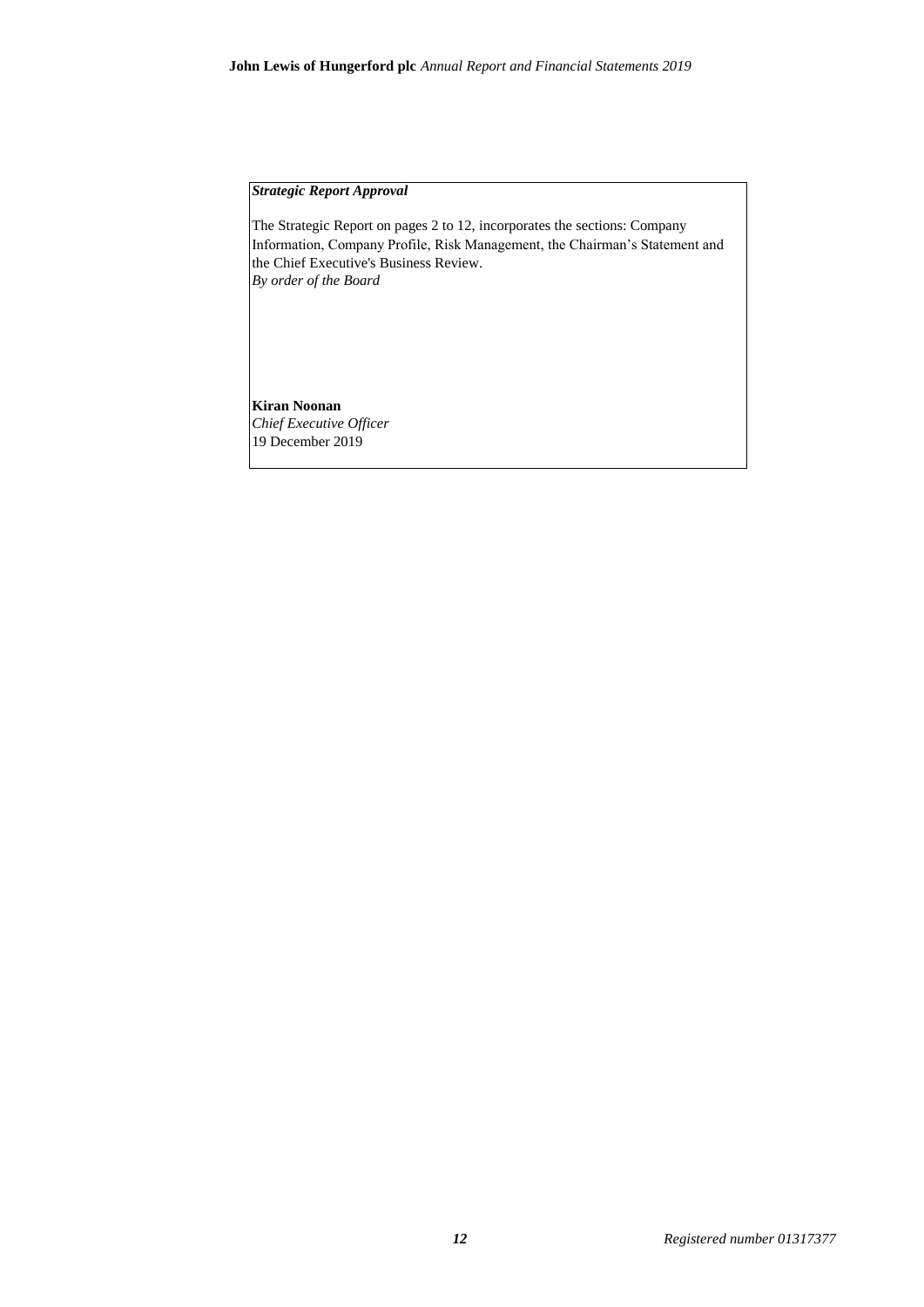***Strategic Report Approval***

The Strategic Report on pages 2 to 12, incorporates the sections: Company Information, Company Profile, Risk Management, the Chairman's Statement and the Chief Executive's Business Review.
*By order of the Board*

**Kiran Noonan**
*Chief Executive Officer*
19 December 2019

*Registered number 01317377*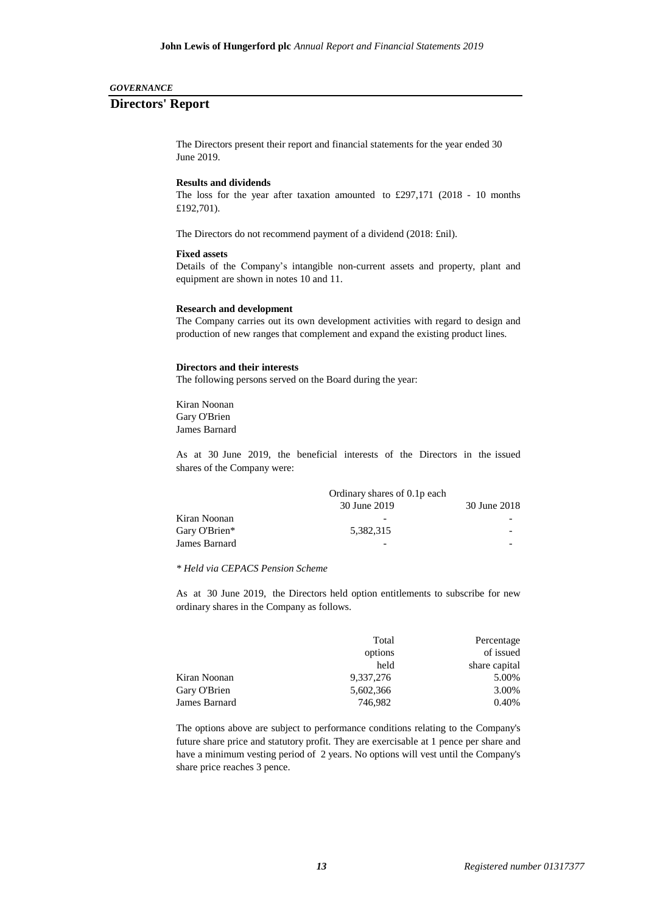*GOVERNANCE*

# Directors' Report

The Directors present their report and financial statements for the year ended 30 June 2019.

**Results and dividends**

The loss for the year after taxation amounted to £297,171 (2018 - 10 months £192,701).

The Directors do not recommend payment of a dividend (2018: £nil).

**Fixed assets**

Details of the Company's intangible non-current assets and property, plant and equipment are shown in notes 10 and 11.

**Research and development**

The Company carries out its own development activities with regard to design and production of new ranges that complement and expand the existing product lines.

**Directors and their interests**

The following persons served on the Board during the year:

Kiran Noonan
Gary O'Brien
James Barnard

As at 30 June 2019, the beneficial interests of the Directors in the issued shares of the Company were:

| | Ordinary shares of 0.1p each | |
|---|---|---|
| | 30 June 2019 | 30 June 2018 |
| Kiran Noonan | - | - |
| Gary O'Brien* | 5,382,315 | - |
| James Barnard | - | - |

*\* Held via CEPACS Pension Scheme*

As at 30 June 2019, the Directors held option entitlements to subscribe for new ordinary shares in the Company as follows.

| | Total options held | Percentage of issued share capital |
|---|---|---|
| Kiran Noonan | 9,337,276 | 5.00% |
| Gary O'Brien | 5,602,366 | 3.00% |
| James Barnard | 746,982 | 0.40% |

The options above are subject to performance conditions relating to the Company's future share price and statutory profit. They are exercisable at 1 pence per share and have a minimum vesting period of 2 years. No options will vest until the Company's share price reaches 3 pence.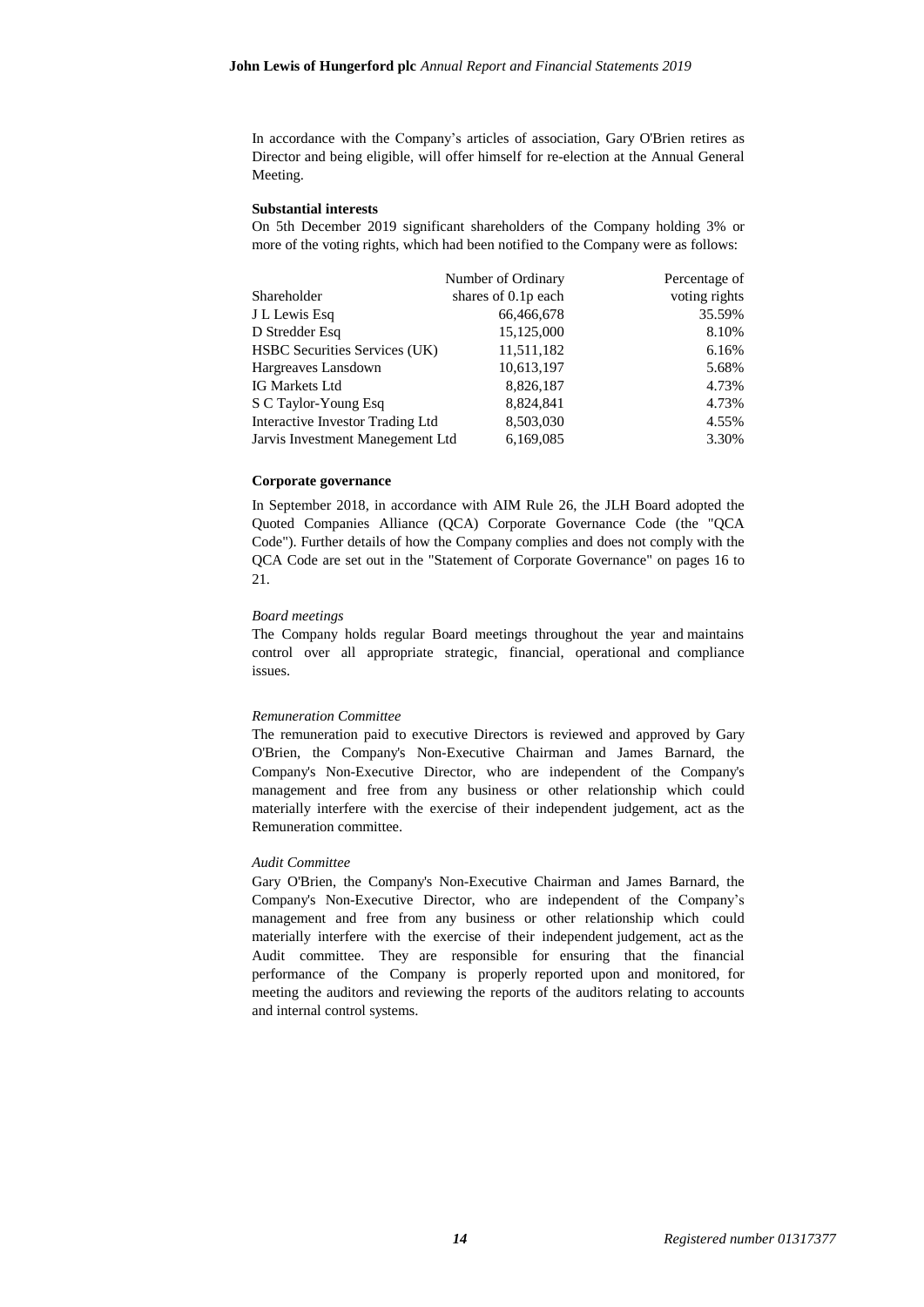In accordance with the Company's articles of association, Gary O'Brien retires as Director and being eligible, will offer himself for re-election at the Annual General Meeting.

**Substantial interests**

On 5th December 2019 significant shareholders of the Company holding 3% or more of the voting rights, which had been notified to the Company were as follows:

| Shareholder | Number of Ordinary shares of 0.1p each | Percentage of voting rights |
|---|---|---|
| J L Lewis Esq | 66,466,678 | 35.59% |
| D Stredder Esq | 15,125,000 | 8.10% |
| HSBC Securities Services (UK) | 11,511,182 | 6.16% |
| Hargreaves Lansdown | 10,613,197 | 5.68% |
| IG Markets Ltd | 8,826,187 | 4.73% |
| S C Taylor-Young Esq | 8,824,841 | 4.73% |
| Interactive Investor Trading Ltd | 8,503,030 | 4.55% |
| Jarvis Investment Manegement Ltd | 6,169,085 | 3.30% |

**Corporate governance**

In September 2018, in accordance with AIM Rule 26, the JLH Board adopted the Quoted Companies Alliance (QCA) Corporate Governance Code (the "QCA Code"). Further details of how the Company complies and does not comply with the QCA Code are set out in the "Statement of Corporate Governance" on pages 16 to 21.

*Board meetings*

The Company holds regular Board meetings throughout the year and maintains control over all appropriate strategic, financial, operational and compliance issues.

*Remuneration Committee*

The remuneration paid to executive Directors is reviewed and approved by Gary O'Brien, the Company's Non-Executive Chairman and James Barnard, the Company's Non-Executive Director, who are independent of the Company's management and free from any business or other relationship which could materially interfere with the exercise of their independent judgement, act as the Remuneration committee.

*Audit Committee*

Gary O'Brien, the Company's Non-Executive Chairman and James Barnard, the Company's Non-Executive Director, who are independent of the Company's management and free from any business or other relationship which could materially interfere with the exercise of their independent judgement, act as the Audit committee. They are responsible for ensuring that the financial performance of the Company is properly reported upon and monitored, for meeting the auditors and reviewing the reports of the auditors relating to accounts and internal control systems.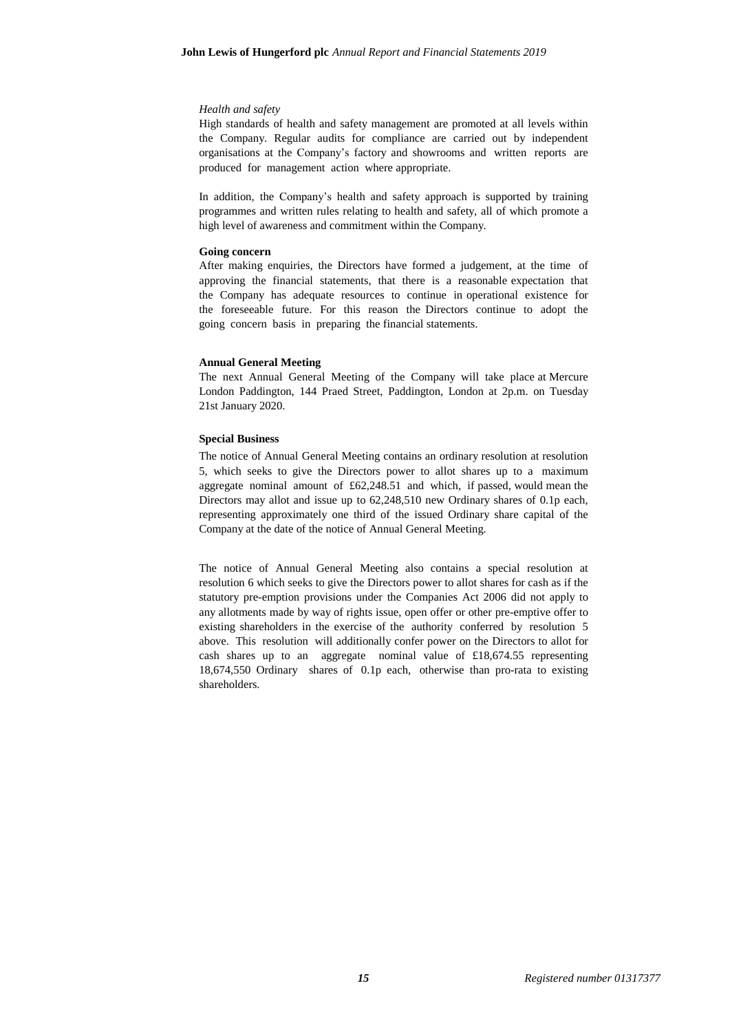*Health and safety*

High standards of health and safety management are promoted at all levels within the Company. Regular audits for compliance are carried out by independent organisations at the Company's factory and showrooms and written reports are produced for management action where appropriate.

In addition, the Company's health and safety approach is supported by training programmes and written rules relating to health and safety, all of which promote a high level of awareness and commitment within the Company.

**Going concern**

After making enquiries, the Directors have formed a judgement, at the time of approving the financial statements, that there is a reasonable expectation that the Company has adequate resources to continue in operational existence for the foreseeable future. For this reason the Directors continue to adopt the going concern basis in preparing the financial statements.

**Annual General Meeting**

The next Annual General Meeting of the Company will take place at Mercure London Paddington, 144 Praed Street, Paddington, London at 2p.m. on Tuesday 21st January 2020.

**Special Business**

The notice of Annual General Meeting contains an ordinary resolution at resolution 5, which seeks to give the Directors power to allot shares up to a maximum aggregate nominal amount of £62,248.51 and which, if passed, would mean the Directors may allot and issue up to 62,248,510 new Ordinary shares of 0.1p each, representing approximately one third of the issued Ordinary share capital of the Company at the date of the notice of Annual General Meeting.

The notice of Annual General Meeting also contains a special resolution at resolution 6 which seeks to give the Directors power to allot shares for cash as if the statutory pre-emption provisions under the Companies Act 2006 did not apply to any allotments made by way of rights issue, open offer or other pre-emptive offer to existing shareholders in the exercise of the authority conferred by resolution 5 above. This resolution will additionally confer power on the Directors to allot for cash shares up to an aggregate nominal value of £18,674.55 representing 18,674,550 Ordinary shares of 0.1p each, otherwise than pro-rata to existing shareholders.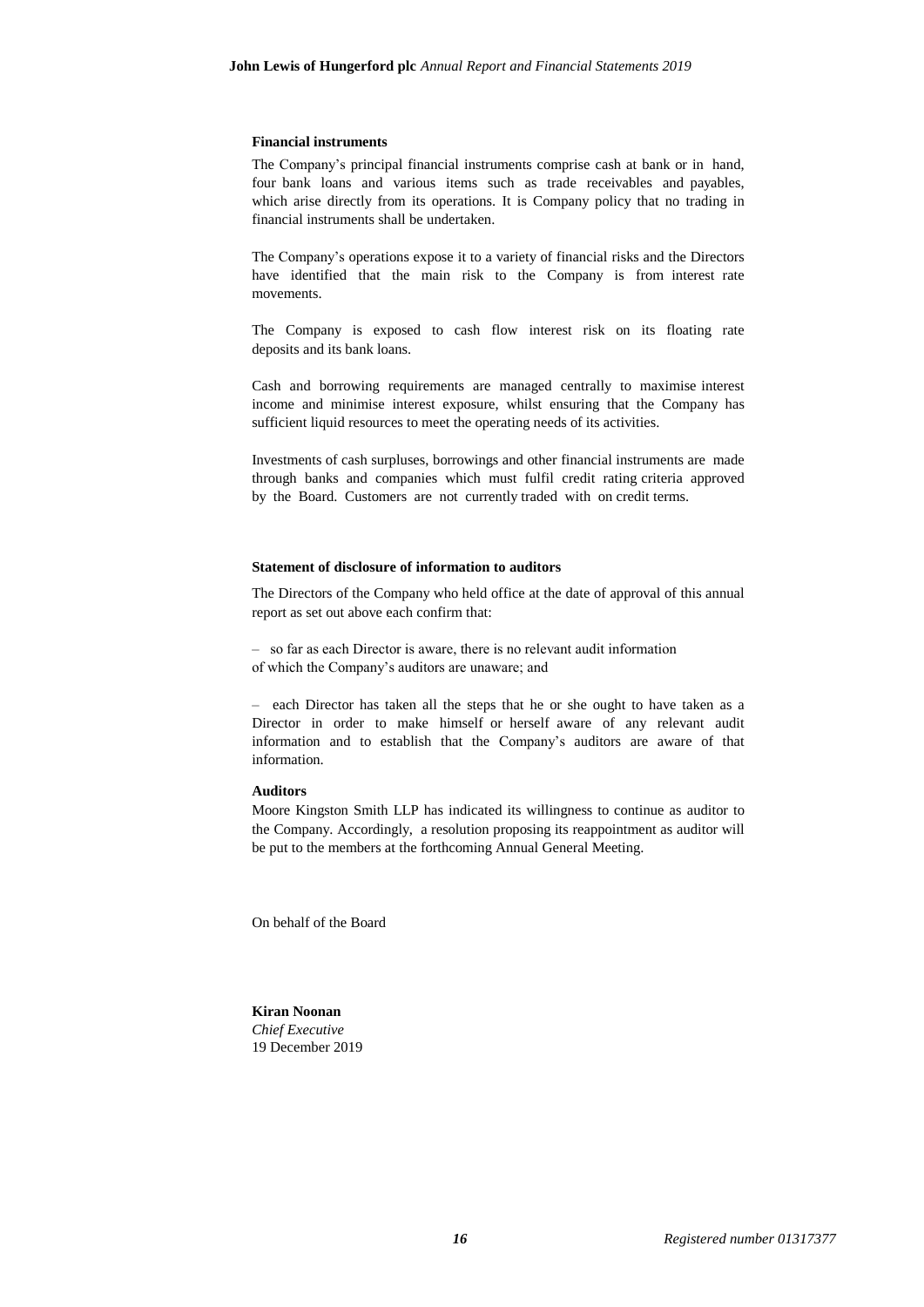**Financial instruments**

The Company's principal financial instruments comprise cash at bank or in hand, four bank loans and various items such as trade receivables and payables, which arise directly from its operations. It is Company policy that no trading in financial instruments shall be undertaken.

The Company's operations expose it to a variety of financial risks and the Directors have identified that the main risk to the Company is from interest rate movements.

The Company is exposed to cash flow interest risk on its floating rate deposits and its bank loans.

Cash and borrowing requirements are managed centrally to maximise interest income and minimise interest exposure, whilst ensuring that the Company has sufficient liquid resources to meet the operating needs of its activities.

Investments of cash surpluses, borrowings and other financial instruments are made through banks and companies which must fulfil credit rating criteria approved by the Board. Customers are not currently traded with on credit terms.

**Statement of disclosure of information to auditors**

The Directors of the Company who held office at the date of approval of this annual report as set out above each confirm that:

– so far as each Director is aware, there is no relevant audit information of which the Company's auditors are unaware; and

– each Director has taken all the steps that he or she ought to have taken as a Director in order to make himself or herself aware of any relevant audit information and to establish that the Company's auditors are aware of that information.

**Auditors**

Moore Kingston Smith LLP has indicated its willingness to continue as auditor to the Company. Accordingly, a resolution proposing its reappointment as auditor will be put to the members at the forthcoming Annual General Meeting.

On behalf of the Board

**Kiran Noonan**
*Chief Executive*
19 December 2019

*Registered number 01317377*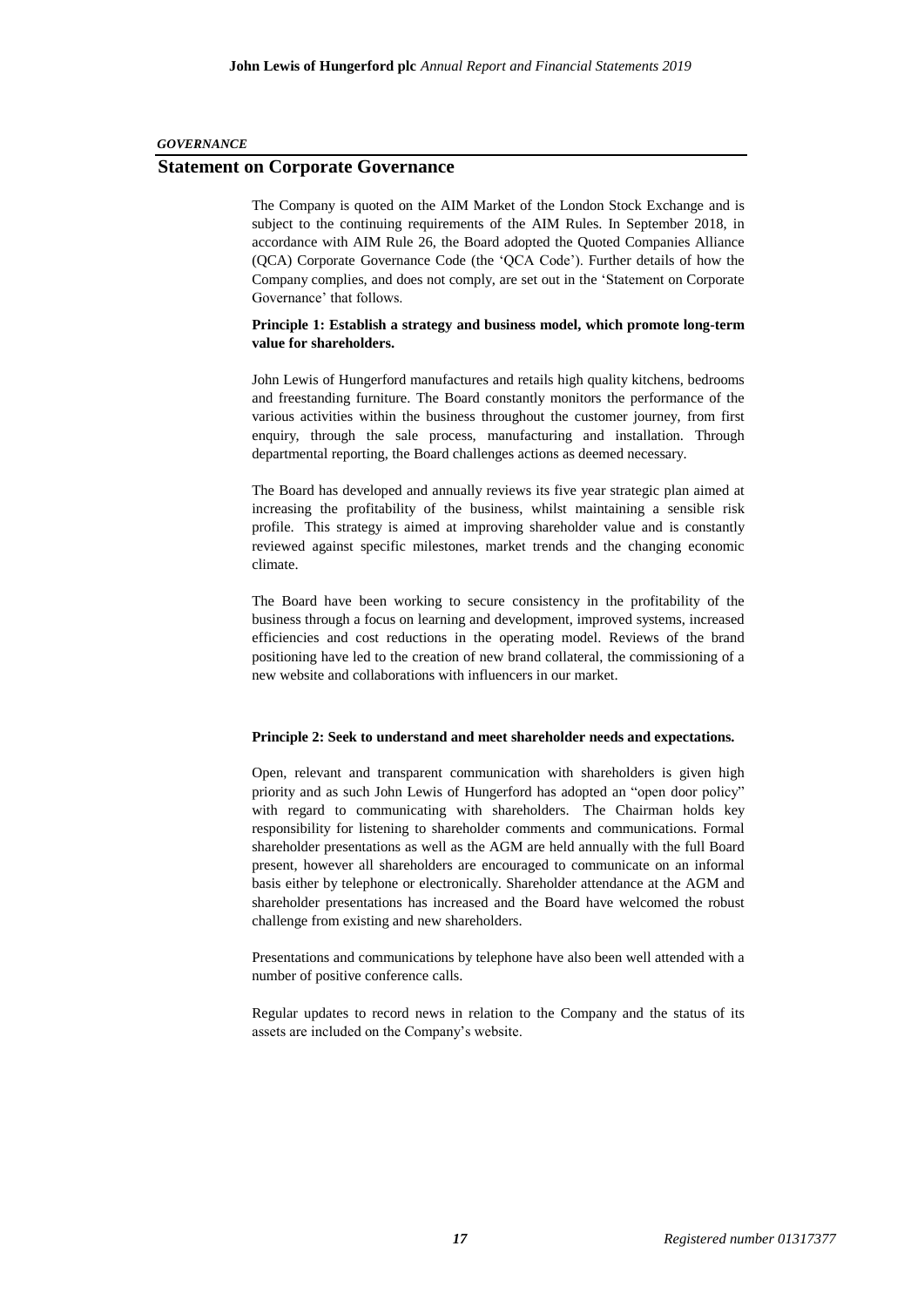*GOVERNANCE*

## Statement on Corporate Governance

The Company is quoted on the AIM Market of the London Stock Exchange and is subject to the continuing requirements of the AIM Rules. In September 2018, in accordance with AIM Rule 26, the Board adopted the Quoted Companies Alliance (QCA) Corporate Governance Code (the 'QCA Code'). Further details of how the Company complies, and does not comply, are set out in the 'Statement on Corporate Governance' that follows.

**Principle 1: Establish a strategy and business model, which promote long-term value for shareholders.**

John Lewis of Hungerford manufactures and retails high quality kitchens, bedrooms and freestanding furniture. The Board constantly monitors the performance of the various activities within the business throughout the customer journey, from first enquiry, through the sale process, manufacturing and installation. Through departmental reporting, the Board challenges actions as deemed necessary.

The Board has developed and annually reviews its five year strategic plan aimed at increasing the profitability of the business, whilst maintaining a sensible risk profile. This strategy is aimed at improving shareholder value and is constantly reviewed against specific milestones, market trends and the changing economic climate.

The Board have been working to secure consistency in the profitability of the business through a focus on learning and development, improved systems, increased efficiencies and cost reductions in the operating model. Reviews of the brand positioning have led to the creation of new brand collateral, the commissioning of a new website and collaborations with influencers in our market.

**Principle 2: Seek to understand and meet shareholder needs and expectations.**

Open, relevant and transparent communication with shareholders is given high priority and as such John Lewis of Hungerford has adopted an "open door policy" with regard to communicating with shareholders. The Chairman holds key responsibility for listening to shareholder comments and communications. Formal shareholder presentations as well as the AGM are held annually with the full Board present, however all shareholders are encouraged to communicate on an informal basis either by telephone or electronically. Shareholder attendance at the AGM and shareholder presentations has increased and the Board have welcomed the robust challenge from existing and new shareholders.

Presentations and communications by telephone have also been well attended with a number of positive conference calls.

Regular updates to record news in relation to the Company and the status of its assets are included on the Company's website.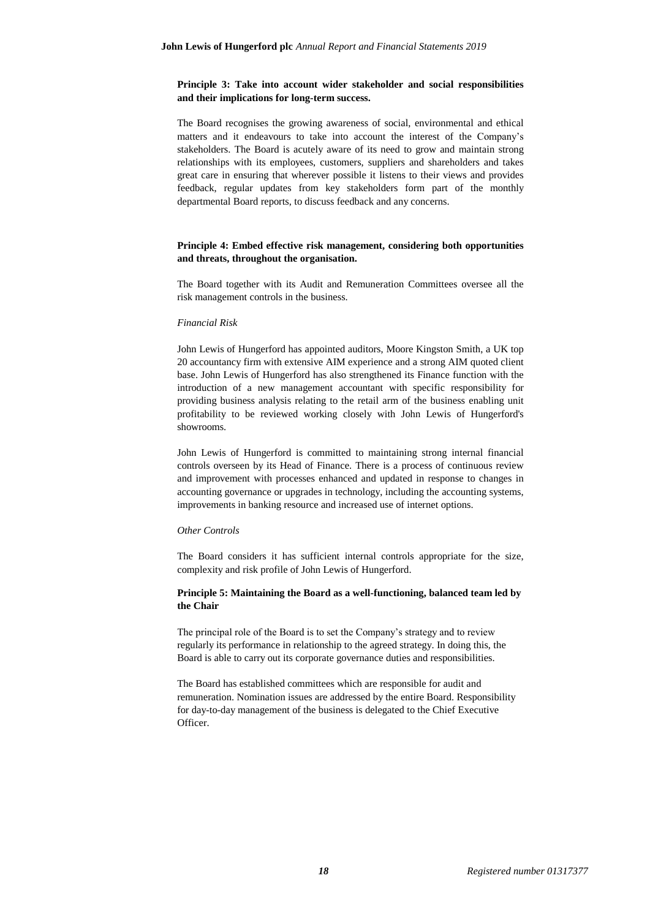**Principle 3: Take into account wider stakeholder and social responsibilities and their implications for long-term success.**

The Board recognises the growing awareness of social, environmental and ethical matters and it endeavours to take into account the interest of the Company's stakeholders. The Board is acutely aware of its need to grow and maintain strong relationships with its employees, customers, suppliers and shareholders and takes great care in ensuring that wherever possible it listens to their views and provides feedback, regular updates from key stakeholders form part of the monthly departmental Board reports, to discuss feedback and any concerns.

**Principle 4: Embed effective risk management, considering both opportunities and threats, throughout the organisation.**

The Board together with its Audit and Remuneration Committees oversee all the risk management controls in the business.

*Financial Risk*

John Lewis of Hungerford has appointed auditors, Moore Kingston Smith, a UK top 20 accountancy firm with extensive AIM experience and a strong AIM quoted client base. John Lewis of Hungerford has also strengthened its Finance function with the introduction of a new management accountant with specific responsibility for providing business analysis relating to the retail arm of the business enabling unit profitability to be reviewed working closely with John Lewis of Hungerford's showrooms.

John Lewis of Hungerford is committed to maintaining strong internal financial controls overseen by its Head of Finance. There is a process of continuous review and improvement with processes enhanced and updated in response to changes in accounting governance or upgrades in technology, including the accounting systems, improvements in banking resource and increased use of internet options.

*Other Controls*

The Board considers it has sufficient internal controls appropriate for the size, complexity and risk profile of John Lewis of Hungerford.

**Principle 5: Maintaining the Board as a well-functioning, balanced team led by the Chair**

The principal role of the Board is to set the Company's strategy and to review regularly its performance in relationship to the agreed strategy. In doing this, the Board is able to carry out its corporate governance duties and responsibilities.

The Board has established committees which are responsible for audit and remuneration. Nomination issues are addressed by the entire Board. Responsibility for day-to-day management of the business is delegated to the Chief Executive Officer.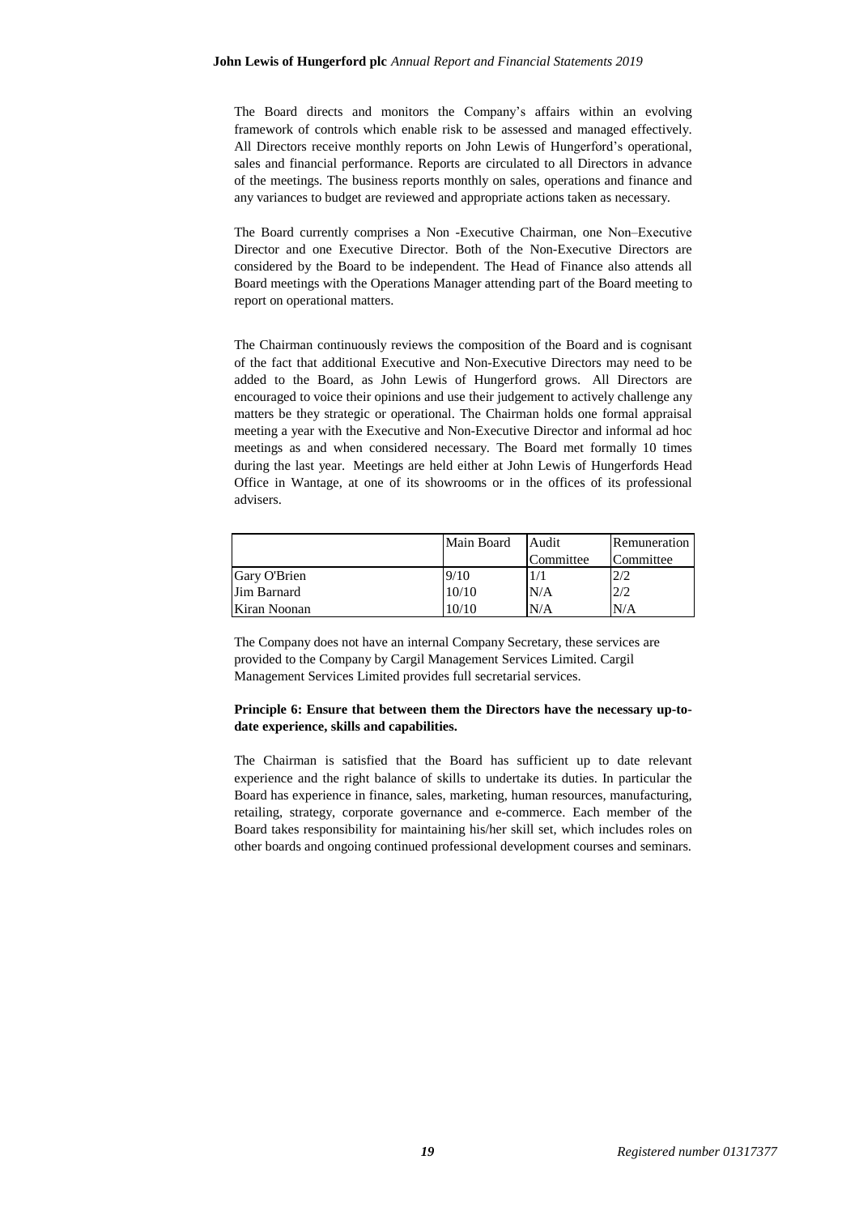The Board directs and monitors the Company's affairs within an evolving framework of controls which enable risk to be assessed and managed effectively. All Directors receive monthly reports on John Lewis of Hungerford's operational, sales and financial performance. Reports are circulated to all Directors in advance of the meetings. The business reports monthly on sales, operations and finance and any variances to budget are reviewed and appropriate actions taken as necessary.

The Board currently comprises a Non -Executive Chairman, one Non–Executive Director and one Executive Director. Both of the Non-Executive Directors are considered by the Board to be independent. The Head of Finance also attends all Board meetings with the Operations Manager attending part of the Board meeting to report on operational matters.

The Chairman continuously reviews the composition of the Board and is cognisant of the fact that additional Executive and Non-Executive Directors may need to be added to the Board, as John Lewis of Hungerford grows. All Directors are encouraged to voice their opinions and use their judgement to actively challenge any matters be they strategic or operational. The Chairman holds one formal appraisal meeting a year with the Executive and Non-Executive Director and informal ad hoc meetings as and when considered necessary. The Board met formally 10 times during the last year. Meetings are held either at John Lewis of Hungerfords Head Office in Wantage, at one of its showrooms or in the offices of its professional advisers.

| | Main Board | Audit Committee | Remuneration Committee |
|---|---|---|---|
| Gary O'Brien | 9/10 | 1/1 | 2/2 |
| Jim Barnard | 10/10 | N/A | 2/2 |
| Kiran Noonan | 10/10 | N/A | N/A |

The Company does not have an internal Company Secretary, these services are provided to the Company by Cargil Management Services Limited. Cargil Management Services Limited provides full secretarial services.

**Principle 6: Ensure that between them the Directors have the necessary up-to-date experience, skills and capabilities.**

The Chairman is satisfied that the Board has sufficient up to date relevant experience and the right balance of skills to undertake its duties. In particular the Board has experience in finance, sales, marketing, human resources, manufacturing, retailing, strategy, corporate governance and e-commerce. Each member of the Board takes responsibility for maintaining his/her skill set, which includes roles on other boards and ongoing continued professional development courses and seminars.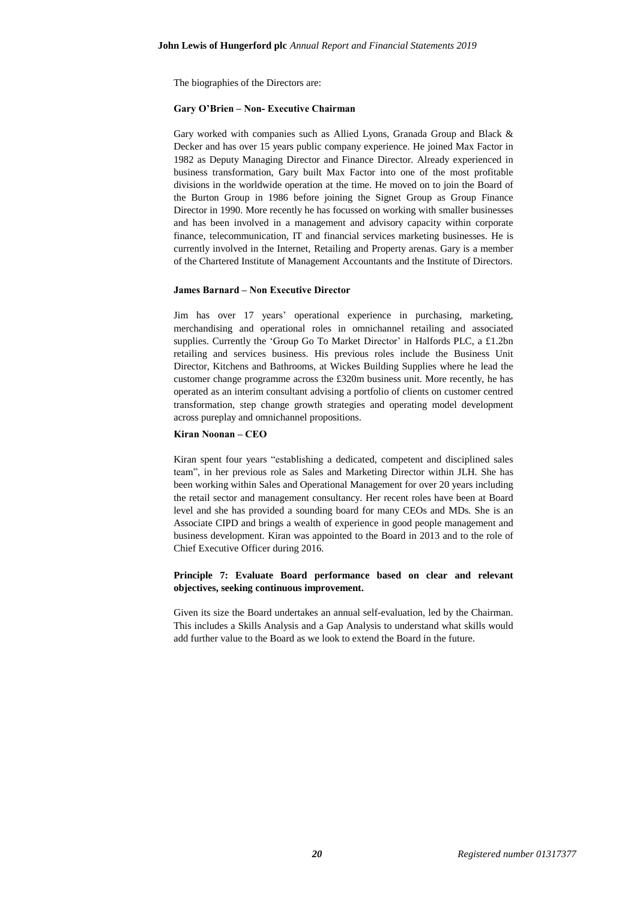The biographies of the Directors are:

**Gary O'Brien – Non- Executive Chairman**

Gary worked with companies such as Allied Lyons, Granada Group and Black & Decker and has over 15 years public company experience. He joined Max Factor in 1982 as Deputy Managing Director and Finance Director. Already experienced in business transformation, Gary built Max Factor into one of the most profitable divisions in the worldwide operation at the time. He moved on to join the Board of the Burton Group in 1986 before joining the Signet Group as Group Finance Director in 1990. More recently he has focussed on working with smaller businesses and has been involved in a management and advisory capacity within corporate finance, telecommunication, IT and financial services marketing businesses. He is currently involved in the Internet, Retailing and Property arenas. Gary is a member of the Chartered Institute of Management Accountants and the Institute of Directors.

**James Barnard – Non Executive Director**

Jim has over 17 years' operational experience in purchasing, marketing, merchandising and operational roles in omnichannel retailing and associated supplies. Currently the 'Group Go To Market Director' in Halfords PLC, a £1.2bn retailing and services business. His previous roles include the Business Unit Director, Kitchens and Bathrooms, at Wickes Building Supplies where he lead the customer change programme across the £320m business unit. More recently, he has operated as an interim consultant advising a portfolio of clients on customer centred transformation, step change growth strategies and operating model development across pureplay and omnichannel propositions.

**Kiran Noonan – CEO**

Kiran spent four years "establishing a dedicated, competent and disciplined sales team", in her previous role as Sales and Marketing Director within JLH. She has been working within Sales and Operational Management for over 20 years including the retail sector and management consultancy. Her recent roles have been at Board level and she has provided a sounding board for many CEOs and MDs. She is an Associate CIPD and brings a wealth of experience in good people management and business development. Kiran was appointed to the Board in 2013 and to the role of Chief Executive Officer during 2016.

**Principle 7: Evaluate Board performance based on clear and relevant objectives, seeking continuous improvement.**

Given its size the Board undertakes an annual self-evaluation, led by the Chairman. This includes a Skills Analysis and a Gap Analysis to understand what skills would add further value to the Board as we look to extend the Board in the future.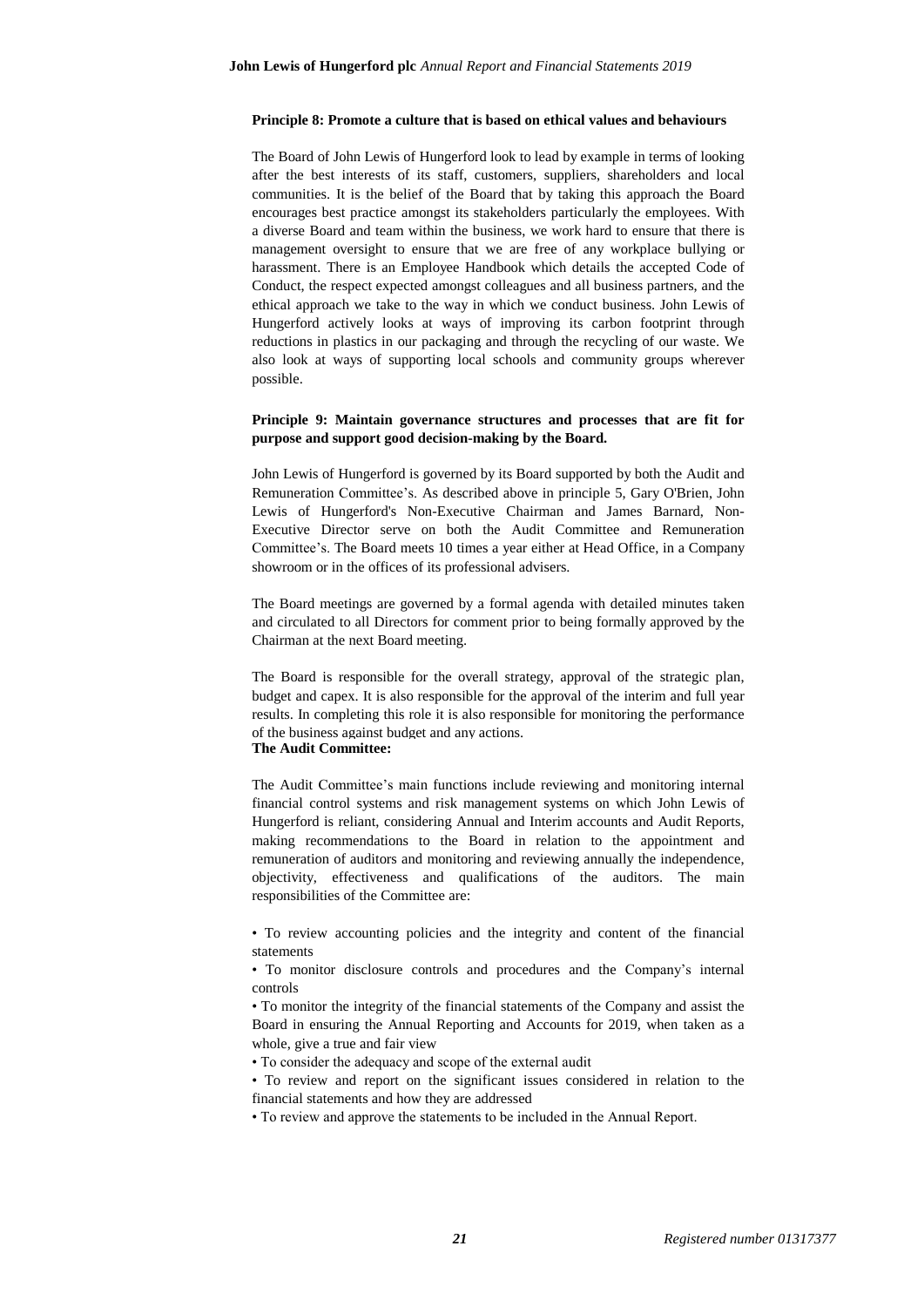**Principle 8: Promote a culture that is based on ethical values and behaviours**

The Board of John Lewis of Hungerford look to lead by example in terms of looking after the best interests of its staff, customers, suppliers, shareholders and local communities. It is the belief of the Board that by taking this approach the Board encourages best practice amongst its stakeholders particularly the employees. With a diverse Board and team within the business, we work hard to ensure that there is management oversight to ensure that we are free of any workplace bullying or harassment. There is an Employee Handbook which details the accepted Code of Conduct, the respect expected amongst colleagues and all business partners, and the ethical approach we take to the way in which we conduct business. John Lewis of Hungerford actively looks at ways of improving its carbon footprint through reductions in plastics in our packaging and through the recycling of our waste. We also look at ways of supporting local schools and community groups wherever possible.

**Principle 9: Maintain governance structures and processes that are fit for purpose and support good decision-making by the Board.**

John Lewis of Hungerford is governed by its Board supported by both the Audit and Remuneration Committee's. As described above in principle 5, Gary O'Brien, John Lewis of Hungerford's Non-Executive Chairman and James Barnard, Non-Executive Director serve on both the Audit Committee and Remuneration Committee's. The Board meets 10 times a year either at Head Office, in a Company showroom or in the offices of its professional advisers.

The Board meetings are governed by a formal agenda with detailed minutes taken and circulated to all Directors for comment prior to being formally approved by the Chairman at the next Board meeting.

The Board is responsible for the overall strategy, approval of the strategic plan, budget and capex. It is also responsible for the approval of the interim and full year results. In completing this role it is also responsible for monitoring the performance of the business against budget and any actions.

**The Audit Committee:**

The Audit Committee's main functions include reviewing and monitoring internal financial control systems and risk management systems on which John Lewis of Hungerford is reliant, considering Annual and Interim accounts and Audit Reports, making recommendations to the Board in relation to the appointment and remuneration of auditors and monitoring and reviewing annually the independence, objectivity, effectiveness and qualifications of the auditors. The main responsibilities of the Committee are:

- To review accounting policies and the integrity and content of the financial statements
- To monitor disclosure controls and procedures and the Company's internal controls
- To monitor the integrity of the financial statements of the Company and assist the Board in ensuring the Annual Reporting and Accounts for 2019, when taken as a whole, give a true and fair view
- To consider the adequacy and scope of the external audit
- To review and report on the significant issues considered in relation to the financial statements and how they are addressed
- To review and approve the statements to be included in the Annual Report.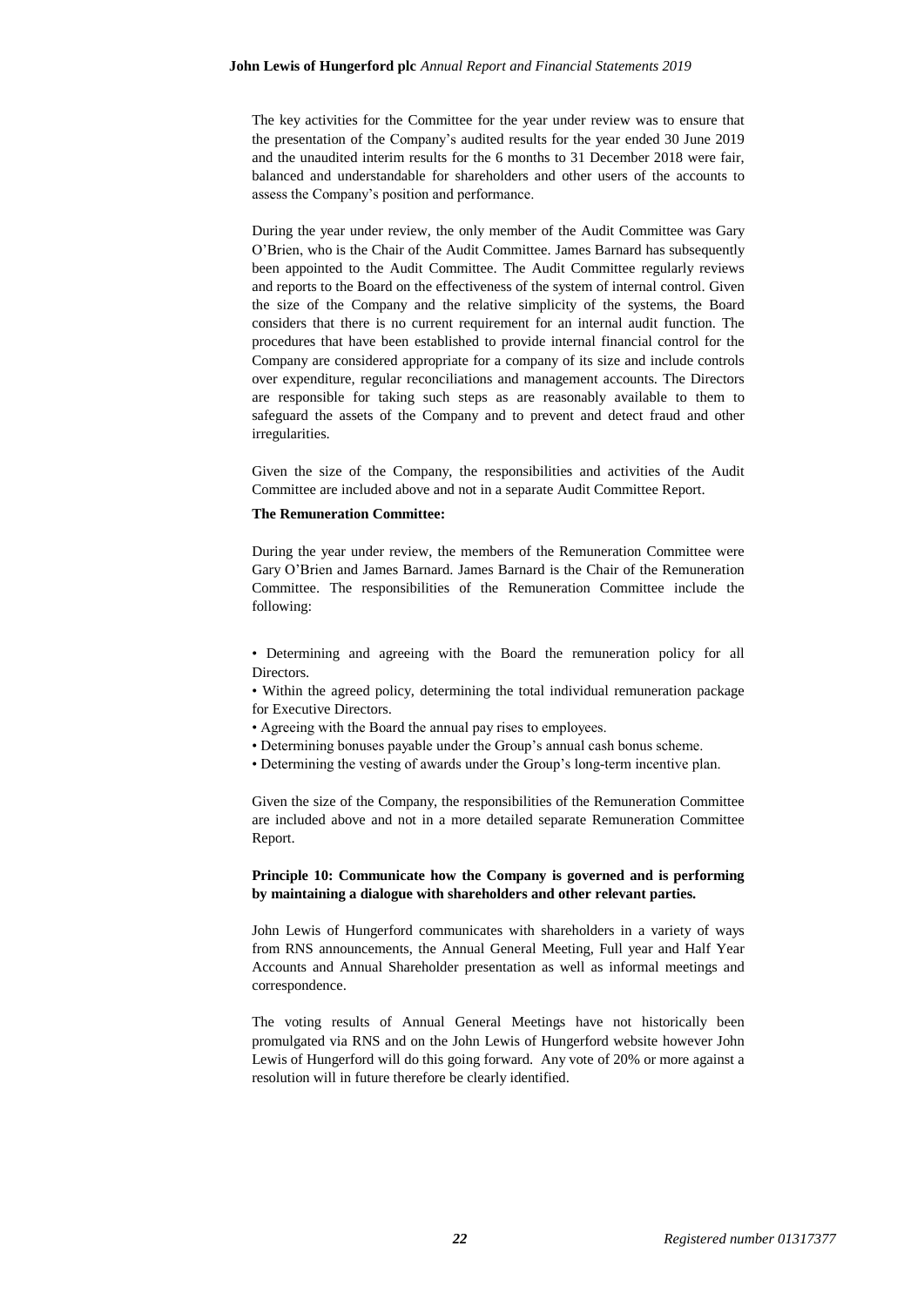The key activities for the Committee for the year under review was to ensure that the presentation of the Company's audited results for the year ended 30 June 2019 and the unaudited interim results for the 6 months to 31 December 2018 were fair, balanced and understandable for shareholders and other users of the accounts to assess the Company's position and performance.

During the year under review, the only member of the Audit Committee was Gary O'Brien, who is the Chair of the Audit Committee. James Barnard has subsequently been appointed to the Audit Committee. The Audit Committee regularly reviews and reports to the Board on the effectiveness of the system of internal control. Given the size of the Company and the relative simplicity of the systems, the Board considers that there is no current requirement for an internal audit function. The procedures that have been established to provide internal financial control for the Company are considered appropriate for a company of its size and include controls over expenditure, regular reconciliations and management accounts. The Directors are responsible for taking such steps as are reasonably available to them to safeguard the assets of the Company and to prevent and detect fraud and other irregularities.

Given the size of the Company, the responsibilities and activities of the Audit Committee are included above and not in a separate Audit Committee Report.

**The Remuneration Committee:**

During the year under review, the members of the Remuneration Committee were Gary O'Brien and James Barnard. James Barnard is the Chair of the Remuneration Committee. The responsibilities of the Remuneration Committee include the following:

- Determining and agreeing with the Board the remuneration policy for all Directors.
- Within the agreed policy, determining the total individual remuneration package for Executive Directors.
- Agreeing with the Board the annual pay rises to employees.
- Determining bonuses payable under the Group's annual cash bonus scheme.
- Determining the vesting of awards under the Group's long-term incentive plan.

Given the size of the Company, the responsibilities of the Remuneration Committee are included above and not in a more detailed separate Remuneration Committee Report.

**Principle 10: Communicate how the Company is governed and is performing by maintaining a dialogue with shareholders and other relevant parties.**

John Lewis of Hungerford communicates with shareholders in a variety of ways from RNS announcements, the Annual General Meeting, Full year and Half Year Accounts and Annual Shareholder presentation as well as informal meetings and correspondence.

The voting results of Annual General Meetings have not historically been promulgated via RNS and on the John Lewis of Hungerford website however John Lewis of Hungerford will do this going forward. Any vote of 20% or more against a resolution will in future therefore be clearly identified.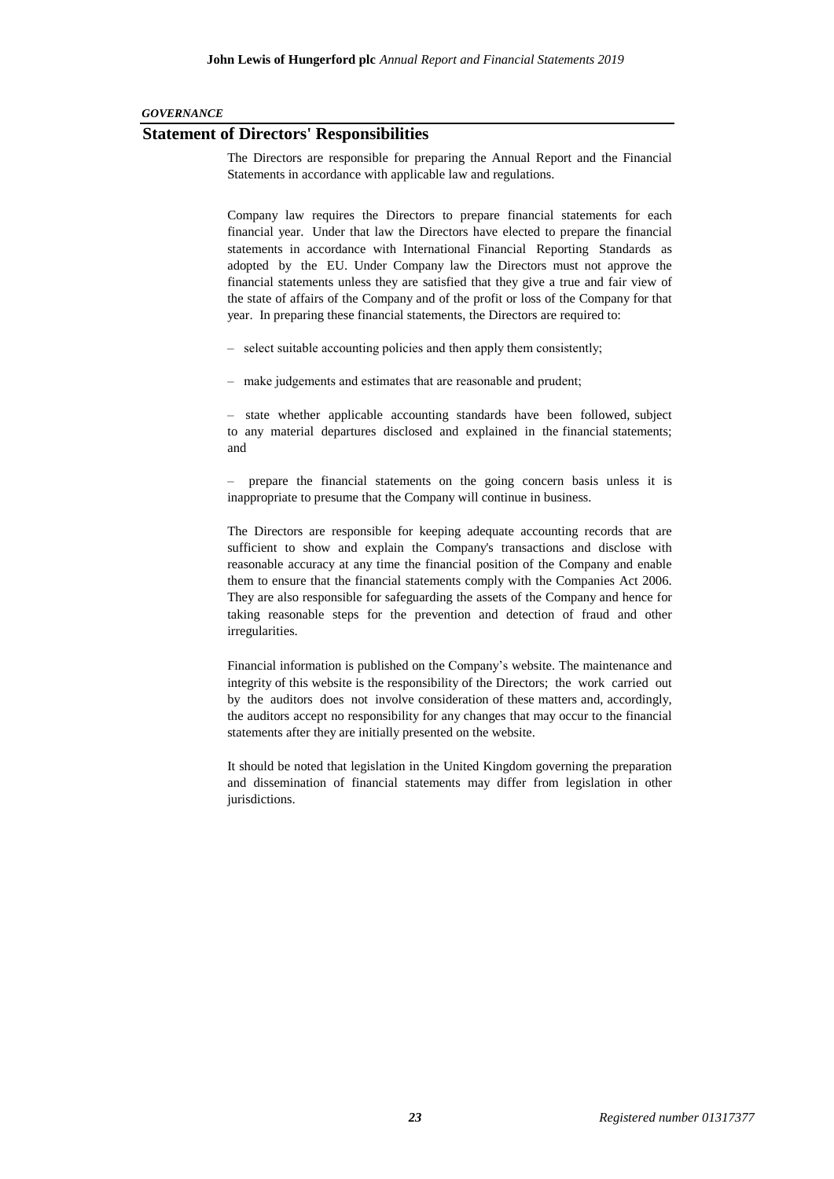*GOVERNANCE*

## Statement of Directors' Responsibilities

The Directors are responsible for preparing the Annual Report and the Financial Statements in accordance with applicable law and regulations.

Company law requires the Directors to prepare financial statements for each financial year. Under that law the Directors have elected to prepare the financial statements in accordance with International Financial Reporting Standards as adopted by the EU. Under Company law the Directors must not approve the financial statements unless they are satisfied that they give a true and fair view of the state of affairs of the Company and of the profit or loss of the Company for that year. In preparing these financial statements, the Directors are required to:

– select suitable accounting policies and then apply them consistently;

– make judgements and estimates that are reasonable and prudent;

– state whether applicable accounting standards have been followed, subject to any material departures disclosed and explained in the financial statements; and

– prepare the financial statements on the going concern basis unless it is inappropriate to presume that the Company will continue in business.

The Directors are responsible for keeping adequate accounting records that are sufficient to show and explain the Company's transactions and disclose with reasonable accuracy at any time the financial position of the Company and enable them to ensure that the financial statements comply with the Companies Act 2006. They are also responsible for safeguarding the assets of the Company and hence for taking reasonable steps for the prevention and detection of fraud and other irregularities.

Financial information is published on the Company's website. The maintenance and integrity of this website is the responsibility of the Directors; the work carried out by the auditors does not involve consideration of these matters and, accordingly, the auditors accept no responsibility for any changes that may occur to the financial statements after they are initially presented on the website.

It should be noted that legislation in the United Kingdom governing the preparation and dissemination of financial statements may differ from legislation in other jurisdictions.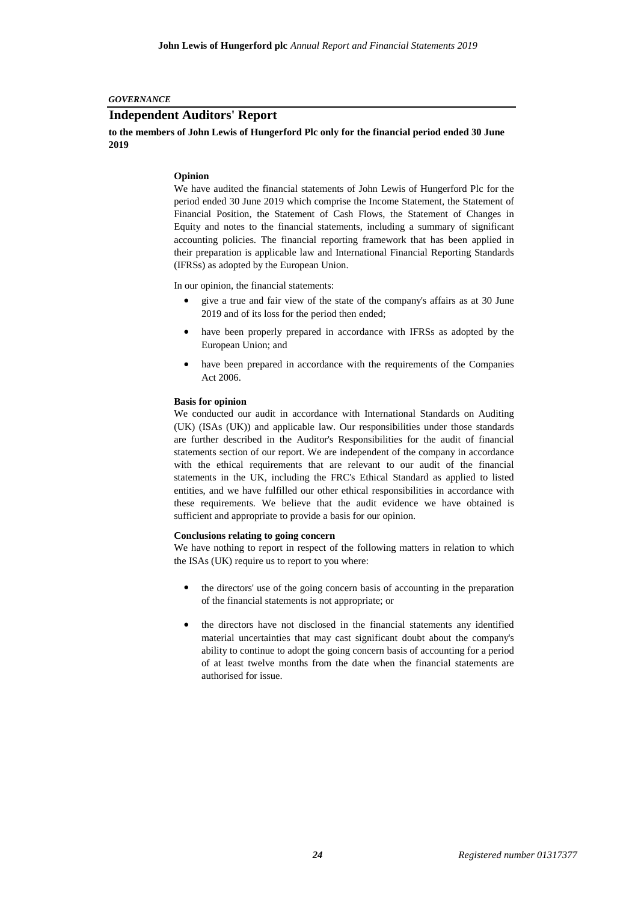*GOVERNANCE*

## Independent Auditors' Report

**to the members of John Lewis of Hungerford Plc only for the financial period ended 30 June 2019**

**Opinion**

We have audited the financial statements of John Lewis of Hungerford Plc for the period ended 30 June 2019 which comprise the Income Statement, the Statement of Financial Position, the Statement of Cash Flows, the Statement of Changes in Equity and notes to the financial statements, including a summary of significant accounting policies. The financial reporting framework that has been applied in their preparation is applicable law and International Financial Reporting Standards (IFRSs) as adopted by the European Union.

In our opinion, the financial statements:

- give a true and fair view of the state of the company's affairs as at 30 June 2019 and of its loss for the period then ended;
- have been properly prepared in accordance with IFRSs as adopted by the European Union; and
- have been prepared in accordance with the requirements of the Companies Act 2006.

**Basis for opinion**

We conducted our audit in accordance with International Standards on Auditing (UK) (ISAs (UK)) and applicable law. Our responsibilities under those standards are further described in the Auditor's Responsibilities for the audit of financial statements section of our report. We are independent of the company in accordance with the ethical requirements that are relevant to our audit of the financial statements in the UK, including the FRC's Ethical Standard as applied to listed entities, and we have fulfilled our other ethical responsibilities in accordance with these requirements. We believe that the audit evidence we have obtained is sufficient and appropriate to provide a basis for our opinion.

**Conclusions relating to going concern**

We have nothing to report in respect of the following matters in relation to which the ISAs (UK) require us to report to you where:

- the directors' use of the going concern basis of accounting in the preparation of the financial statements is not appropriate; or
- the directors have not disclosed in the financial statements any identified material uncertainties that may cast significant doubt about the company's ability to continue to adopt the going concern basis of accounting for a period of at least twelve months from the date when the financial statements are authorised for issue.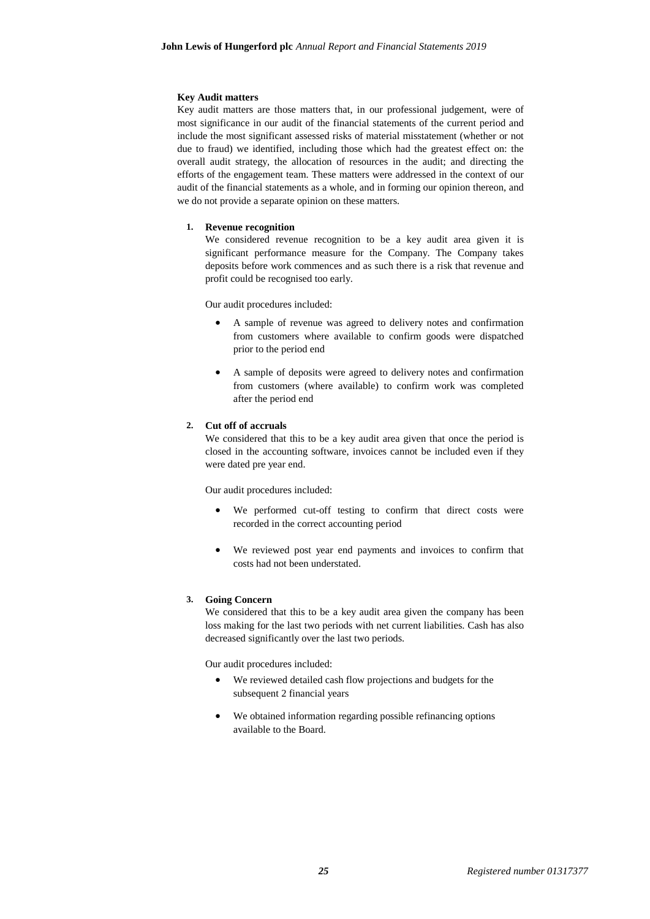**Key Audit matters**

Key audit matters are those matters that, in our professional judgement, were of most significance in our audit of the financial statements of the current period and include the most significant assessed risks of material misstatement (whether or not due to fraud) we identified, including those which had the greatest effect on: the overall audit strategy, the allocation of resources in the audit; and directing the efforts of the engagement team. These matters were addressed in the context of our audit of the financial statements as a whole, and in forming our opinion thereon, and we do not provide a separate opinion on these matters.

1. **Revenue recognition**

   We considered revenue recognition to be a key audit area given it is significant performance measure for the Company. The Company takes deposits before work commences and as such there is a risk that revenue and profit could be recognised too early.

   Our audit procedures included:

   - A sample of revenue was agreed to delivery notes and confirmation from customers where available to confirm goods were dispatched prior to the period end

   - A sample of deposits were agreed to delivery notes and confirmation from customers (where available) to confirm work was completed after the period end

2. **Cut off of accruals**

   We considered that this to be a key audit area given that once the period is closed in the accounting software, invoices cannot be included even if they were dated pre year end.

   Our audit procedures included:

   - We performed cut-off testing to confirm that direct costs were recorded in the correct accounting period

   - We reviewed post year end payments and invoices to confirm that costs had not been understated.

3. **Going Concern**

   We considered that this to be a key audit area given the company has been loss making for the last two periods with net current liabilities. Cash has also decreased significantly over the last two periods.

   Our audit procedures included:

   - We reviewed detailed cash flow projections and budgets for the subsequent 2 financial years

   - We obtained information regarding possible refinancing options available to the Board.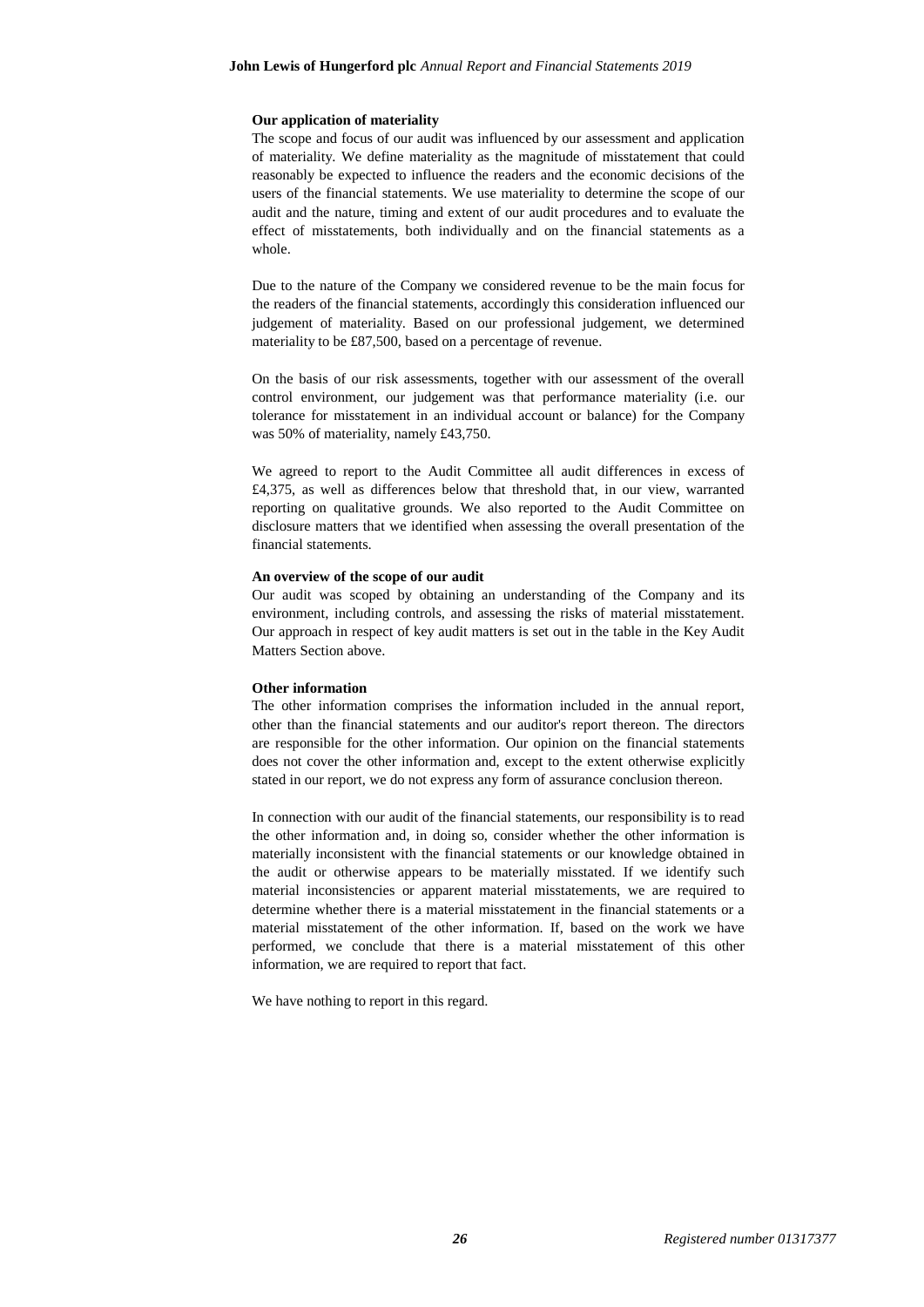**Our application of materiality**

The scope and focus of our audit was influenced by our assessment and application of materiality. We define materiality as the magnitude of misstatement that could reasonably be expected to influence the readers and the economic decisions of the users of the financial statements. We use materiality to determine the scope of our audit and the nature, timing and extent of our audit procedures and to evaluate the effect of misstatements, both individually and on the financial statements as a whole.

Due to the nature of the Company we considered revenue to be the main focus for the readers of the financial statements, accordingly this consideration influenced our judgement of materiality. Based on our professional judgement, we determined materiality to be £87,500, based on a percentage of revenue.

On the basis of our risk assessments, together with our assessment of the overall control environment, our judgement was that performance materiality (i.e. our tolerance for misstatement in an individual account or balance) for the Company was 50% of materiality, namely £43,750.

We agreed to report to the Audit Committee all audit differences in excess of £4,375, as well as differences below that threshold that, in our view, warranted reporting on qualitative grounds. We also reported to the Audit Committee on disclosure matters that we identified when assessing the overall presentation of the financial statements.

**An overview of the scope of our audit**

Our audit was scoped by obtaining an understanding of the Company and its environment, including controls, and assessing the risks of material misstatement. Our approach in respect of key audit matters is set out in the table in the Key Audit Matters Section above.

**Other information**

The other information comprises the information included in the annual report, other than the financial statements and our auditor's report thereon. The directors are responsible for the other information. Our opinion on the financial statements does not cover the other information and, except to the extent otherwise explicitly stated in our report, we do not express any form of assurance conclusion thereon.

In connection with our audit of the financial statements, our responsibility is to read the other information and, in doing so, consider whether the other information is materially inconsistent with the financial statements or our knowledge obtained in the audit or otherwise appears to be materially misstated. If we identify such material inconsistencies or apparent material misstatements, we are required to determine whether there is a material misstatement in the financial statements or a material misstatement of the other information. If, based on the work we have performed, we conclude that there is a material misstatement of this other information, we are required to report that fact.

We have nothing to report in this regard.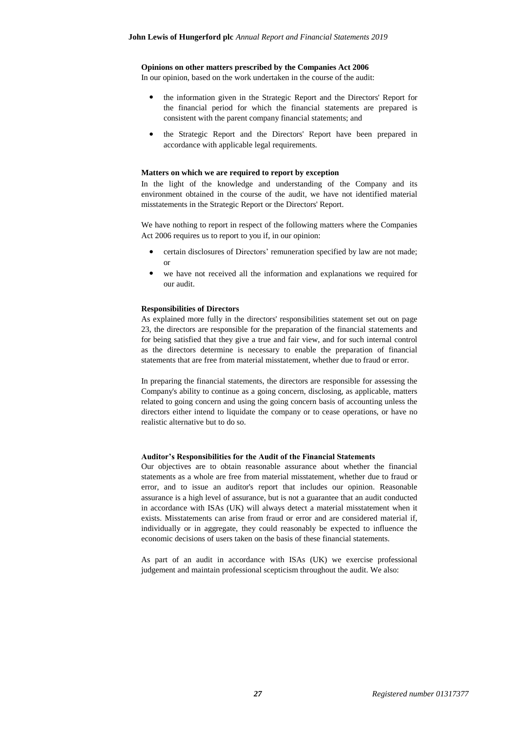**Opinions on other matters prescribed by the Companies Act 2006**

In our opinion, based on the work undertaken in the course of the audit:

- the information given in the Strategic Report and the Directors' Report for the financial period for which the financial statements are prepared is consistent with the parent company financial statements; and
- the Strategic Report and the Directors' Report have been prepared in accordance with applicable legal requirements.

**Matters on which we are required to report by exception**

In the light of the knowledge and understanding of the Company and its environment obtained in the course of the audit, we have not identified material misstatements in the Strategic Report or the Directors' Report.

We have nothing to report in respect of the following matters where the Companies Act 2006 requires us to report to you if, in our opinion:

- certain disclosures of Directors' remuneration specified by law are not made; or
- we have not received all the information and explanations we required for our audit.

**Responsibilities of Directors**

As explained more fully in the directors' responsibilities statement set out on page 23, the directors are responsible for the preparation of the financial statements and for being satisfied that they give a true and fair view, and for such internal control as the directors determine is necessary to enable the preparation of financial statements that are free from material misstatement, whether due to fraud or error.

In preparing the financial statements, the directors are responsible for assessing the Company's ability to continue as a going concern, disclosing, as applicable, matters related to going concern and using the going concern basis of accounting unless the directors either intend to liquidate the company or to cease operations, or have no realistic alternative but to do so.

**Auditor's Responsibilities for the Audit of the Financial Statements**

Our objectives are to obtain reasonable assurance about whether the financial statements as a whole are free from material misstatement, whether due to fraud or error, and to issue an auditor's report that includes our opinion. Reasonable assurance is a high level of assurance, but is not a guarantee that an audit conducted in accordance with ISAs (UK) will always detect a material misstatement when it exists. Misstatements can arise from fraud or error and are considered material if, individually or in aggregate, they could reasonably be expected to influence the economic decisions of users taken on the basis of these financial statements.

As part of an audit in accordance with ISAs (UK) we exercise professional judgement and maintain professional scepticism throughout the audit. We also: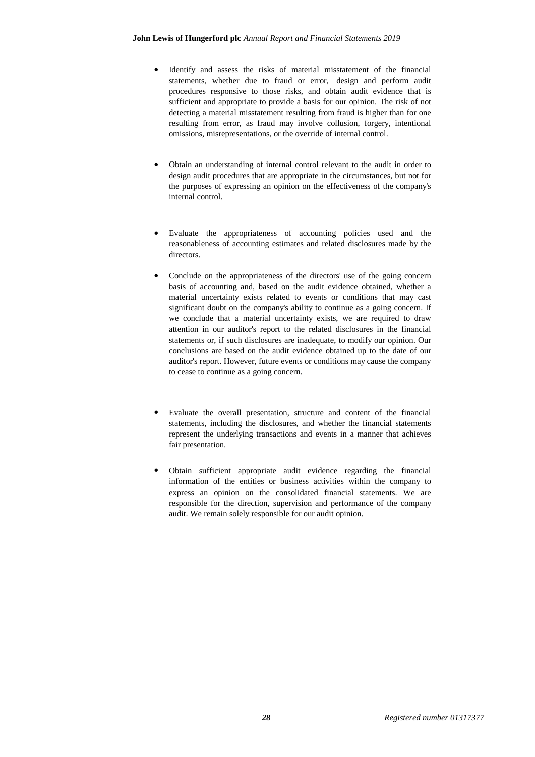- Identify and assess the risks of material misstatement of the financial statements, whether due to fraud or error, design and perform audit procedures responsive to those risks, and obtain audit evidence that is sufficient and appropriate to provide a basis for our opinion. The risk of not detecting a material misstatement resulting from fraud is higher than for one resulting from error, as fraud may involve collusion, forgery, intentional omissions, misrepresentations, or the override of internal control.

- Obtain an understanding of internal control relevant to the audit in order to design audit procedures that are appropriate in the circumstances, but not for the purposes of expressing an opinion on the effectiveness of the company's internal control.

- Evaluate the appropriateness of accounting policies used and the reasonableness of accounting estimates and related disclosures made by the directors.

- Conclude on the appropriateness of the directors' use of the going concern basis of accounting and, based on the audit evidence obtained, whether a material uncertainty exists related to events or conditions that may cast significant doubt on the company's ability to continue as a going concern. If we conclude that a material uncertainty exists, we are required to draw attention in our auditor's report to the related disclosures in the financial statements or, if such disclosures are inadequate, to modify our opinion. Our conclusions are based on the audit evidence obtained up to the date of our auditor's report. However, future events or conditions may cause the company to cease to continue as a going concern.

- Evaluate the overall presentation, structure and content of the financial statements, including the disclosures, and whether the financial statements represent the underlying transactions and events in a manner that achieves fair presentation.

- Obtain sufficient appropriate audit evidence regarding the financial information of the entities or business activities within the company to express an opinion on the consolidated financial statements. We are responsible for the direction, supervision and performance of the company audit. We remain solely responsible for our audit opinion.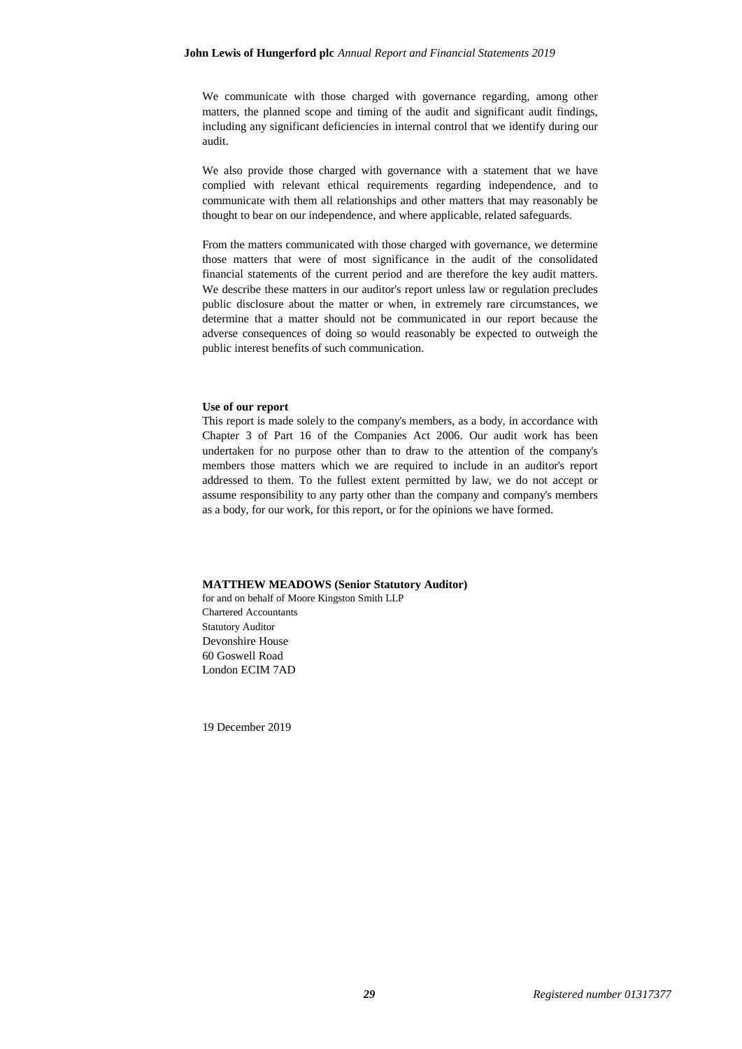We communicate with those charged with governance regarding, among other matters, the planned scope and timing of the audit and significant audit findings, including any significant deficiencies in internal control that we identify during our audit.

We also provide those charged with governance with a statement that we have complied with relevant ethical requirements regarding independence, and to communicate with them all relationships and other matters that may reasonably be thought to bear on our independence, and where applicable, related safeguards.

From the matters communicated with those charged with governance, we determine those matters that were of most significance in the audit of the consolidated financial statements of the current period and are therefore the key audit matters. We describe these matters in our auditor's report unless law or regulation precludes public disclosure about the matter or when, in extremely rare circumstances, we determine that a matter should not be communicated in our report because the adverse consequences of doing so would reasonably be expected to outweigh the public interest benefits of such communication.

**Use of our report**

This report is made solely to the company's members, as a body, in accordance with Chapter 3 of Part 16 of the Companies Act 2006. Our audit work has been undertaken for no purpose other than to draw to the attention of the company's members those matters which we are required to include in an auditor's report addressed to them. To the fullest extent permitted by law, we do not accept or assume responsibility to any party other than the company and company's members as a body, for our work, for this report, or for the opinions we have formed.

**MATTHEW MEADOWS (Senior Statutory Auditor)**
for and on behalf of Moore Kingston Smith LLP
Chartered Accountants
Statutory Auditor
Devonshire House
60 Goswell Road
London ECIM 7AD

19 December 2019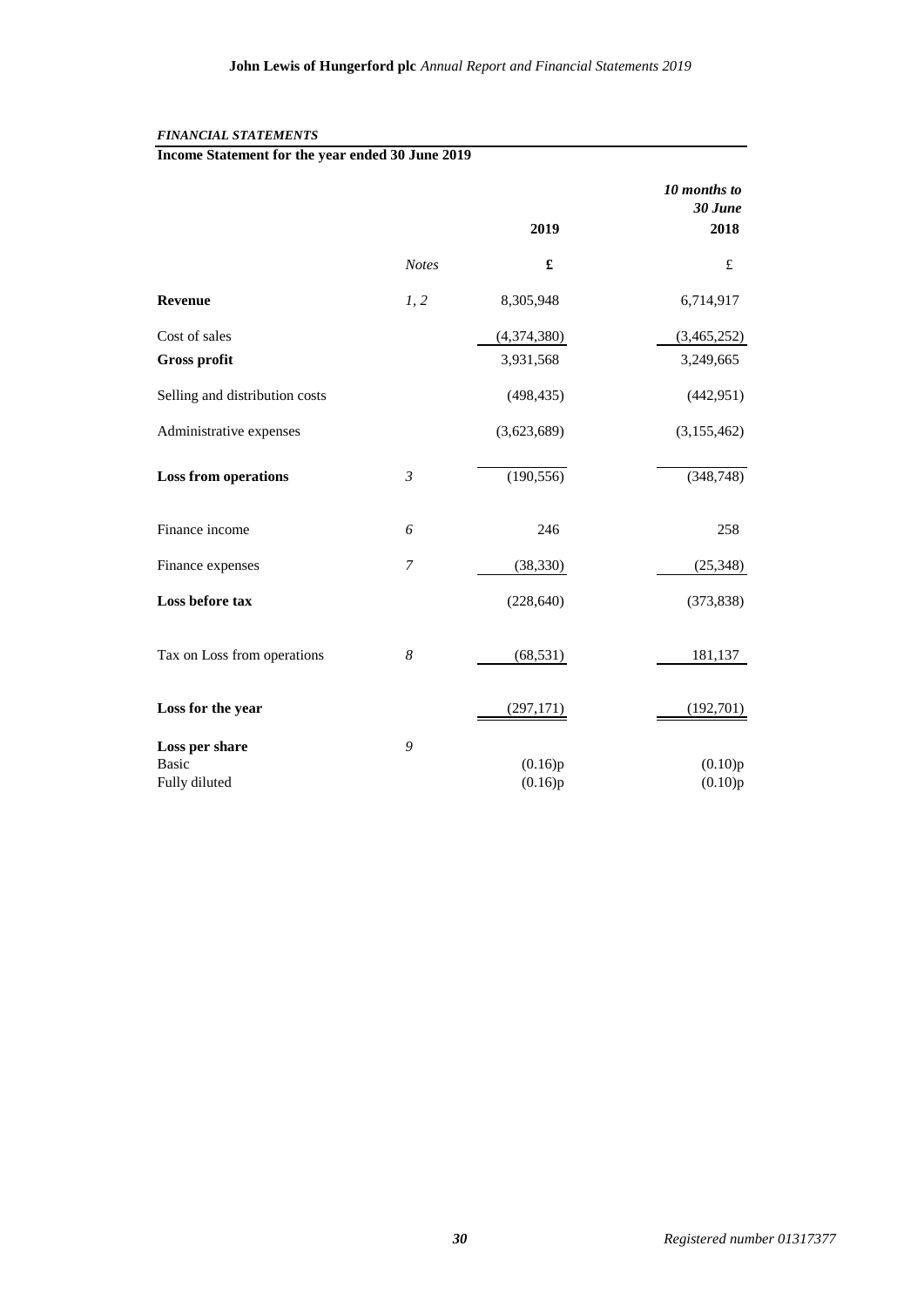*FINANCIAL STATEMENTS*

## Income Statement for the year ended 30 June 2019

| | Notes | 2019 | *10 months to 30 June* 2018 |
|---|---|---|---|
| | | £ | £ |
| **Revenue** | *1, 2* | 8,305,948 | 6,714,917 |
| Cost of sales | | (4,374,380) | (3,465,252) |
| **Gross profit** | | 3,931,568 | 3,249,665 |
| Selling and distribution costs | | (498,435) | (442,951) |
| Administrative expenses | | (3,623,689) | (3,155,462) |
| **Loss from operations** | *3* | (190,556) | (348,748) |
| Finance income | *6* | 246 | 258 |
| Finance expenses | *7* | (38,330) | (25,348) |
| **Loss before tax** | | (228,640) | (373,838) |
| Tax on Loss from operations | *8* | (68,531) | 181,137 |
| **Loss for the year** | | (297,171) | (192,701) |
| **Loss per share** | *9* | | |
| Basic | | (0.16)p | (0.10)p |
| Fully diluted | | (0.16)p | (0.10)p |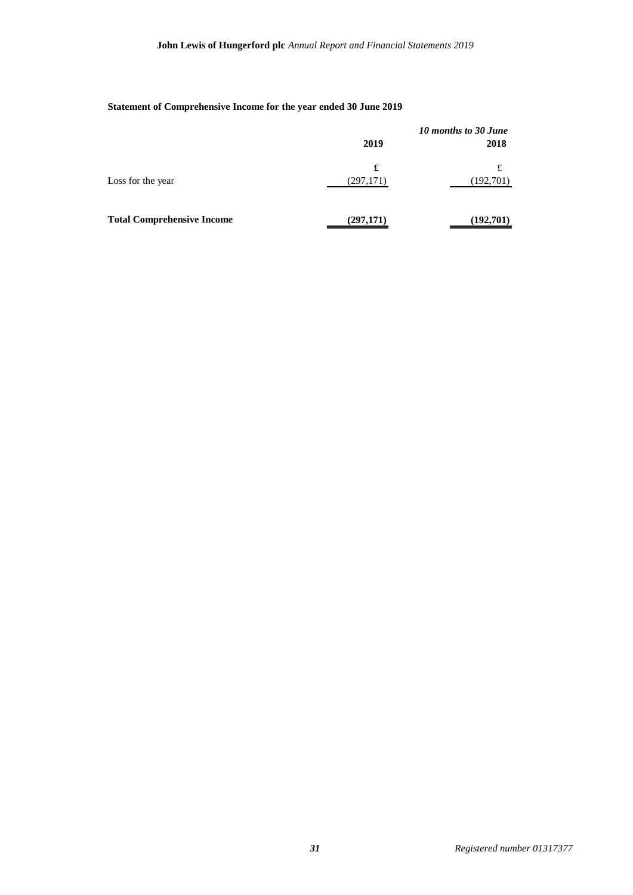**Statement of Comprehensive Income for the year ended 30 June 2019**

| | 2019 | *10 months to 30 June* 2018 |
|---|---|---|
| | £ | £ |
| Loss for the year | (297,171) | (192,701) |
| **Total Comprehensive Income** | **(297,171)** | **(192,701)** |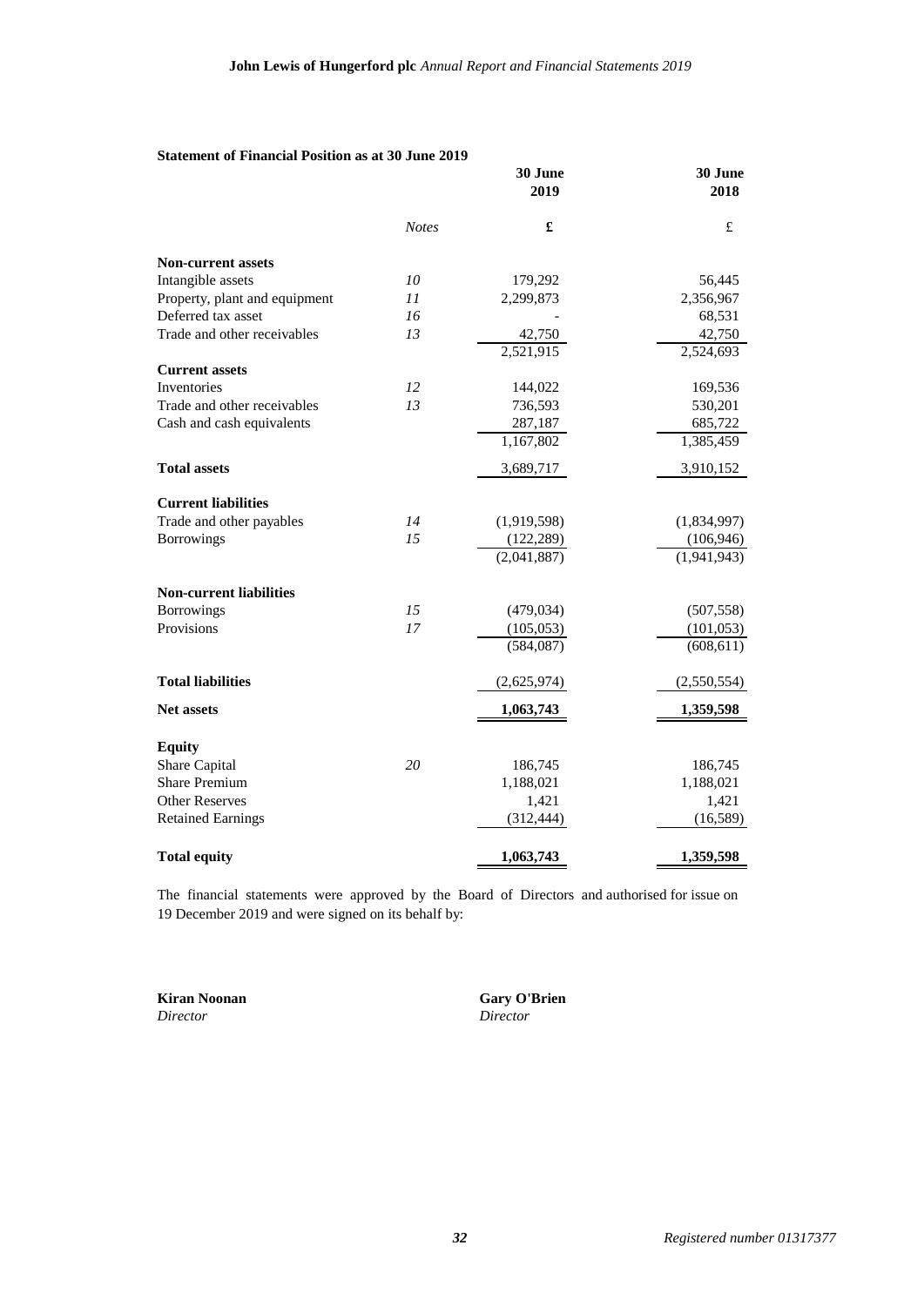**Statement of Financial Position as at 30 June 2019**

| | Notes | 30 June 2019 | 30 June 2018 |
|---|---|---|---|
| | | £ | £ |
| **Non-current assets** | | | |
| Intangible assets | 10 | 179,292 | 56,445 |
| Property, plant and equipment | 11 | 2,299,873 | 2,356,967 |
| Deferred tax asset | 16 | - | 68,531 |
| Trade and other receivables | 13 | 42,750 | 42,750 |
| | | 2,521,915 | 2,524,693 |
| **Current assets** | | | |
| Inventories | 12 | 144,022 | 169,536 |
| Trade and other receivables | 13 | 736,593 | 530,201 |
| Cash and cash equivalents | | 287,187 | 685,722 |
| | | 1,167,802 | 1,385,459 |
| **Total assets** | | 3,689,717 | 3,910,152 |
| **Current liabilities** | | | |
| Trade and other payables | 14 | (1,919,598) | (1,834,997) |
| Borrowings | 15 | (122,289) | (106,946) |
| | | (2,041,887) | (1,941,943) |
| **Non-current liabilities** | | | |
| Borrowings | 15 | (479,034) | (507,558) |
| Provisions | 17 | (105,053) | (101,053) |
| | | (584,087) | (608,611) |
| **Total liabilities** | | (2,625,974) | (2,550,554) |
| **Net assets** | | **1,063,743** | **1,359,598** |
| **Equity** | | | |
| Share Capital | 20 | 186,745 | 186,745 |
| Share Premium | | 1,188,021 | 1,188,021 |
| Other Reserves | | 1,421 | 1,421 |
| Retained Earnings | | (312,444) | (16,589) |
| **Total equity** | | **1,063,743** | **1,359,598** |

The financial statements were approved by the Board of Directors and authorised for issue on 19 December 2019 and were signed on its behalf by:

**Kiran Noonan**
*Director*

**Gary O'Brien**
*Director*

Registered number 01317377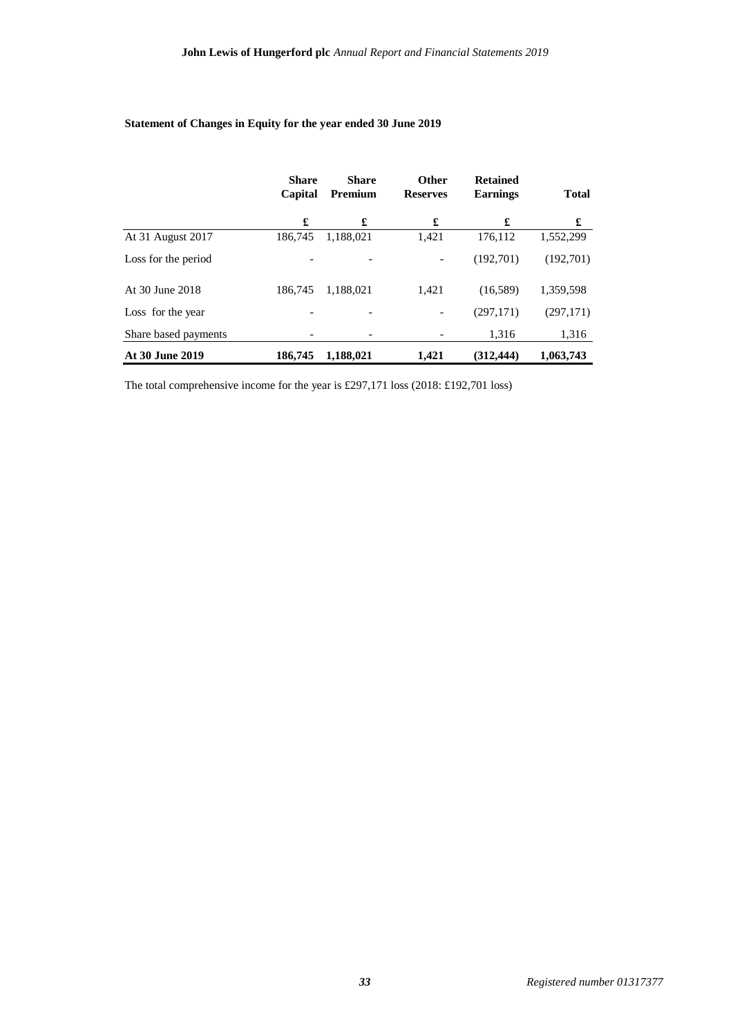**Statement of Changes in Equity for the year ended 30 June 2019**

| | Share Capital | Share Premium | Other Reserves | Retained Earnings | Total |
|---|---|---|---|---|---|
| | £ | £ | £ | £ | £ |
| At 31 August 2017 | 186,745 | 1,188,021 | 1,421 | 176,112 | 1,552,299 |
| Loss for the period | - | - | - | (192,701) | (192,701) |
| At 30 June 2018 | 186,745 | 1,188,021 | 1,421 | (16,589) | 1,359,598 |
| Loss for the year | - | - | - | (297,171) | (297,171) |
| Share based payments | - | - | - | 1,316 | 1,316 |
| **At 30 June 2019** | **186,745** | **1,188,021** | **1,421** | **(312,444)** | **1,063,743** |

The total comprehensive income for the year is £297,171 loss (2018: £192,701 loss)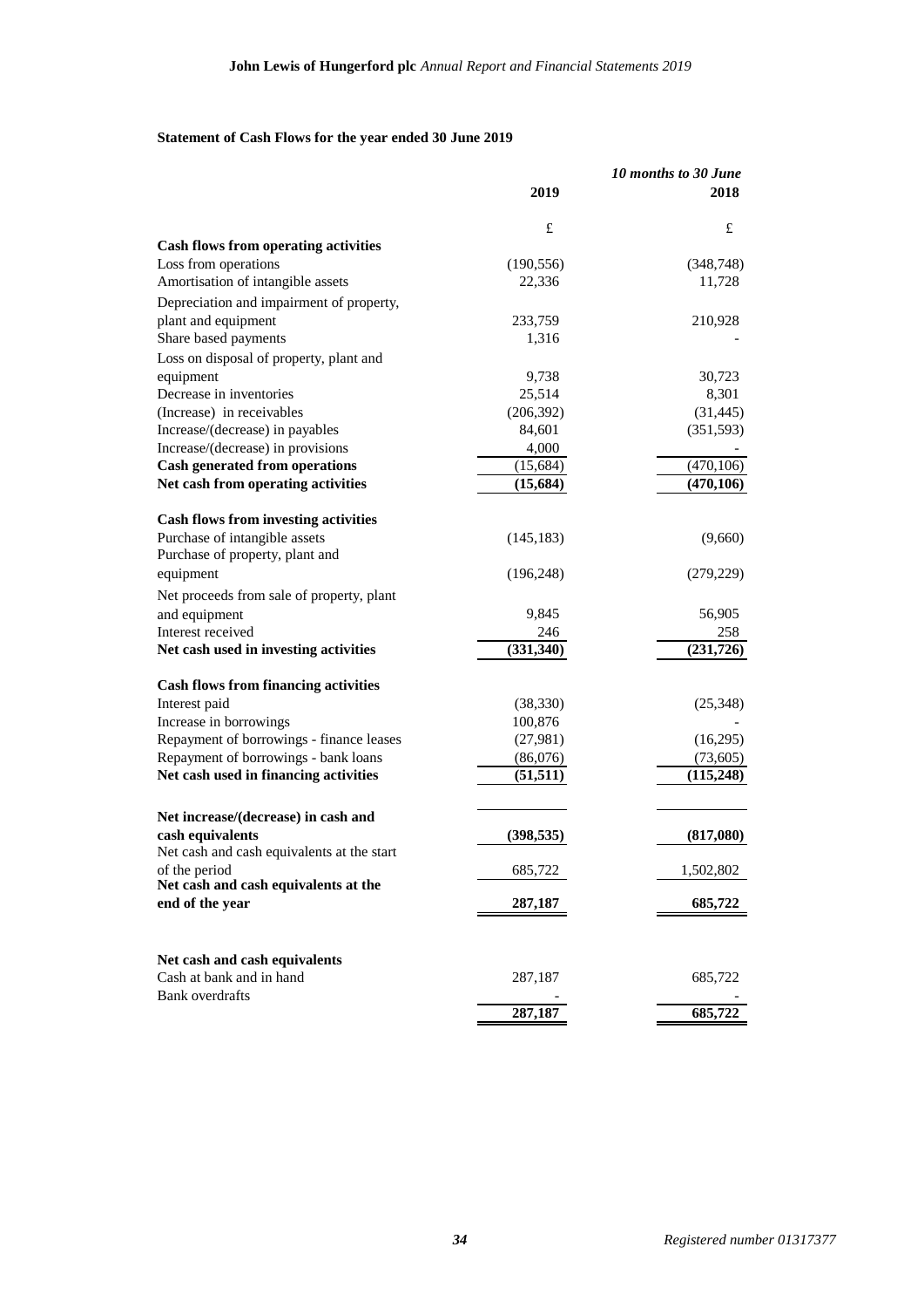## Statement of Cash Flows for the year ended 30 June 2019

| | 2019 | *10 months to 30 June* 2018 |
|---|---|---|
| | £ | £ |
| **Cash flows from operating activities** | | |
| Loss from operations | (190,556) | (348,748) |
| Amortisation of intangible assets | 22,336 | 11,728 |
| Depreciation and impairment of property, plant and equipment | 233,759 | 210,928 |
| Share based payments | 1,316 | - |
| Loss on disposal of property, plant and equipment | 9,738 | 30,723 |
| Decrease in inventories | 25,514 | 8,301 |
| (Increase) in receivables | (206,392) | (31,445) |
| Increase/(decrease) in payables | 84,601 | (351,593) |
| Increase/(decrease) in provisions | 4,000 | - |
| **Cash generated from operations** | (15,684) | (470,106) |
| **Net cash from operating activities** | **(15,684)** | **(470,106)** |
| | | |
| **Cash flows from investing activities** | | |
| Purchase of intangible assets | (145,183) | (9,660) |
| Purchase of property, plant and equipment | (196,248) | (279,229) |
| Net proceeds from sale of property, plant and equipment | 9,845 | 56,905 |
| Interest received | 246 | 258 |
| **Net cash used in investing activities** | **(331,340)** | **(231,726)** |
| | | |
| **Cash flows from financing activities** | | |
| Interest paid | (38,330) | (25,348) |
| Increase in borrowings | 100,876 | - |
| Repayment of borrowings - finance leases | (27,981) | (16,295) |
| Repayment of borrowings - bank loans | (86,076) | (73,605) |
| **Net cash used in financing activities** | **(51,511)** | **(115,248)** |
| | | |
| **Net increase/(decrease) in cash and cash equivalents** | **(398,535)** | **(817,080)** |
| Net cash and cash equivalents at the start of the period | 685,722 | 1,502,802 |
| **Net cash and cash equivalents at the end of the year** | **287,187** | **685,722** |
| | | |
| **Net cash and cash equivalents** | | |
| Cash at bank and in hand | 287,187 | 685,722 |
| Bank overdrafts | - | - |
| | **287,187** | **685,722** |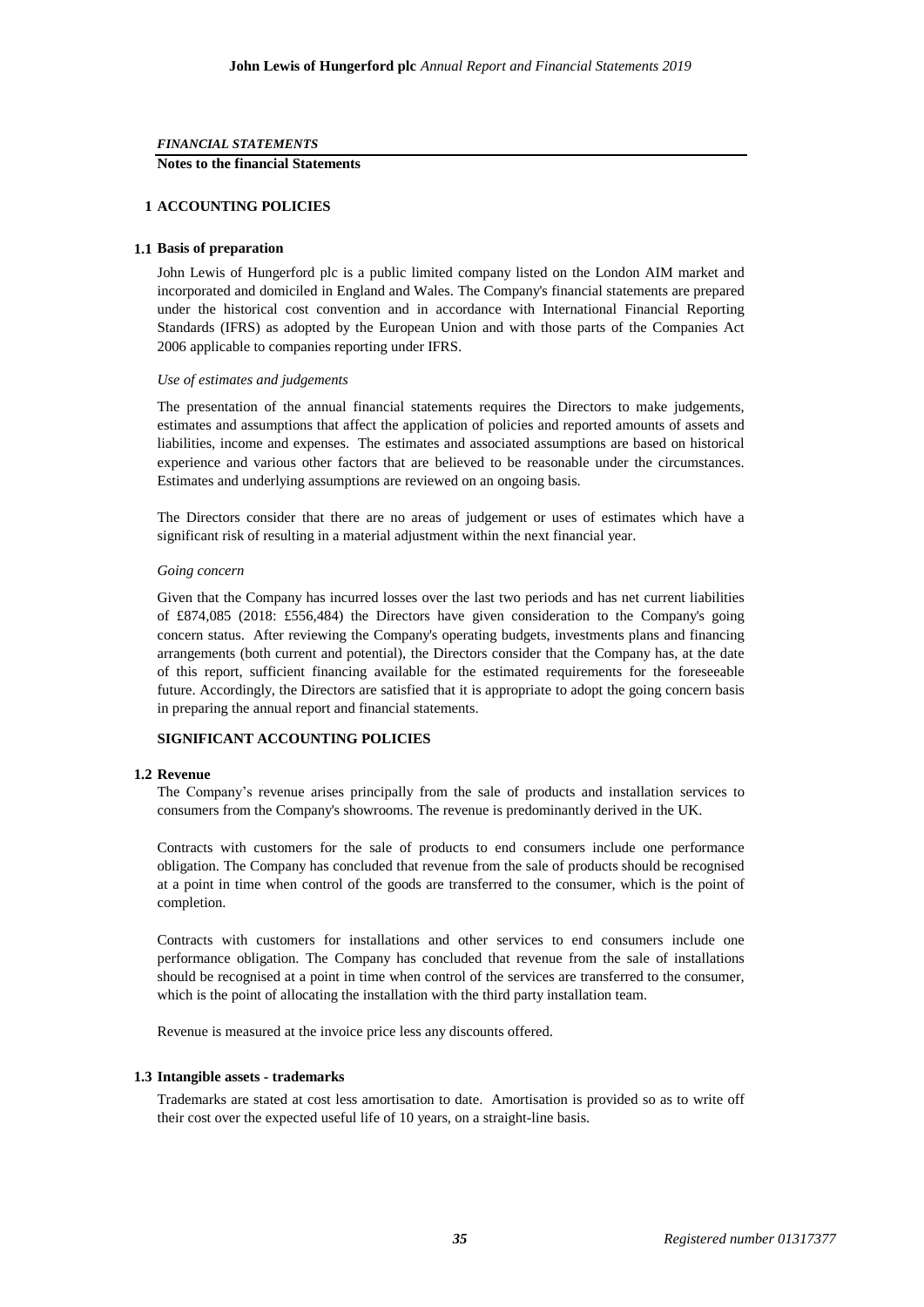*FINANCIAL STATEMENTS*

**Notes to the financial Statements**

## 1 ACCOUNTING POLICIES

### 1.1 Basis of preparation

John Lewis of Hungerford plc is a public limited company listed on the London AIM market and incorporated and domiciled in England and Wales. The Company's financial statements are prepared under the historical cost convention and in accordance with International Financial Reporting Standards (IFRS) as adopted by the European Union and with those parts of the Companies Act 2006 applicable to companies reporting under IFRS.

*Use of estimates and judgements*

The presentation of the annual financial statements requires the Directors to make judgements, estimates and assumptions that affect the application of policies and reported amounts of assets and liabilities, income and expenses. The estimates and associated assumptions are based on historical experience and various other factors that are believed to be reasonable under the circumstances. Estimates and underlying assumptions are reviewed on an ongoing basis.

The Directors consider that there are no areas of judgement or uses of estimates which have a significant risk of resulting in a material adjustment within the next financial year.

*Going concern*

Given that the Company has incurred losses over the last two periods and has net current liabilities of £874,085 (2018: £556,484) the Directors have given consideration to the Company's going concern status. After reviewing the Company's operating budgets, investments plans and financing arrangements (both current and potential), the Directors consider that the Company has, at the date of this report, sufficient financing available for the estimated requirements for the foreseeable future. Accordingly, the Directors are satisfied that it is appropriate to adopt the going concern basis in preparing the annual report and financial statements.

**SIGNIFICANT ACCOUNTING POLICIES**

### 1.2 Revenue

The Company's revenue arises principally from the sale of products and installation services to consumers from the Company's showrooms. The revenue is predominantly derived in the UK.

Contracts with customers for the sale of products to end consumers include one performance obligation. The Company has concluded that revenue from the sale of products should be recognised at a point in time when control of the goods are transferred to the consumer, which is the point of completion.

Contracts with customers for installations and other services to end consumers include one performance obligation. The Company has concluded that revenue from the sale of installations should be recognised at a point in time when control of the services are transferred to the consumer, which is the point of allocating the installation with the third party installation team.

Revenue is measured at the invoice price less any discounts offered.

### 1.3 Intangible assets - trademarks

Trademarks are stated at cost less amortisation to date. Amortisation is provided so as to write off their cost over the expected useful life of 10 years, on a straight-line basis.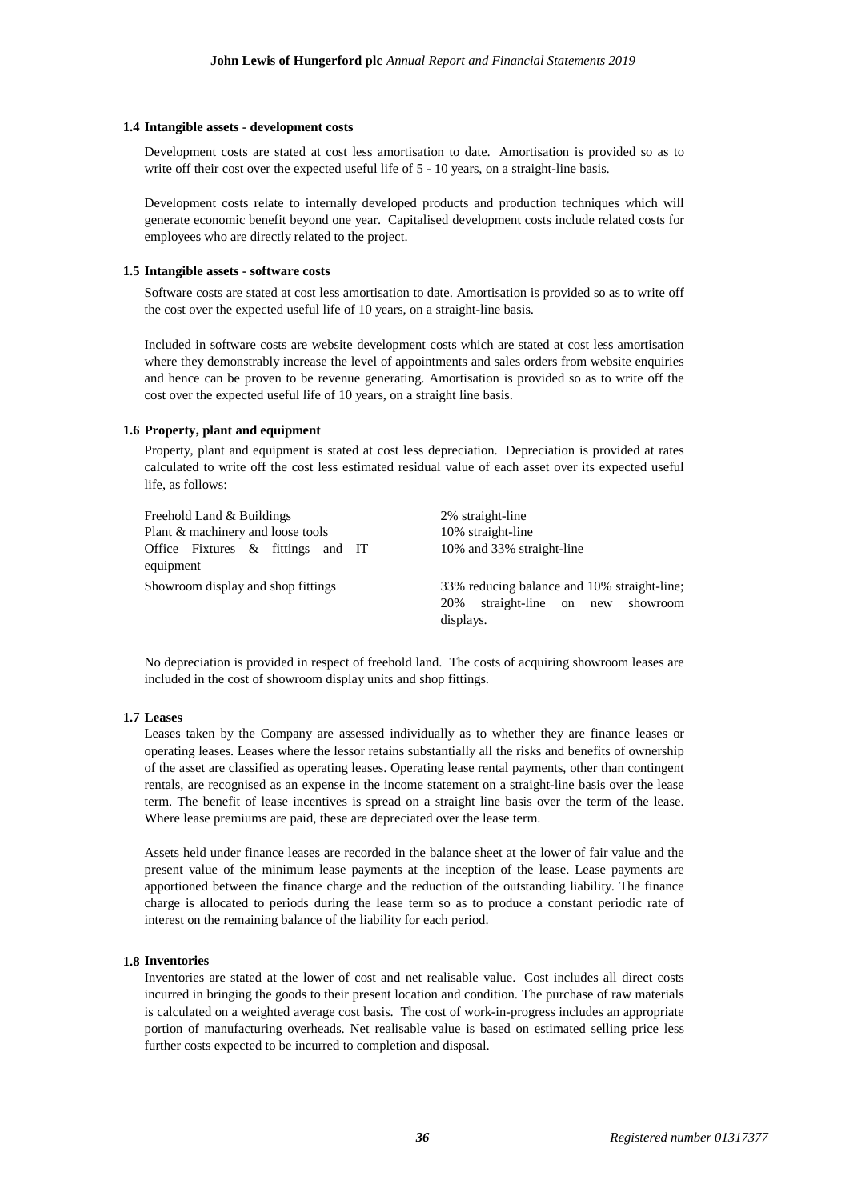### 1.4 Intangible assets - development costs

Development costs are stated at cost less amortisation to date. Amortisation is provided so as to write off their cost over the expected useful life of 5 - 10 years, on a straight-line basis.

Development costs relate to internally developed products and production techniques which will generate economic benefit beyond one year. Capitalised development costs include related costs for employees who are directly related to the project.

### 1.5 Intangible assets - software costs

Software costs are stated at cost less amortisation to date. Amortisation is provided so as to write off the cost over the expected useful life of 10 years, on a straight-line basis.

Included in software costs are website development costs which are stated at cost less amortisation where they demonstrably increase the level of appointments and sales orders from website enquiries and hence can be proven to be revenue generating. Amortisation is provided so as to write off the cost over the expected useful life of 10 years, on a straight line basis.

### 1.6 Property, plant and equipment

Property, plant and equipment is stated at cost less depreciation. Depreciation is provided at rates calculated to write off the cost less estimated residual value of each asset over its expected useful life, as follows:

| | |
|---|---|
| Freehold Land & Buildings | 2% straight-line |
| Plant & machinery and loose tools | 10% straight-line |
| Office Fixtures & fittings and IT equipment | 10% and 33% straight-line |
| Showroom display and shop fittings | 33% reducing balance and 10% straight-line; 20% straight-line on new showroom displays. |

No depreciation is provided in respect of freehold land. The costs of acquiring showroom leases are included in the cost of showroom display units and shop fittings.

### 1.7 Leases

Leases taken by the Company are assessed individually as to whether they are finance leases or operating leases. Leases where the lessor retains substantially all the risks and benefits of ownership of the asset are classified as operating leases. Operating lease rental payments, other than contingent rentals, are recognised as an expense in the income statement on a straight-line basis over the lease term. The benefit of lease incentives is spread on a straight line basis over the term of the lease. Where lease premiums are paid, these are depreciated over the lease term.

Assets held under finance leases are recorded in the balance sheet at the lower of fair value and the present value of the minimum lease payments at the inception of the lease. Lease payments are apportioned between the finance charge and the reduction of the outstanding liability. The finance charge is allocated to periods during the lease term so as to produce a constant periodic rate of interest on the remaining balance of the liability for each period.

### 1.8 Inventories

Inventories are stated at the lower of cost and net realisable value. Cost includes all direct costs incurred in bringing the goods to their present location and condition. The purchase of raw materials is calculated on a weighted average cost basis. The cost of work-in-progress includes an appropriate portion of manufacturing overheads. Net realisable value is based on estimated selling price less further costs expected to be incurred to completion and disposal.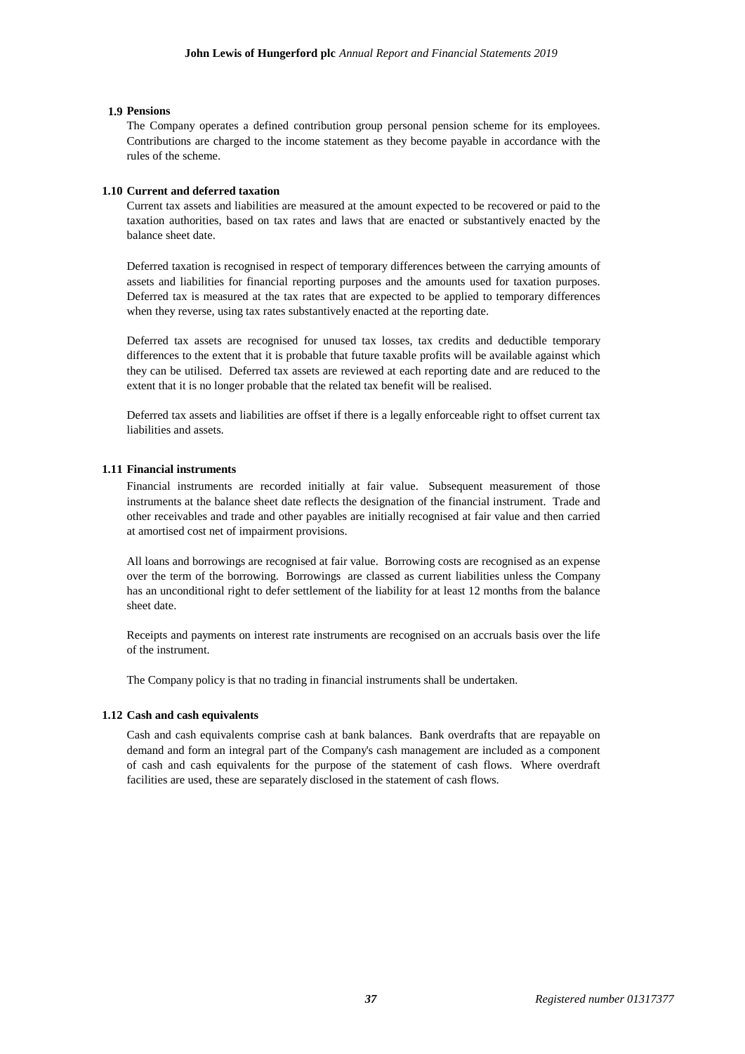### 1.9 Pensions

The Company operates a defined contribution group personal pension scheme for its employees. Contributions are charged to the income statement as they become payable in accordance with the rules of the scheme.

### 1.10 Current and deferred taxation

Current tax assets and liabilities are measured at the amount expected to be recovered or paid to the taxation authorities, based on tax rates and laws that are enacted or substantively enacted by the balance sheet date.

Deferred taxation is recognised in respect of temporary differences between the carrying amounts of assets and liabilities for financial reporting purposes and the amounts used for taxation purposes. Deferred tax is measured at the tax rates that are expected to be applied to temporary differences when they reverse, using tax rates substantively enacted at the reporting date.

Deferred tax assets are recognised for unused tax losses, tax credits and deductible temporary differences to the extent that it is probable that future taxable profits will be available against which they can be utilised. Deferred tax assets are reviewed at each reporting date and are reduced to the extent that it is no longer probable that the related tax benefit will be realised.

Deferred tax assets and liabilities are offset if there is a legally enforceable right to offset current tax liabilities and assets.

### 1.11 Financial instruments

Financial instruments are recorded initially at fair value. Subsequent measurement of those instruments at the balance sheet date reflects the designation of the financial instrument. Trade and other receivables and trade and other payables are initially recognised at fair value and then carried at amortised cost net of impairment provisions.

All loans and borrowings are recognised at fair value. Borrowing costs are recognised as an expense over the term of the borrowing. Borrowings are classed as current liabilities unless the Company has an unconditional right to defer settlement of the liability for at least 12 months from the balance sheet date.

Receipts and payments on interest rate instruments are recognised on an accruals basis over the life of the instrument.

The Company policy is that no trading in financial instruments shall be undertaken.

### 1.12 Cash and cash equivalents

Cash and cash equivalents comprise cash at bank balances. Bank overdrafts that are repayable on demand and form an integral part of the Company's cash management are included as a component of cash and cash equivalents for the purpose of the statement of cash flows. Where overdraft facilities are used, these are separately disclosed in the statement of cash flows.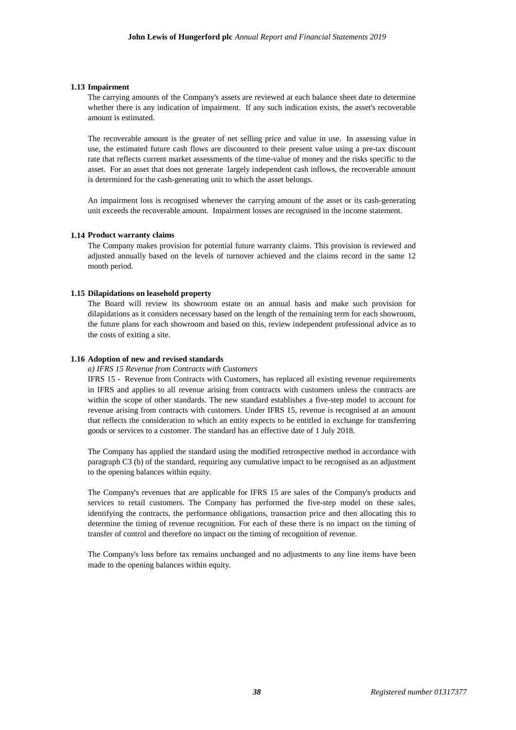### 1.13 Impairment

The carrying amounts of the Company's assets are reviewed at each balance sheet date to determine whether there is any indication of impairment. If any such indication exists, the asset's recoverable amount is estimated.

The recoverable amount is the greater of net selling price and value in use. In assessing value in use, the estimated future cash flows are discounted to their present value using a pre-tax discount rate that reflects current market assessments of the time-value of money and the risks specific to the asset. For an asset that does not generate largely independent cash inflows, the recoverable amount is determined for the cash-generating unit to which the asset belongs.

An impairment loss is recognised whenever the carrying amount of the asset or its cash-generating unit exceeds the recoverable amount. Impairment losses are recognised in the income statement.

### 1.14 Product warranty claims

The Company makes provision for potential future warranty claims. This provision is reviewed and adjusted annually based on the levels of turnover achieved and the claims record in the same 12 month period.

### 1.15 Dilapidations on leasehold property

The Board will review its showroom estate on an annual basis and make such provision for dilapidations as it considers necessary based on the length of the remaining term for each showroom, the future plans for each showroom and based on this, review independent professional advice as to the costs of exiting a site.

### 1.16 Adoption of new and revised standards

*a) IFRS 15 Revenue from Contracts with Customers*

IFRS 15 - Revenue from Contracts with Customers, has replaced all existing revenue requirements in IFRS and applies to all revenue arising from contracts with customers unless the contracts are within the scope of other standards. The new standard establishes a five-step model to account for revenue arising from contracts with customers. Under IFRS 15, revenue is recognised at an amount that reflects the consideration to which an entity expects to be entitled in exchange for transferring goods or services to a customer. The standard has an effective date of 1 July 2018.

The Company has applied the standard using the modified retrospective method in accordance with paragraph C3 (b) of the standard, requiring any cumulative impact to be recognised as an adjustment to the opening balances within equity.

The Company's revenues that are applicable for IFRS 15 are sales of the Company's products and services to retail customers. The Company has performed the five-step model on these sales, identifying the contracts, the performance obligations, transaction price and then allocating this to determine the timing of revenue recognition. For each of these there is no impact on the timing of transfer of control and therefore no impact on the timing of recognition of revenue.

The Company's loss before tax remains unchanged and no adjustments to any line items have been made to the opening balances within equity.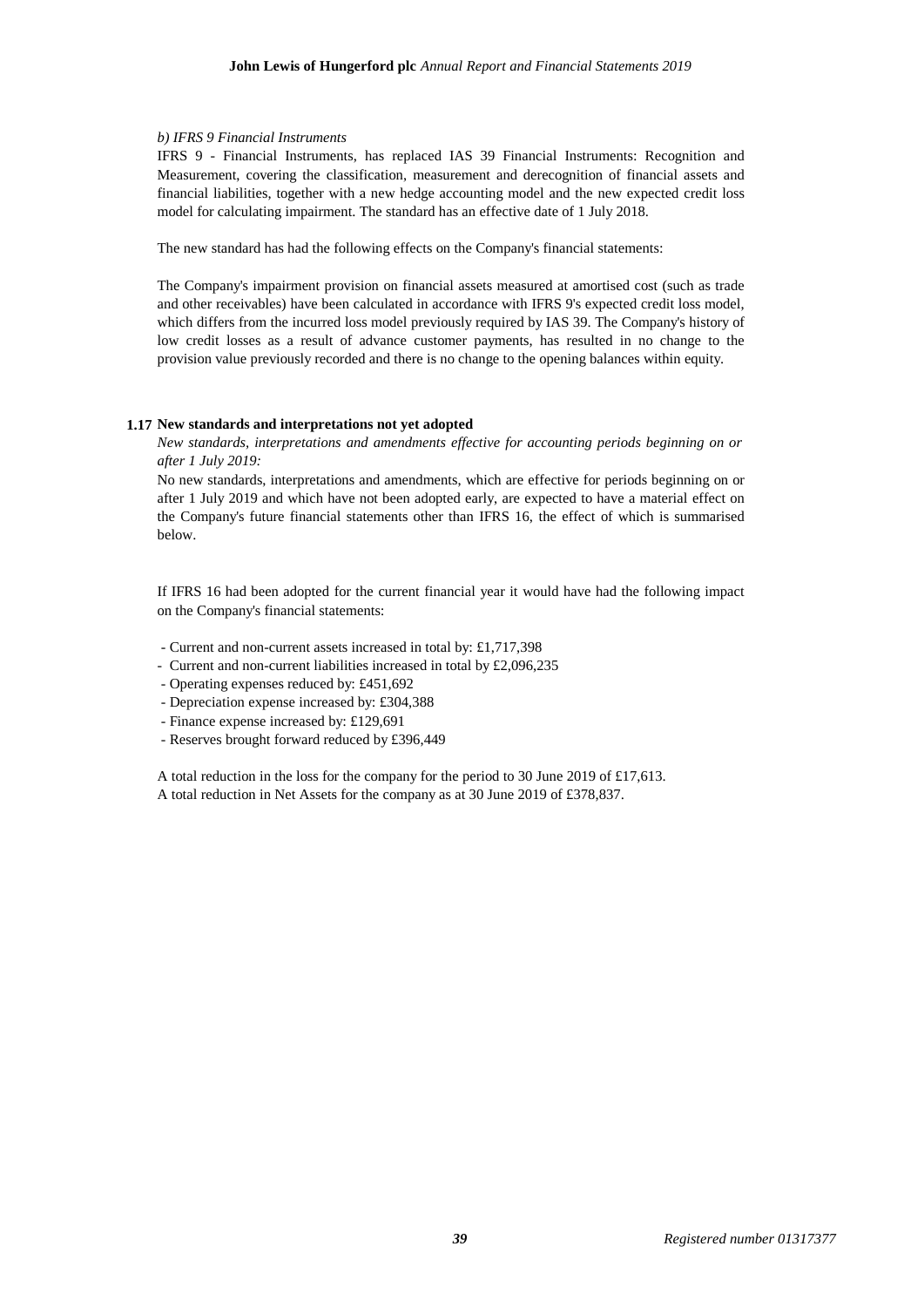*b) IFRS 9 Financial Instruments*

IFRS 9 - Financial Instruments, has replaced IAS 39 Financial Instruments: Recognition and Measurement, covering the classification, measurement and derecognition of financial assets and financial liabilities, together with a new hedge accounting model and the new expected credit loss model for calculating impairment. The standard has an effective date of 1 July 2018.

The new standard has had the following effects on the Company's financial statements:

The Company's impairment provision on financial assets measured at amortised cost (such as trade and other receivables) have been calculated in accordance with IFRS 9's expected credit loss model, which differs from the incurred loss model previously required by IAS 39. The Company's history of low credit losses as a result of advance customer payments, has resulted in no change to the provision value previously recorded and there is no change to the opening balances within equity.

**1.17 New standards and interpretations not yet adopted**

*New standards, interpretations and amendments effective for accounting periods beginning on or after 1 July 2019:*

No new standards, interpretations and amendments, which are effective for periods beginning on or after 1 July 2019 and which have not been adopted early, are expected to have a material effect on the Company's future financial statements other than IFRS 16, the effect of which is summarised below.

If IFRS 16 had been adopted for the current financial year it would have had the following impact on the Company's financial statements:

- Current and non-current assets increased in total by: £1,717,398
- Current and non-current liabilities increased in total by £2,096,235
- Operating expenses reduced by: £451,692
- Depreciation expense increased by: £304,388
- Finance expense increased by: £129,691
- Reserves brought forward reduced by £396,449

A total reduction in the loss for the company for the period to 30 June 2019 of £17,613.
A total reduction in Net Assets for the company as at 30 June 2019 of £378,837.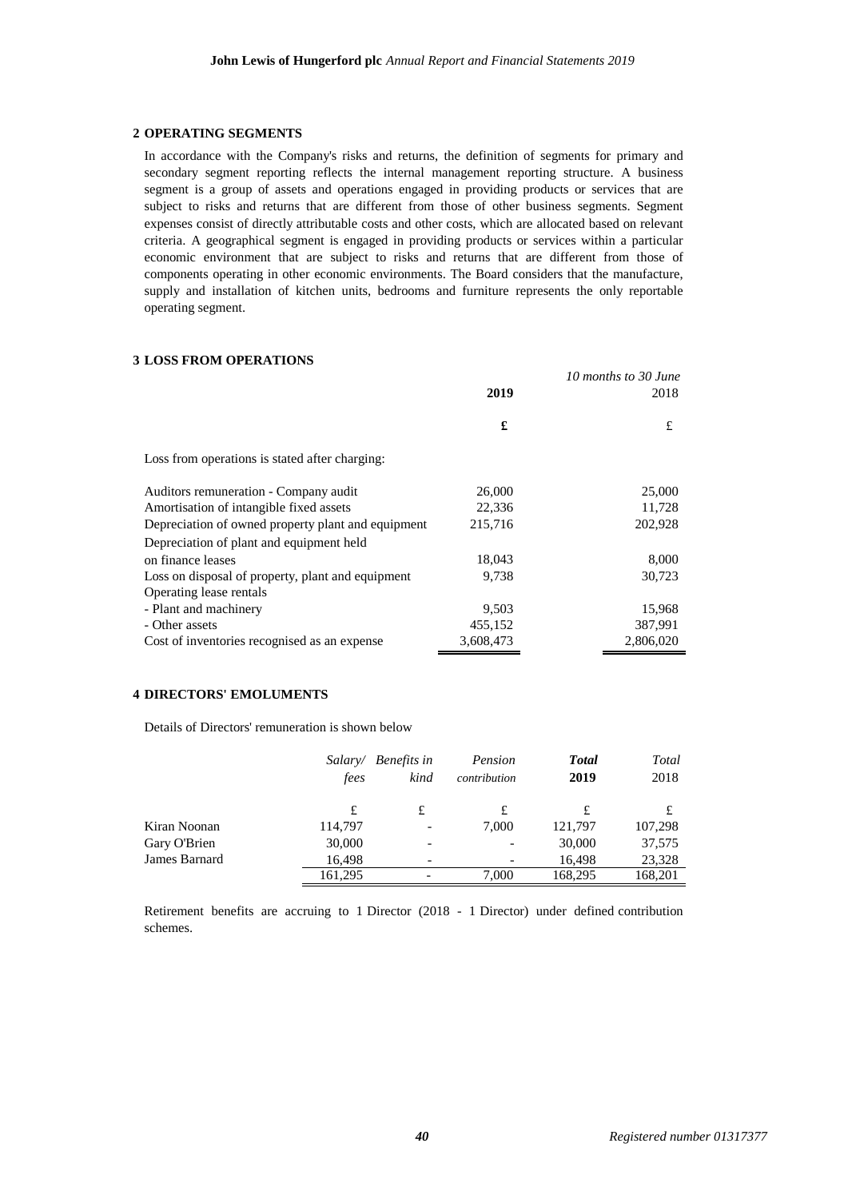## 2 OPERATING SEGMENTS

In accordance with the Company's risks and returns, the definition of segments for primary and secondary segment reporting reflects the internal management reporting structure. A business segment is a group of assets and operations engaged in providing products or services that are subject to risks and returns that are different from those of other business segments. Segment expenses consist of directly attributable costs and other costs, which are allocated based on relevant criteria. A geographical segment is engaged in providing products or services within a particular economic environment that are subject to risks and returns that are different from those of components operating in other economic environments. The Board considers that the manufacture, supply and installation of kitchen units, bedrooms and furniture represents the only reportable operating segment.

## 3 LOSS FROM OPERATIONS

| | **2019** | *10 months to 30 June* 2018 |
|---|---|---|
| | **£** | £ |
| Loss from operations is stated after charging: | | |
| Auditors remuneration - Company audit | 26,000 | 25,000 |
| Amortisation of intangible fixed assets | 22,336 | 11,728 |
| Depreciation of owned property plant and equipment | 215,716 | 202,928 |
| Depreciation of plant and equipment held on finance leases | 18,043 | 8,000 |
| Loss on disposal of property, plant and equipment | 9,738 | 30,723 |
| Operating lease rentals | | |
| - Plant and machinery | 9,503 | 15,968 |
| - Other assets | 455,152 | 387,991 |
| Cost of inventories recognised as an expense | 3,608,473 | 2,806,020 |

## 4 DIRECTORS' EMOLUMENTS

Details of Directors' remuneration is shown below

| | *Salary/ fees* | *Benefits in kind* | *Pension contribution* | ***Total* 2019** | *Total* 2018 |
|---|---|---|---|---|---|
| | £ | £ | £ | £ | £ |
| Kiran Noonan | 114,797 | - | 7,000 | 121,797 | 107,298 |
| Gary O'Brien | 30,000 | - | - | 30,000 | 37,575 |
| James Barnard | 16,498 | - | - | 16,498 | 23,328 |
| | 161,295 | - | 7,000 | 168,295 | 168,201 |

Retirement benefits are accruing to 1 Director (2018 - 1 Director) under defined contribution schemes.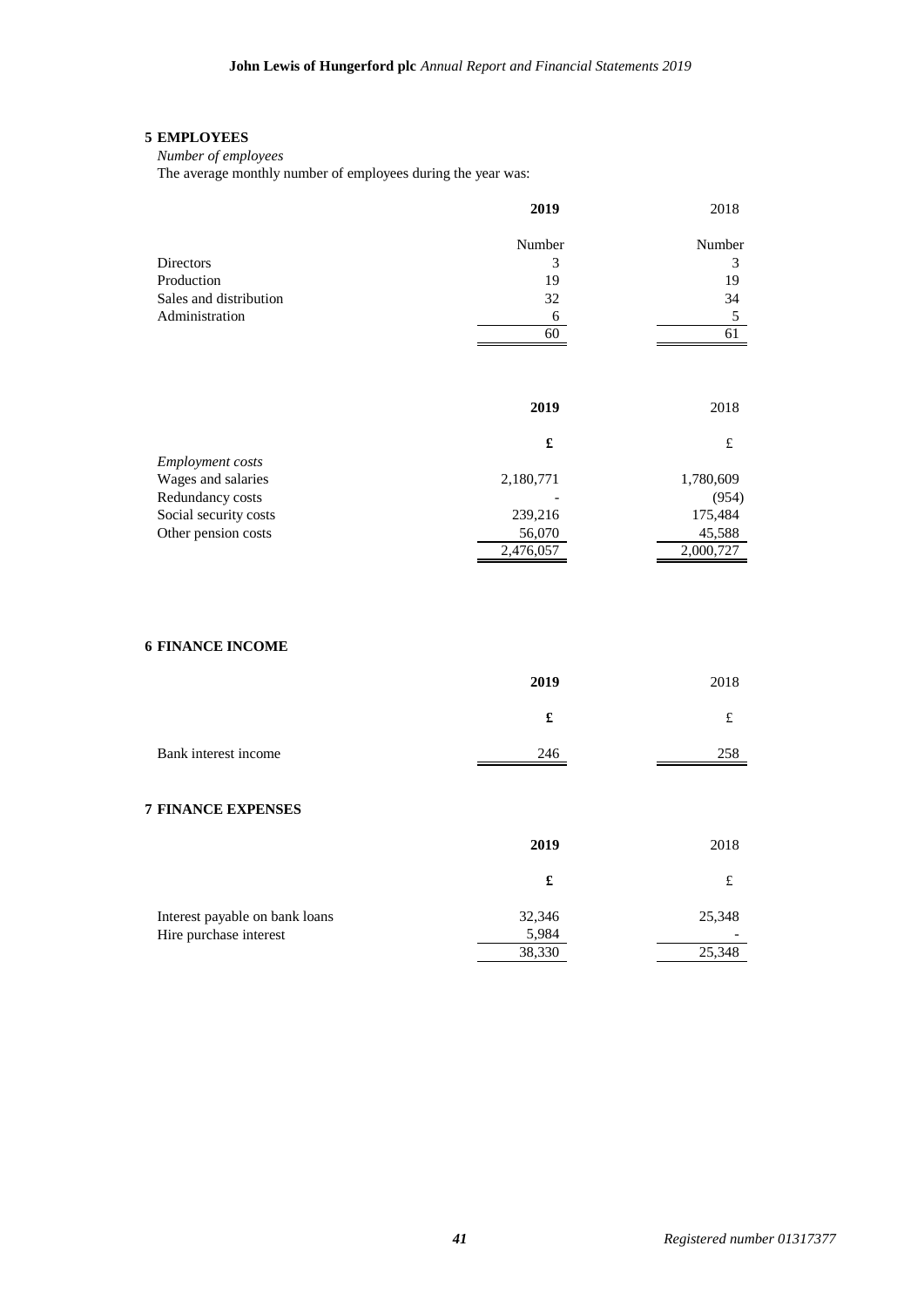## 5 EMPLOYEES

*Number of employees*

The average monthly number of employees during the year was:

| | **2019** | 2018 |
|---|---|---|
| | Number | Number |
| Directors | 3 | 3 |
| Production | 19 | 19 |
| Sales and distribution | 32 | 34 |
| Administration | 6 | 5 |
| | 60 | 61 |

| | **2019** | 2018 |
|---|---|---|
| | **£** | £ |
| *Employment costs* | | |
| Wages and salaries | 2,180,771 | 1,780,609 |
| Redundancy costs | - | (954) |
| Social security costs | 239,216 | 175,484 |
| Other pension costs | 56,070 | 45,588 |
| | 2,476,057 | 2,000,727 |

## 6 FINANCE INCOME

| | **2019** | 2018 |
|---|---|---|
| | **£** | £ |
| Bank interest income | 246 | 258 |

## 7 FINANCE EXPENSES

| | **2019** | 2018 |
|---|---|---|
| | **£** | £ |
| Interest payable on bank loans | 32,346 | 25,348 |
| Hire purchase interest | 5,984 | - |
| | 38,330 | 25,348 |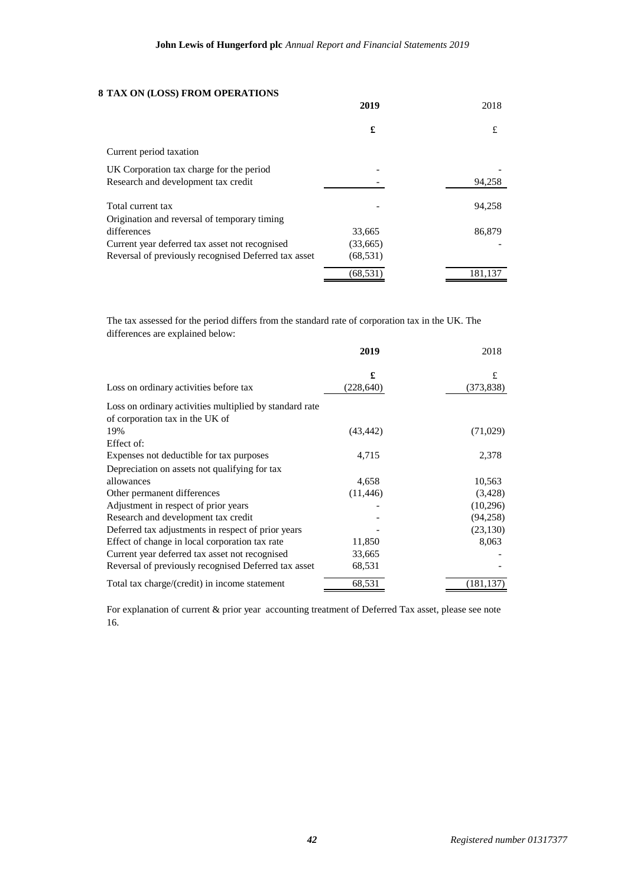## 8 TAX ON (LOSS) FROM OPERATIONS

| | **2019** | 2018 |
|---|---|---|
| | **£** | £ |
| Current period taxation | | |
| UK Corporation tax charge for the period | - | - |
| Research and development tax credit | - | 94,258 |
| Total current tax | - | 94,258 |
| Origination and reversal of temporary timing differences | 33,665 | 86,879 |
| Current year deferred tax asset not recognised | (33,665) | - |
| Reversal of previously recognised Deferred tax asset | (68,531) | |
| | (68,531) | 181,137 |

The tax assessed for the period differs from the standard rate of corporation tax in the UK. The differences are explained below:

| | **2019** | 2018 |
|---|---|---|
| | **£** | £ |
| Loss on ordinary activities before tax | (228,640) | (373,838) |
| Loss on ordinary activities multiplied by standard rate of corporation tax in the UK of 19% | (43,442) | (71,029) |
| Effect of: | | |
| Expenses not deductible for tax purposes | 4,715 | 2,378 |
| Depreciation on assets not qualifying for tax allowances | 4,658 | 10,563 |
| Other permanent differences | (11,446) | (3,428) |
| Adjustment in respect of prior years | - | (10,296) |
| Research and development tax credit | - | (94,258) |
| Deferred tax adjustments in respect of prior years | - | (23,130) |
| Effect of change in local corporation tax rate | 11,850 | 8,063 |
| Current year deferred tax asset not recognised | 33,665 | - |
| Reversal of previously recognised Deferred tax asset | 68,531 | - |
| Total tax charge/(credit) in income statement | 68,531 | (181,137) |

For explanation of current & prior year accounting treatment of Deferred Tax asset, please see note 16.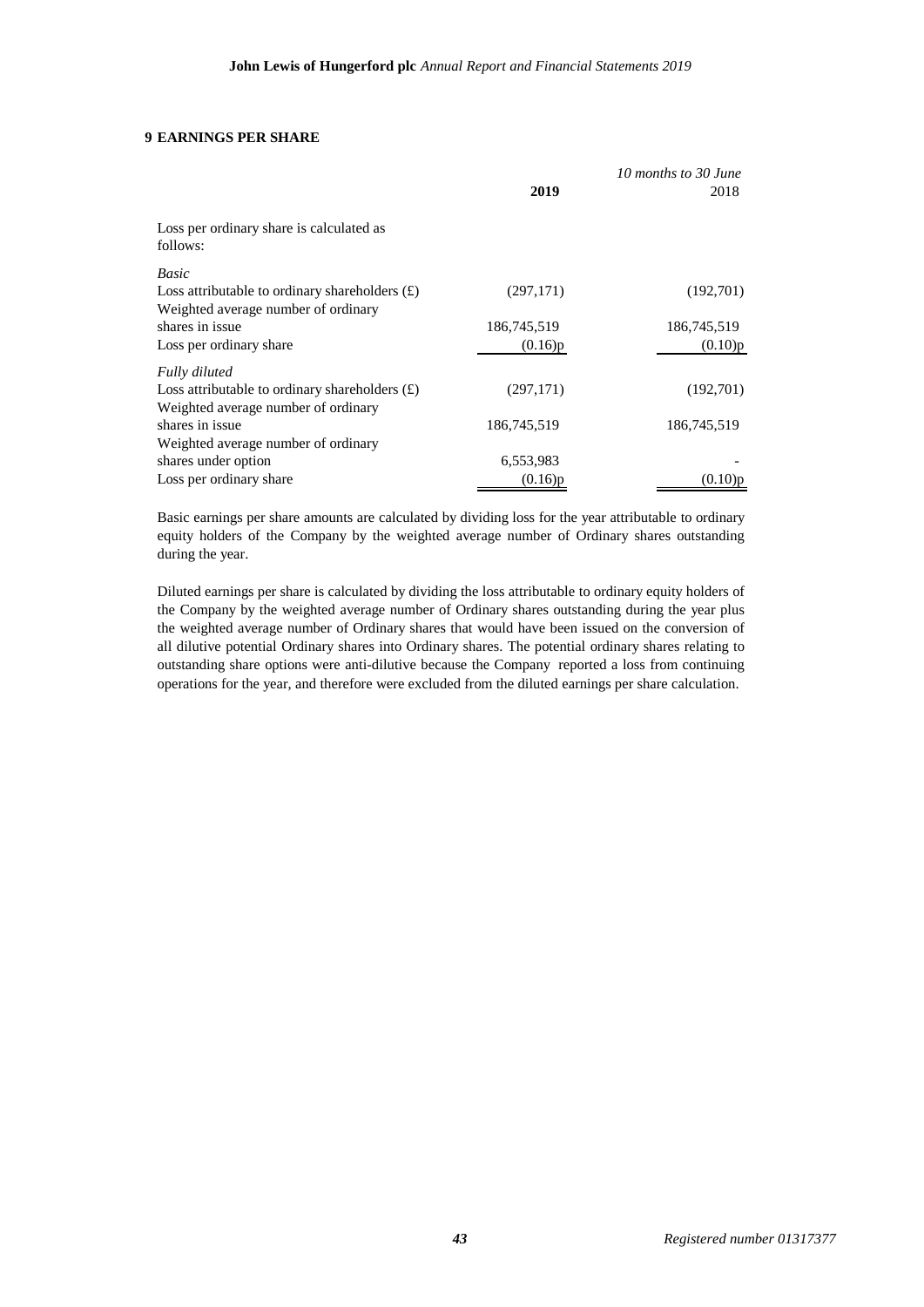## 9 EARNINGS PER SHARE

| | **2019** | *10 months to 30 June* 2018 |
|---|---|---|
| Loss per ordinary share is calculated as follows: | | |
| *Basic* | | |
| Loss attributable to ordinary shareholders (£) | (297,171) | (192,701) |
| Weighted average number of ordinary shares in issue | 186,745,519 | 186,745,519 |
| Loss per ordinary share | (0.16)p | (0.10)p |
| *Fully diluted* | | |
| Loss attributable to ordinary shareholders (£) | (297,171) | (192,701) |
| Weighted average number of ordinary shares in issue | 186,745,519 | 186,745,519 |
| Weighted average number of ordinary shares under option | 6,553,983 | - |
| Loss per ordinary share | (0.16)p | (0.10)p |

Basic earnings per share amounts are calculated by dividing loss for the year attributable to ordinary equity holders of the Company by the weighted average number of Ordinary shares outstanding during the year.

Diluted earnings per share is calculated by dividing the loss attributable to ordinary equity holders of the Company by the weighted average number of Ordinary shares outstanding during the year plus the weighted average number of Ordinary shares that would have been issued on the conversion of all dilutive potential Ordinary shares into Ordinary shares. The potential ordinary shares relating to outstanding share options were anti-dilutive because the Company reported a loss from continuing operations for the year, and therefore were excluded from the diluted earnings per share calculation.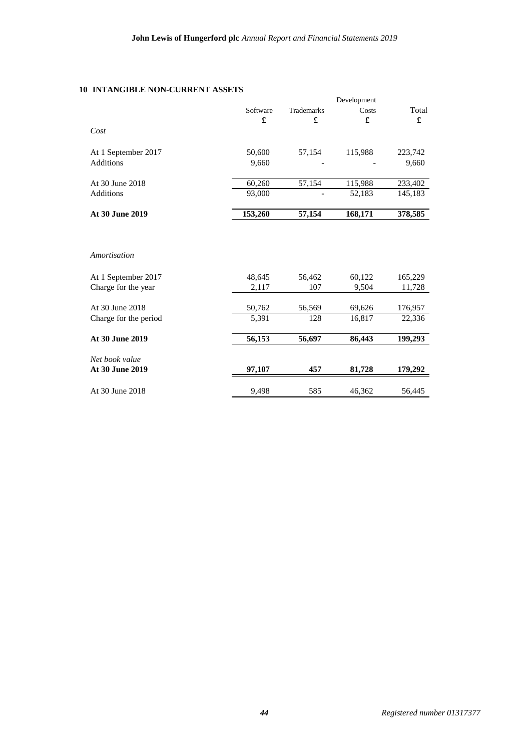## 10 INTANGIBLE NON-CURRENT ASSETS

| | Software | Trademarks | Development Costs | Total |
|---|---|---|---|---|
| | £ | £ | £ | £ |
| *Cost* | | | | |
| At 1 September 2017 | 50,600 | 57,154 | 115,988 | 223,742 |
| Additions | 9,660 | - | - | 9,660 |
| At 30 June 2018 | 60,260 | 57,154 | 115,988 | 233,402 |
| Additions | 93,000 | - | 52,183 | 145,183 |
| **At 30 June 2019** | **153,260** | **57,154** | **168,171** | **378,585** |
| *Amortisation* | | | | |
| At 1 September 2017 | 48,645 | 56,462 | 60,122 | 165,229 |
| Charge for the year | 2,117 | 107 | 9,504 | 11,728 |
| At 30 June 2018 | 50,762 | 56,569 | 69,626 | 176,957 |
| Charge for the period | 5,391 | 128 | 16,817 | 22,336 |
| **At 30 June 2019** | **56,153** | **56,697** | **86,443** | **199,293** |
| *Net book value* | | | | |
| **At 30 June 2019** | **97,107** | **457** | **81,728** | **179,292** |
| At 30 June 2018 | 9,498 | 585 | 46,362 | 56,445 |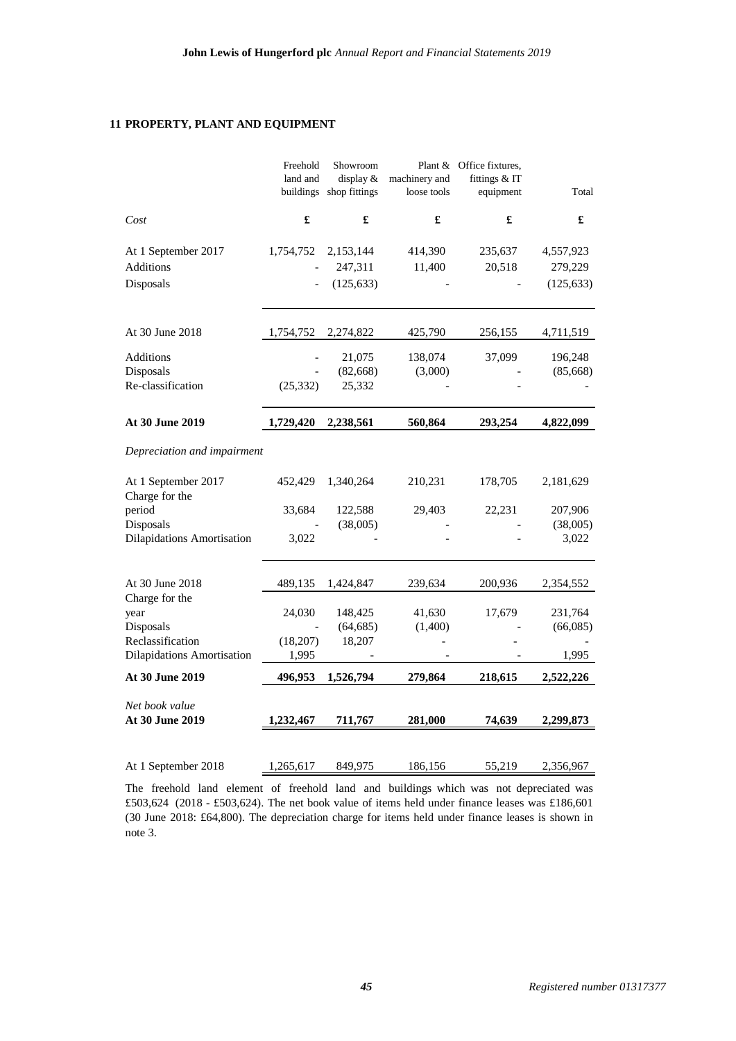## 11 PROPERTY, PLANT AND EQUIPMENT

| | Freehold land and buildings | Showroom display & shop fittings | Plant & machinery and loose tools | Office fixtures, fittings & IT equipment | Total |
|---|---|---|---|---|---|
| *Cost* | **£** | **£** | **£** | **£** | **£** |
| At 1 September 2017 | 1,754,752 | 2,153,144 | 414,390 | 235,637 | 4,557,923 |
| Additions | - | 247,311 | 11,400 | 20,518 | 279,229 |
| Disposals | - | (125,633) | - | - | (125,633) |
| At 30 June 2018 | 1,754,752 | 2,274,822 | 425,790 | 256,155 | 4,711,519 |
| Additions | - | 21,075 | 138,074 | 37,099 | 196,248 |
| Disposals | - | (82,668) | (3,000) | - | (85,668) |
| Re-classification | (25,332) | 25,332 | - | - | - |
| **At 30 June 2019** | **1,729,420** | **2,238,561** | **560,864** | **293,254** | **4,822,099** |
| *Depreciation and impairment* | | | | | |
| At 1 September 2017 | 452,429 | 1,340,264 | 210,231 | 178,705 | 2,181,629 |
| Charge for the period | 33,684 | 122,588 | 29,403 | 22,231 | 207,906 |
| Disposals | - | (38,005) | - | - | (38,005) |
| Dilapidations Amortisation | 3,022 | - | - | - | 3,022 |
| At 30 June 2018 | 489,135 | 1,424,847 | 239,634 | 200,936 | 2,354,552 |
| Charge for the year | 24,030 | 148,425 | 41,630 | 17,679 | 231,764 |
| Disposals | - | (64,685) | (1,400) | - | (66,085) |
| Reclassification | (18,207) | 18,207 | - | - | - |
| Dilapidations Amortisation | 1,995 | - | - | - | 1,995 |
| **At 30 June 2019** | **496,953** | **1,526,794** | **279,864** | **218,615** | **2,522,226** |
| *Net book value* | | | | | |
| **At 30 June 2019** | **1,232,467** | **711,767** | **281,000** | **74,639** | **2,299,873** |
| At 1 September 2018 | 1,265,617 | 849,975 | 186,156 | 55,219 | 2,356,967 |

The freehold land element of freehold land and buildings which was not depreciated was £503,624 (2018 - £503,624). The net book value of items held under finance leases was £186,601 (30 June 2018: £64,800). The depreciation charge for items held under finance leases is shown in note 3.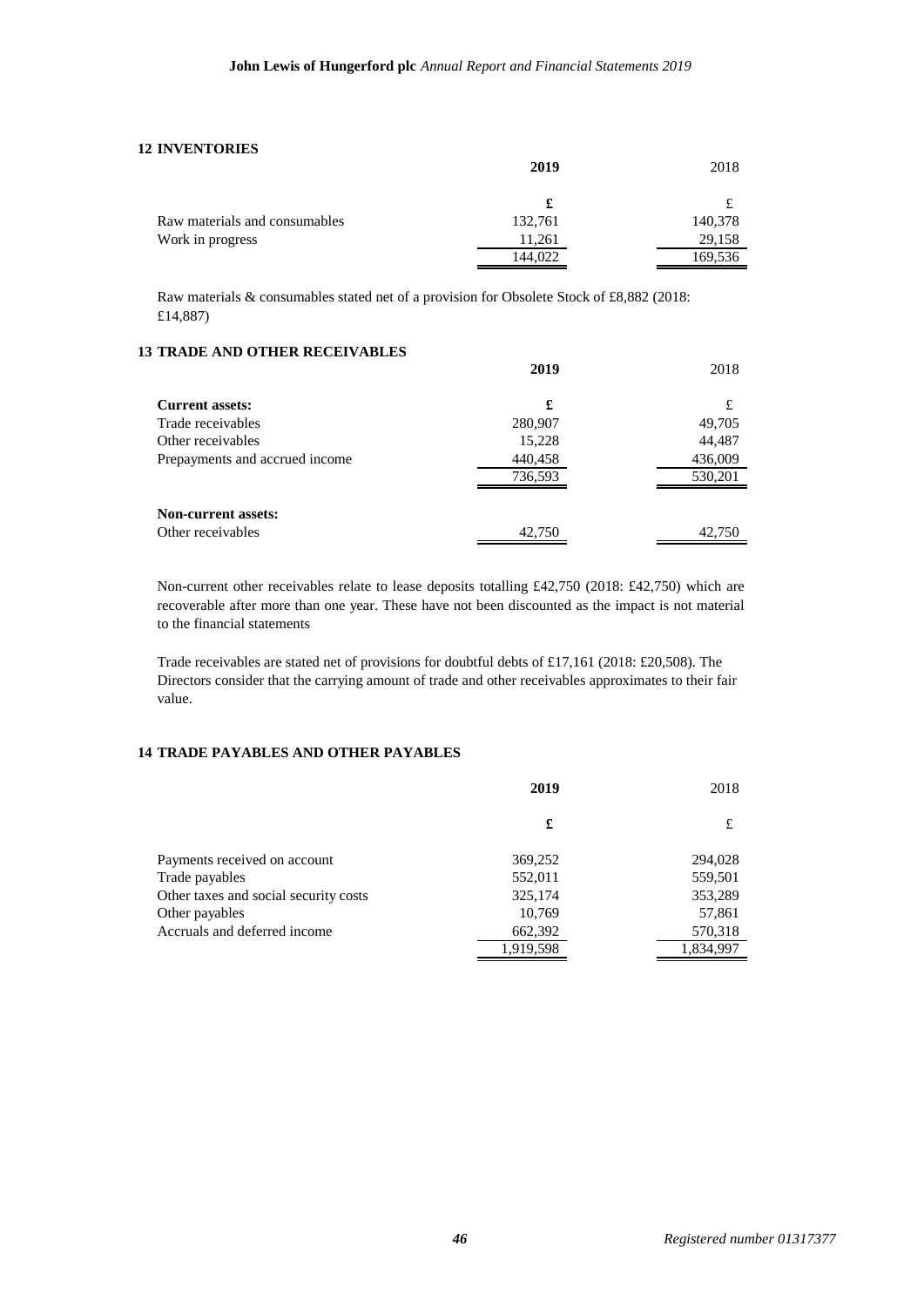## 12 INVENTORIES

| | 2019 | 2018 |
|---|---|---|
| | £ | £ |
| Raw materials and consumables | 132,761 | 140,378 |
| Work in progress | 11,261 | 29,158 |
| | 144,022 | 169,536 |

Raw materials & consumables stated net of a provision for Obsolete Stock of £8,882 (2018: £14,887)

## 13 TRADE AND OTHER RECEIVABLES

| | 2019 | 2018 |
|---|---|---|
| **Current assets:** | £ | £ |
| Trade receivables | 280,907 | 49,705 |
| Other receivables | 15,228 | 44,487 |
| Prepayments and accrued income | 440,458 | 436,009 |
| | 736,593 | 530,201 |
| **Non-current assets:** | | |
| Other receivables | 42,750 | 42,750 |

Non-current other receivables relate to lease deposits totalling £42,750 (2018: £42,750) which are recoverable after more than one year. These have not been discounted as the impact is not material to the financial statements

Trade receivables are stated net of provisions for doubtful debts of £17,161 (2018: £20,508). The Directors consider that the carrying amount of trade and other receivables approximates to their fair value.

## 14 TRADE PAYABLES AND OTHER PAYABLES

| | 2019 | 2018 |
|---|---|---|
| | £ | £ |
| Payments received on account | 369,252 | 294,028 |
| Trade payables | 552,011 | 559,501 |
| Other taxes and social security costs | 325,174 | 353,289 |
| Other payables | 10,769 | 57,861 |
| Accruals and deferred income | 662,392 | 570,318 |
| | 1,919,598 | 1,834,997 |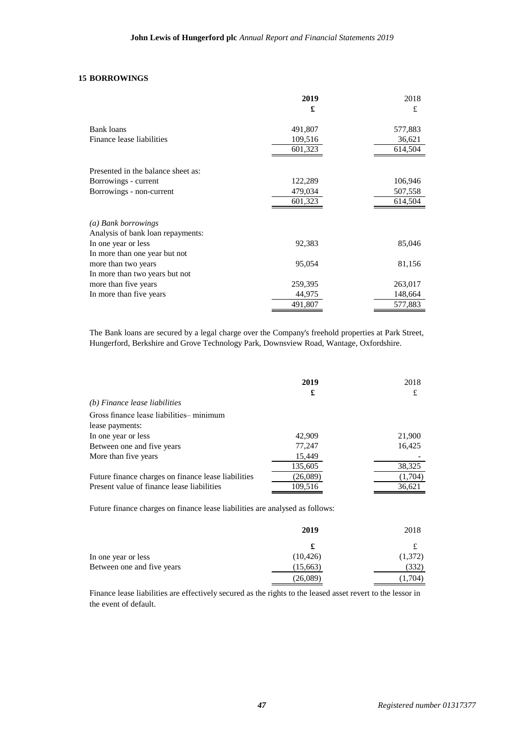## 15 BORROWINGS

| | **2019** | 2018 |
|---|---|---|
| | **£** | £ |
| Bank loans | 491,807 | 577,883 |
| Finance lease liabilities | 109,516 | 36,621 |
| | 601,323 | 614,504 |
| Presented in the balance sheet as: | | |
| Borrowings - current | 122,289 | 106,946 |
| Borrowings - non-current | 479,034 | 507,558 |
| | 601,323 | 614,504 |
| *(a) Bank borrowings* | | |
| Analysis of bank loan repayments: | | |
| In one year or less | 92,383 | 85,046 |
| In more than one year but not more than two years | 95,054 | 81,156 |
| In more than two years but not more than five years | 259,395 | 263,017 |
| In more than five years | 44,975 | 148,664 |
| | 491,807 | 577,883 |

The Bank loans are secured by a legal charge over the Company's freehold properties at Park Street, Hungerford, Berkshire and Grove Technology Park, Downsview Road, Wantage, Oxfordshire.

| | **2019** | 2018 |
|---|---|---|
| | **£** | £ |
| *(b) Finance lease liabilities* | | |
| Gross finance lease liabilities– minimum lease payments: | | |
| In one year or less | 42,909 | 21,900 |
| Between one and five years | 77,247 | 16,425 |
| More than five years | 15,449 | - |
| | 135,605 | 38,325 |
| Future finance charges on finance lease liabilities | (26,089) | (1,704) |
| Present value of finance lease liabilities | 109,516 | 36,621 |

Future finance charges on finance lease liabilities are analysed as follows:

| | **2019** | 2018 |
|---|---|---|
| | **£** | £ |
| In one year or less | (10,426) | (1,372) |
| Between one and five years | (15,663) | (332) |
| | (26,089) | (1,704) |

Finance lease liabilities are effectively secured as the rights to the leased asset revert to the lessor in the event of default.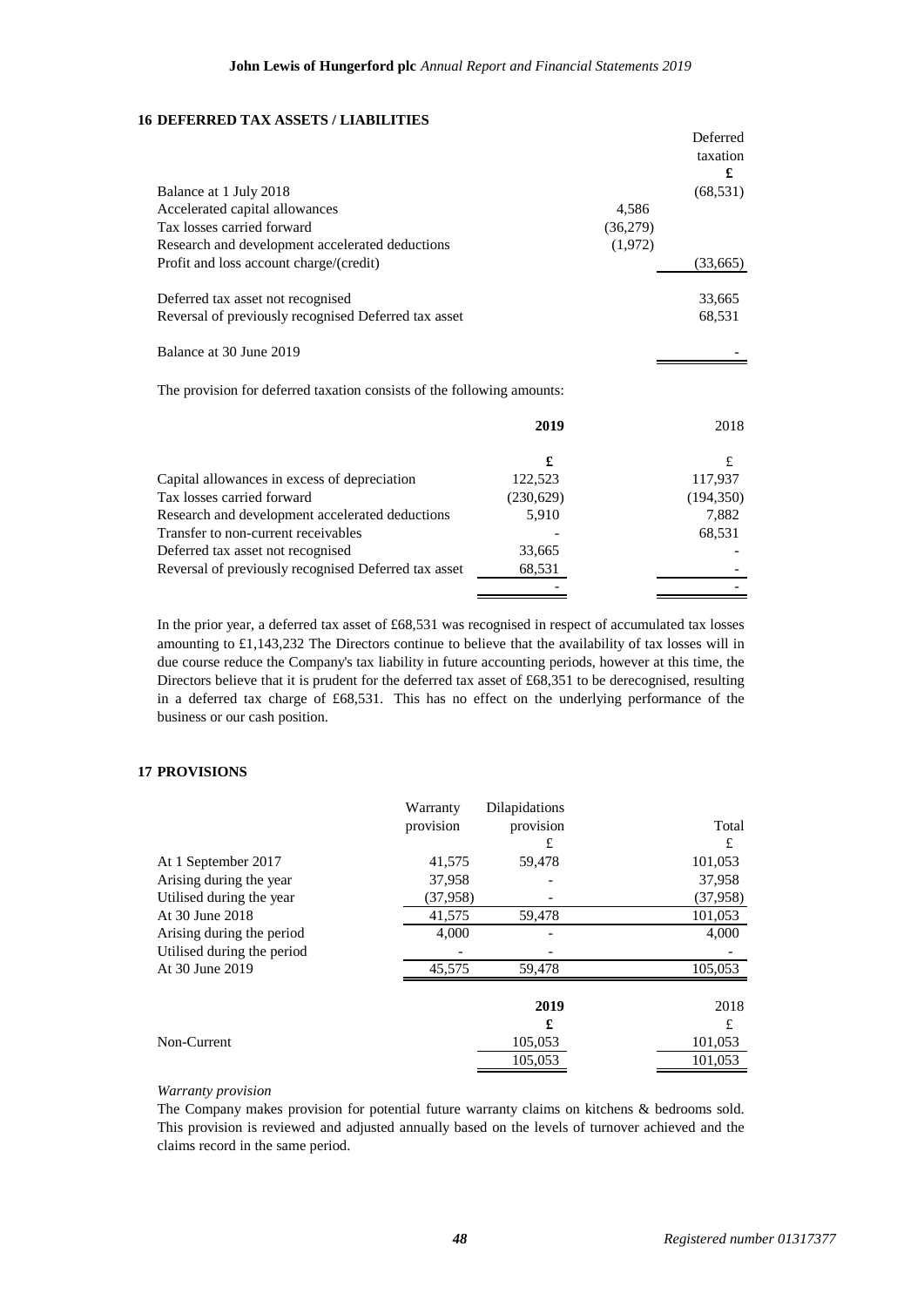## 16 DEFERRED TAX ASSETS / LIABILITIES

| | | Deferred taxation |
|---|---|---|
| | | £ |
| Balance at 1 July 2018 | | (68,531) |
| Accelerated capital allowances | 4,586 | |
| Tax losses carried forward | (36,279) | |
| Research and development accelerated deductions | (1,972) | |
| Profit and loss account charge/(credit) | | (33,665) |
| Deferred tax asset not recognised | | 33,665 |
| Reversal of previously recognised Deferred tax asset | | 68,531 |
| Balance at 30 June 2019 | | - |

The provision for deferred taxation consists of the following amounts:

| | **2019** | 2018 |
|---|---|---|
| | **£** | £ |
| Capital allowances in excess of depreciation | 122,523 | 117,937 |
| Tax losses carried forward | (230,629) | (194,350) |
| Research and development accelerated deductions | 5,910 | 7,882 |
| Transfer to non-current receivables | - | 68,531 |
| Deferred tax asset not recognised | 33,665 | - |
| Reversal of previously recognised Deferred tax asset | 68,531 | - |
| | - | - |

In the prior year, a deferred tax asset of £68,531 was recognised in respect of accumulated tax losses amounting to £1,143,232 The Directors continue to believe that the availability of tax losses will in due course reduce the Company's tax liability in future accounting periods, however at this time, the Directors believe that it is prudent for the deferred tax asset of £68,351 to be derecognised, resulting in a deferred tax charge of £68,531. This has no effect on the underlying performance of the business or our cash position.

## 17 PROVISIONS

| | Warranty provision | Dilapidations provision | Total |
|---|---|---|---|
| | | £ | £ |
| At 1 September 2017 | 41,575 | 59,478 | 101,053 |
| Arising during the year | 37,958 | - | 37,958 |
| Utilised during the year | (37,958) | - | (37,958) |
| At 30 June 2018 | 41,575 | 59,478 | 101,053 |
| Arising during the period | 4,000 | - | 4,000 |
| Utilised during the period | - | - | - |
| At 30 June 2019 | 45,575 | 59,478 | 105,053 |

| | **2019** | 2018 |
|---|---|---|
| | **£** | £ |
| Non-Current | 105,053 | 101,053 |
| | 105,053 | 101,053 |

*Warranty provision*

The Company makes provision for potential future warranty claims on kitchens & bedrooms sold. This provision is reviewed and adjusted annually based on the levels of turnover achieved and the claims record in the same period.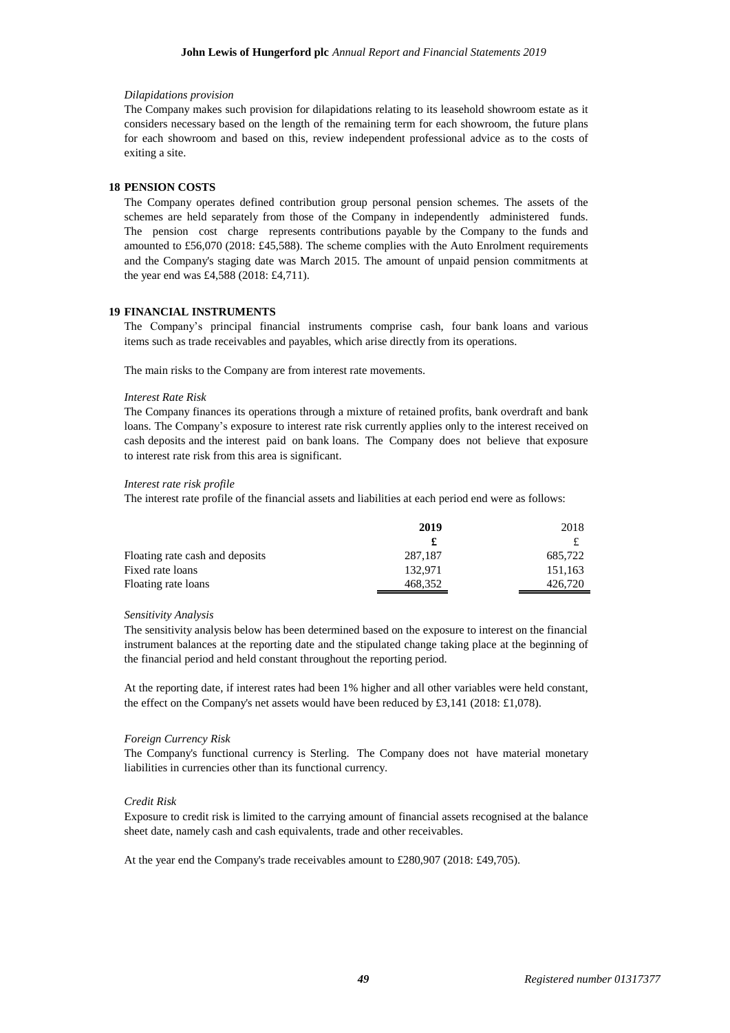*Dilapidations provision*

The Company makes such provision for dilapidations relating to its leasehold showroom estate as it considers necessary based on the length of the remaining term for each showroom, the future plans for each showroom and based on this, review independent professional advice as to the costs of exiting a site.

## 18 PENSION COSTS

The Company operates defined contribution group personal pension schemes. The assets of the schemes are held separately from those of the Company in independently administered funds. The pension cost charge represents contributions payable by the Company to the funds and amounted to £56,070 (2018: £45,588). The scheme complies with the Auto Enrolment requirements and the Company's staging date was March 2015. The amount of unpaid pension commitments at the year end was £4,588 (2018: £4,711).

## 19 FINANCIAL INSTRUMENTS

The Company's principal financial instruments comprise cash, four bank loans and various items such as trade receivables and payables, which arise directly from its operations.

The main risks to the Company are from interest rate movements.

*Interest Rate Risk*

The Company finances its operations through a mixture of retained profits, bank overdraft and bank loans. The Company's exposure to interest rate risk currently applies only to the interest received on cash deposits and the interest paid on bank loans. The Company does not believe that exposure to interest rate risk from this area is significant.

*Interest rate risk profile*

The interest rate profile of the financial assets and liabilities at each period end were as follows:

| | **2019** | 2018 |
|---|---|---|
| | **£** | £ |
| Floating rate cash and deposits | 287,187 | 685,722 |
| Fixed rate loans | 132,971 | 151,163 |
| Floating rate loans | 468,352 | 426,720 |

*Sensitivity Analysis*

The sensitivity analysis below has been determined based on the exposure to interest on the financial instrument balances at the reporting date and the stipulated change taking place at the beginning of the financial period and held constant throughout the reporting period.

At the reporting date, if interest rates had been 1% higher and all other variables were held constant, the effect on the Company's net assets would have been reduced by £3,141 (2018: £1,078).

*Foreign Currency Risk*

The Company's functional currency is Sterling. The Company does not have material monetary liabilities in currencies other than its functional currency.

*Credit Risk*

Exposure to credit risk is limited to the carrying amount of financial assets recognised at the balance sheet date, namely cash and cash equivalents, trade and other receivables.

At the year end the Company's trade receivables amount to £280,907 (2018: £49,705).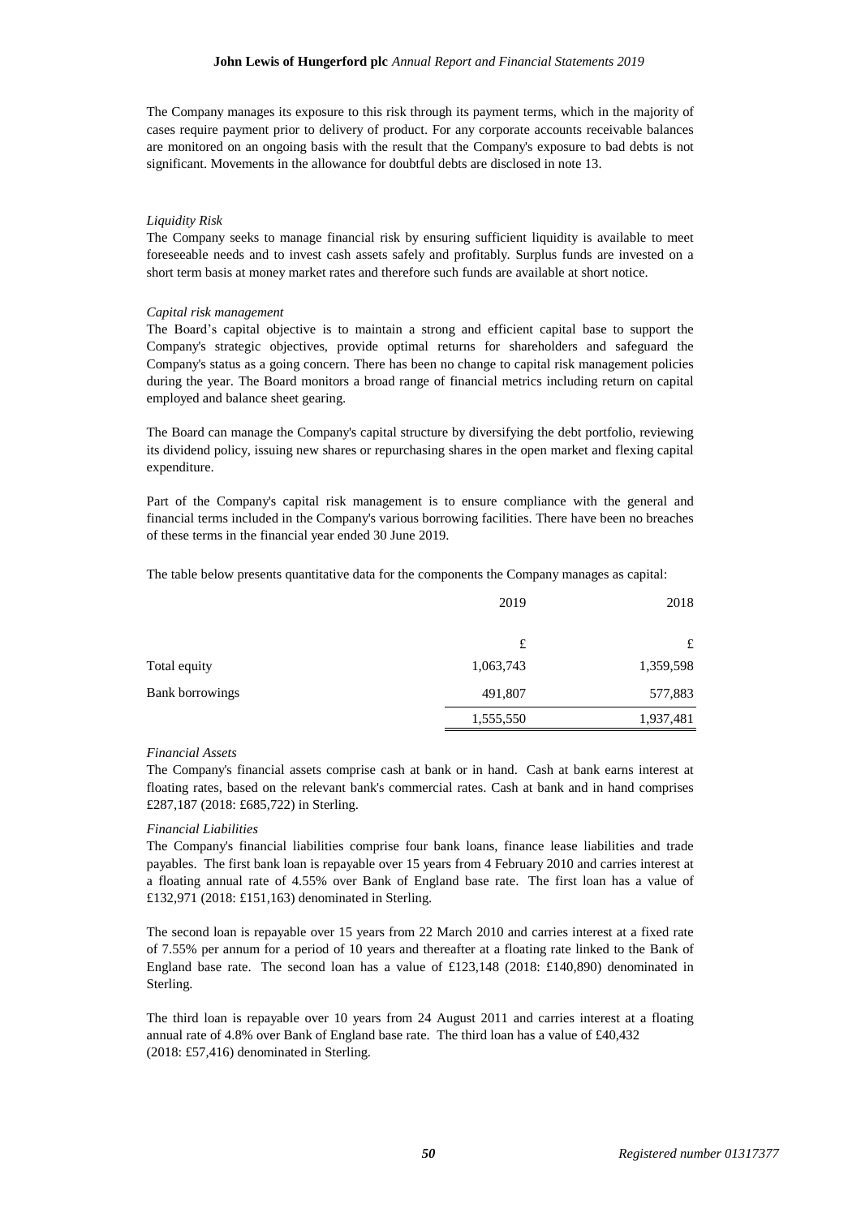The Company manages its exposure to this risk through its payment terms, which in the majority of cases require payment prior to delivery of product. For any corporate accounts receivable balances are monitored on an ongoing basis with the result that the Company's exposure to bad debts is not significant. Movements in the allowance for doubtful debts are disclosed in note 13.

*Liquidity Risk*

The Company seeks to manage financial risk by ensuring sufficient liquidity is available to meet foreseeable needs and to invest cash assets safely and profitably. Surplus funds are invested on a short term basis at money market rates and therefore such funds are available at short notice.

*Capital risk management*

The Board's capital objective is to maintain a strong and efficient capital base to support the Company's strategic objectives, provide optimal returns for shareholders and safeguard the Company's status as a going concern. There has been no change to capital risk management policies during the year. The Board monitors a broad range of financial metrics including return on capital employed and balance sheet gearing.

The Board can manage the Company's capital structure by diversifying the debt portfolio, reviewing its dividend policy, issuing new shares or repurchasing shares in the open market and flexing capital expenditure.

Part of the Company's capital risk management is to ensure compliance with the general and financial terms included in the Company's various borrowing facilities. There have been no breaches of these terms in the financial year ended 30 June 2019.

The table below presents quantitative data for the components the Company manages as capital:

| | 2019 | 2018 |
|---|---|---|
| | £ | £ |
| Total equity | 1,063,743 | 1,359,598 |
| Bank borrowings | 491,807 | 577,883 |
| | 1,555,550 | 1,937,481 |

*Financial Assets*

The Company's financial assets comprise cash at bank or in hand. Cash at bank earns interest at floating rates, based on the relevant bank's commercial rates. Cash at bank and in hand comprises £287,187 (2018: £685,722) in Sterling.

*Financial Liabilities*

The Company's financial liabilities comprise four bank loans, finance lease liabilities and trade payables. The first bank loan is repayable over 15 years from 4 February 2010 and carries interest at a floating annual rate of 4.55% over Bank of England base rate. The first loan has a value of £132,971 (2018: £151,163) denominated in Sterling.

The second loan is repayable over 15 years from 22 March 2010 and carries interest at a fixed rate of 7.55% per annum for a period of 10 years and thereafter at a floating rate linked to the Bank of England base rate. The second loan has a value of £123,148 (2018: £140,890) denominated in Sterling.

The third loan is repayable over 10 years from 24 August 2011 and carries interest at a floating annual rate of 4.8% over Bank of England base rate. The third loan has a value of £40,432 (2018: £57,416) denominated in Sterling.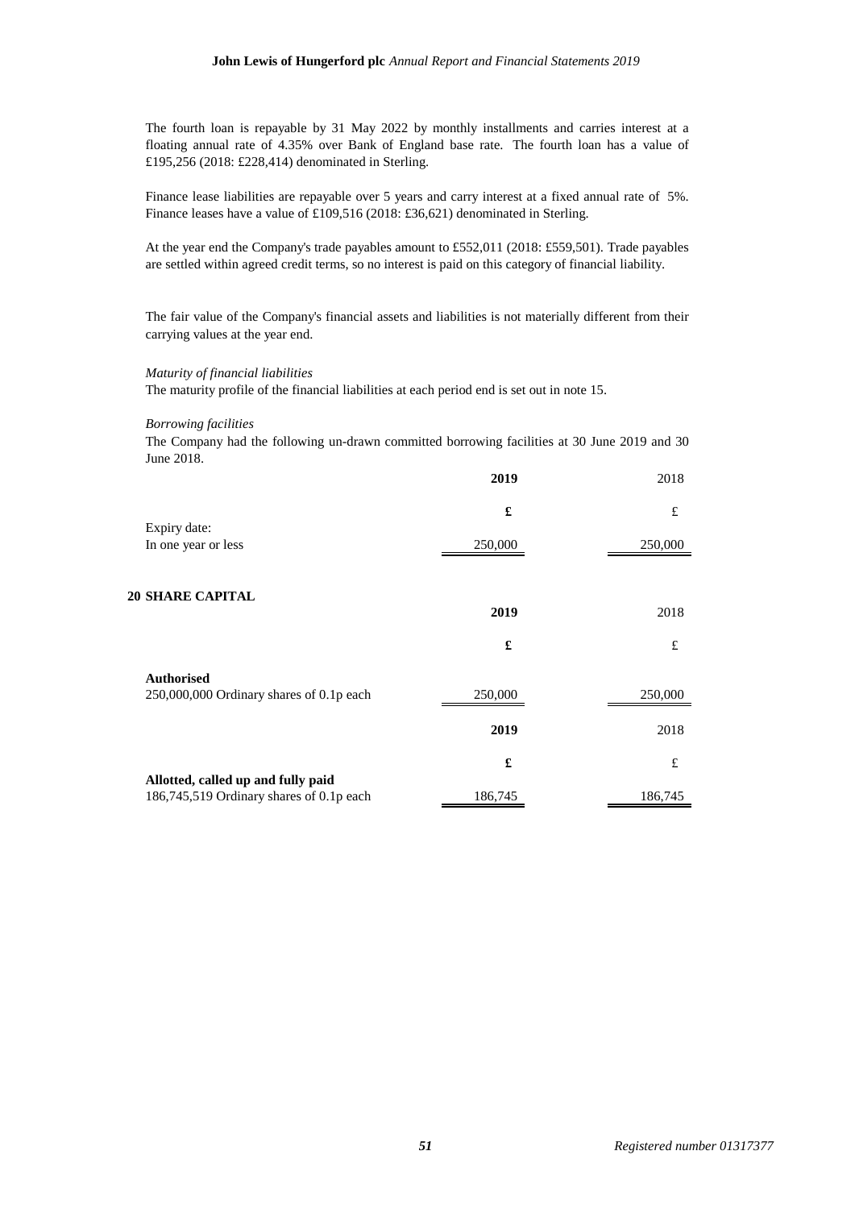The fourth loan is repayable by 31 May 2022 by monthly installments and carries interest at a floating annual rate of 4.35% over Bank of England base rate. The fourth loan has a value of £195,256 (2018: £228,414) denominated in Sterling.

Finance lease liabilities are repayable over 5 years and carry interest at a fixed annual rate of 5%. Finance leases have a value of £109,516 (2018: £36,621) denominated in Sterling.

At the year end the Company's trade payables amount to £552,011 (2018: £559,501). Trade payables are settled within agreed credit terms, so no interest is paid on this category of financial liability.

The fair value of the Company's financial assets and liabilities is not materially different from their carrying values at the year end.

*Maturity of financial liabilities*

The maturity profile of the financial liabilities at each period end is set out in note 15.

*Borrowing facilities*

The Company had the following un-drawn committed borrowing facilities at 30 June 2019 and 30 June 2018.

| | **2019** | 2018 |
|---|---|---|
| | **£** | £ |
| Expiry date: | | |
| In one year or less | 250,000 | 250,000 |

## 20 SHARE CAPITAL

| | **2019** | 2018 |
|---|---|---|
| | **£** | £ |
| **Authorised** | | |
| 250,000,000 Ordinary shares of 0.1p each | 250,000 | 250,000 |

| | **2019** | 2018 |
|---|---|---|
| | **£** | £ |
| **Allotted, called up and fully paid** | | |
| 186,745,519 Ordinary shares of 0.1p each | 186,745 | 186,745 |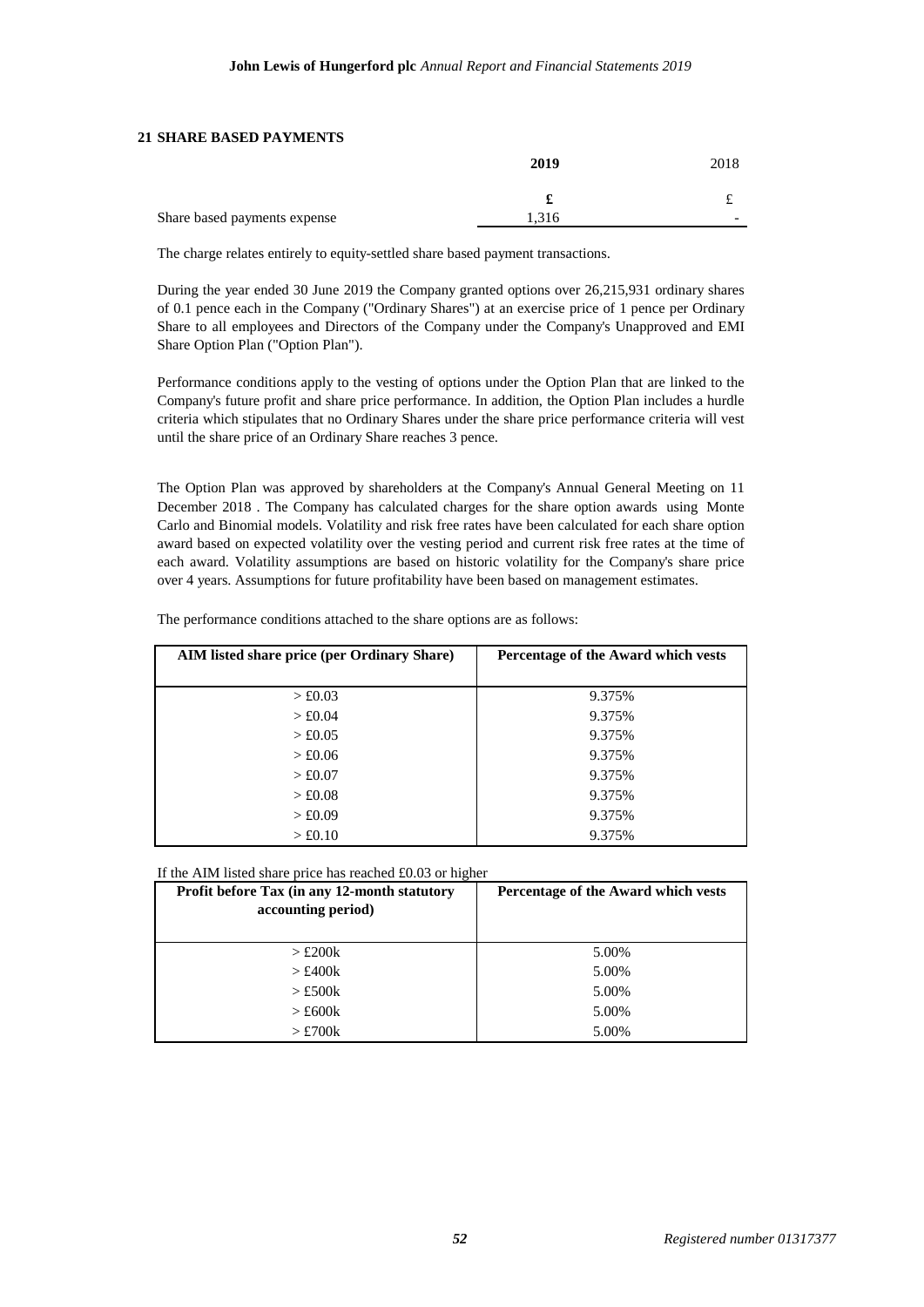## 21 SHARE BASED PAYMENTS

| | **2019** | 2018 |
|---|---|---|
| | **£** | £ |
| Share based payments expense | 1,316 | - |

The charge relates entirely to equity-settled share based payment transactions.

During the year ended 30 June 2019 the Company granted options over 26,215,931 ordinary shares of 0.1 pence each in the Company ("Ordinary Shares") at an exercise price of 1 pence per Ordinary Share to all employees and Directors of the Company under the Company's Unapproved and EMI Share Option Plan ("Option Plan").

Performance conditions apply to the vesting of options under the Option Plan that are linked to the Company's future profit and share price performance. In addition, the Option Plan includes a hurdle criteria which stipulates that no Ordinary Shares under the share price performance criteria will vest until the share price of an Ordinary Share reaches 3 pence.

The Option Plan was approved by shareholders at the Company's Annual General Meeting on 11 December 2018 . The Company has calculated charges for the share option awards using Monte Carlo and Binomial models. Volatility and risk free rates have been calculated for each share option award based on expected volatility over the vesting period and current risk free rates at the time of each award. Volatility assumptions are based on historic volatility for the Company's share price over 4 years. Assumptions for future profitability have been based on management estimates.

The performance conditions attached to the share options are as follows:

| AIM listed share price (per Ordinary Share) | Percentage of the Award which vests |
|---|---|
| > £0.03 | 9.375% |
| > £0.04 | 9.375% |
| > £0.05 | 9.375% |
| > £0.06 | 9.375% |
| > £0.07 | 9.375% |
| > £0.08 | 9.375% |
| > £0.09 | 9.375% |
| > £0.10 | 9.375% |

If the AIM listed share price has reached £0.03 or higher

| Profit before Tax (in any 12-month statutory accounting period) | Percentage of the Award which vests |
|---|---|
| > £200k | 5.00% |
| > £400k | 5.00% |
| > £500k | 5.00% |
| > £600k | 5.00% |
| > £700k | 5.00% |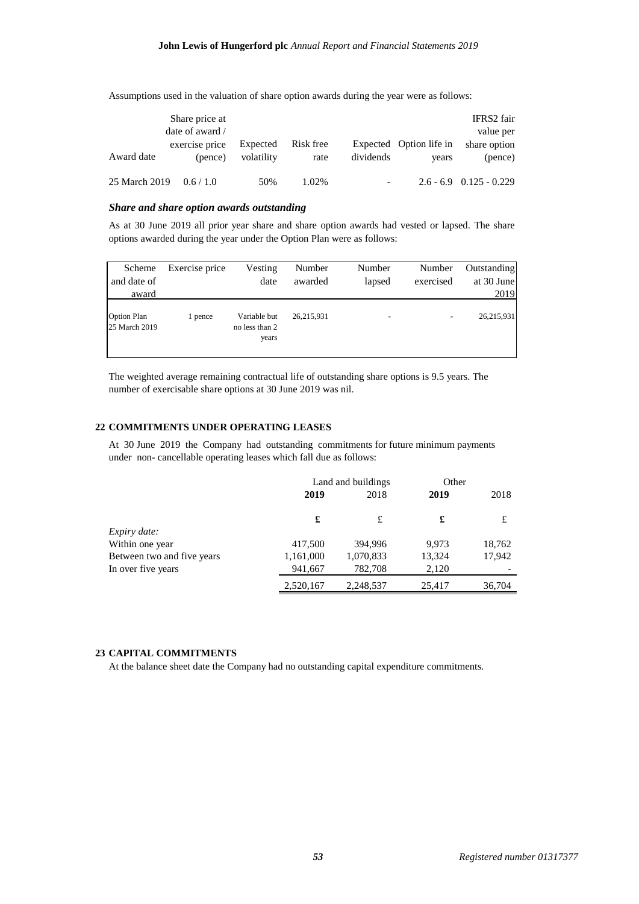Assumptions used in the valuation of share option awards during the year were as follows:

| Award date | Share price at date of award / exercise price (pence) | Expected volatility | Risk free rate | Expected dividends | Option life in years | IFRS2 fair value per share option (pence) |
|---|---|---|---|---|---|---|
| 25 March 2019 | 0.6 / 1.0 | 50% | 1.02% | - | 2.6 - 6.9 | 0.125 - 0.229 |

***Share and share option awards outstanding***

As at 30 June 2019 all prior year share and share option awards had vested or lapsed. The share options awarded during the year under the Option Plan were as follows:

| Scheme and date of award | Exercise price | Vesting date | Number awarded | Number lapsed | Number exercised | Outstanding at 30 June 2019 |
|---|---|---|---|---|---|---|
| Option Plan 25 March 2019 | 1 pence | Variable but no less than 2 years | 26,215,931 | - | - | 26,215,931 |

The weighted average remaining contractual life of outstanding share options is 9.5 years. The number of exercisable share options at 30 June 2019 was nil.

## 22 COMMITMENTS UNDER OPERATING LEASES

At 30 June 2019 the Company had outstanding commitments for future minimum payments under non- cancellable operating leases which fall due as follows:

| | Land and buildings | | Other | |
|---|---|---|---|---|
| | **2019** | 2018 | **2019** | 2018 |
| | **£** | £ | **£** | £ |
| *Expiry date:* | | | | |
| Within one year | 417,500 | 394,996 | 9,973 | 18,762 |
| Between two and five years | 1,161,000 | 1,070,833 | 13,324 | 17,942 |
| In over five years | 941,667 | 782,708 | 2,120 | - |
| | 2,520,167 | 2,248,537 | 25,417 | 36,704 |

## 23 CAPITAL COMMITMENTS

At the balance sheet date the Company had no outstanding capital expenditure commitments.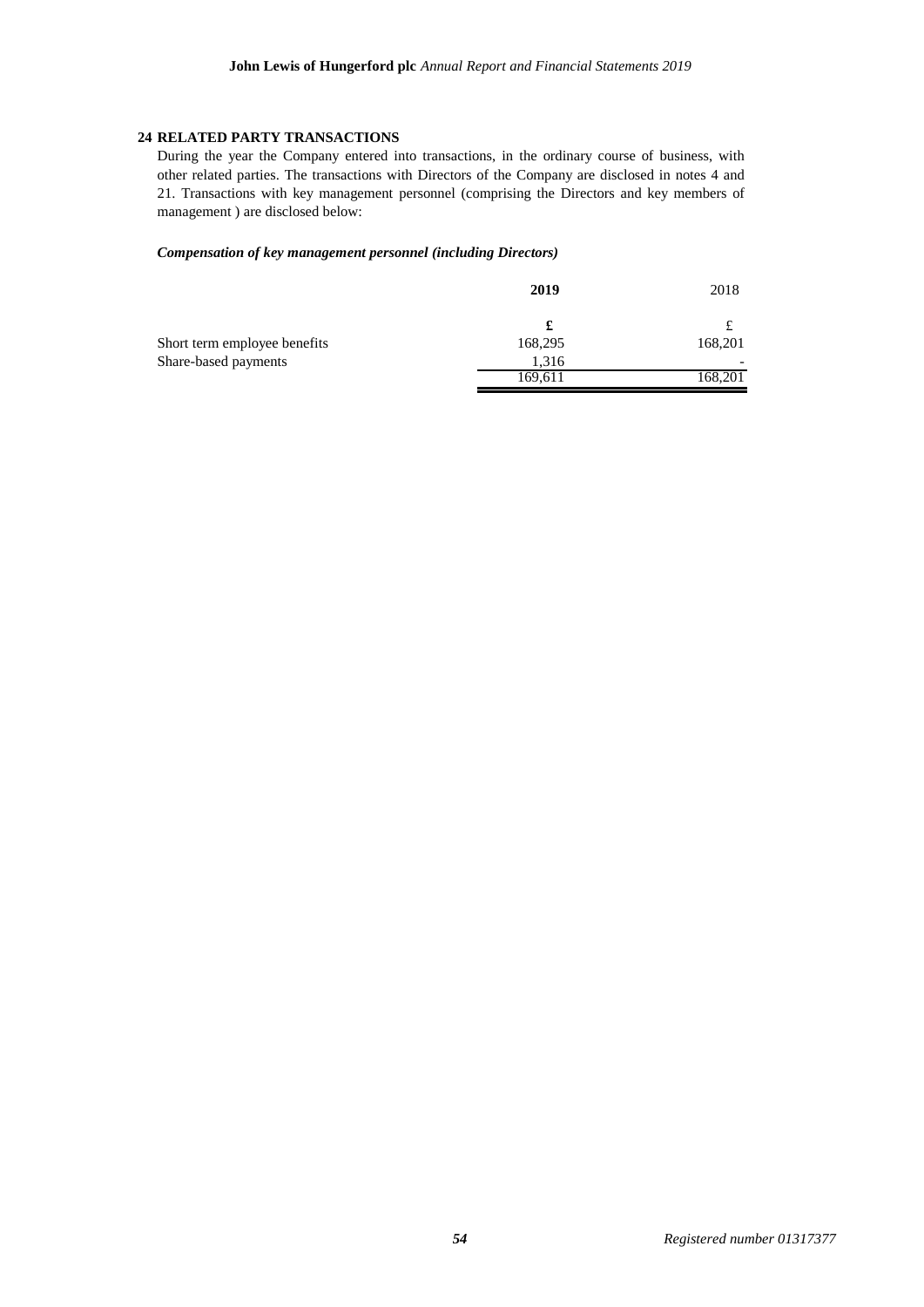## 24 RELATED PARTY TRANSACTIONS

During the year the Company entered into transactions, in the ordinary course of business, with other related parties. The transactions with Directors of the Company are disclosed in notes 4 and 21. Transactions with key management personnel (comprising the Directors and key members of management ) are disclosed below:

***Compensation of key management personnel (including Directors)***

| | **2019** | 2018 |
|---|---|---|
| | **£** | £ |
| Short term employee benefits | 168,295 | 168,201 |
| Share-based payments | 1,316 | - |
| | 169,611 | 168,201 |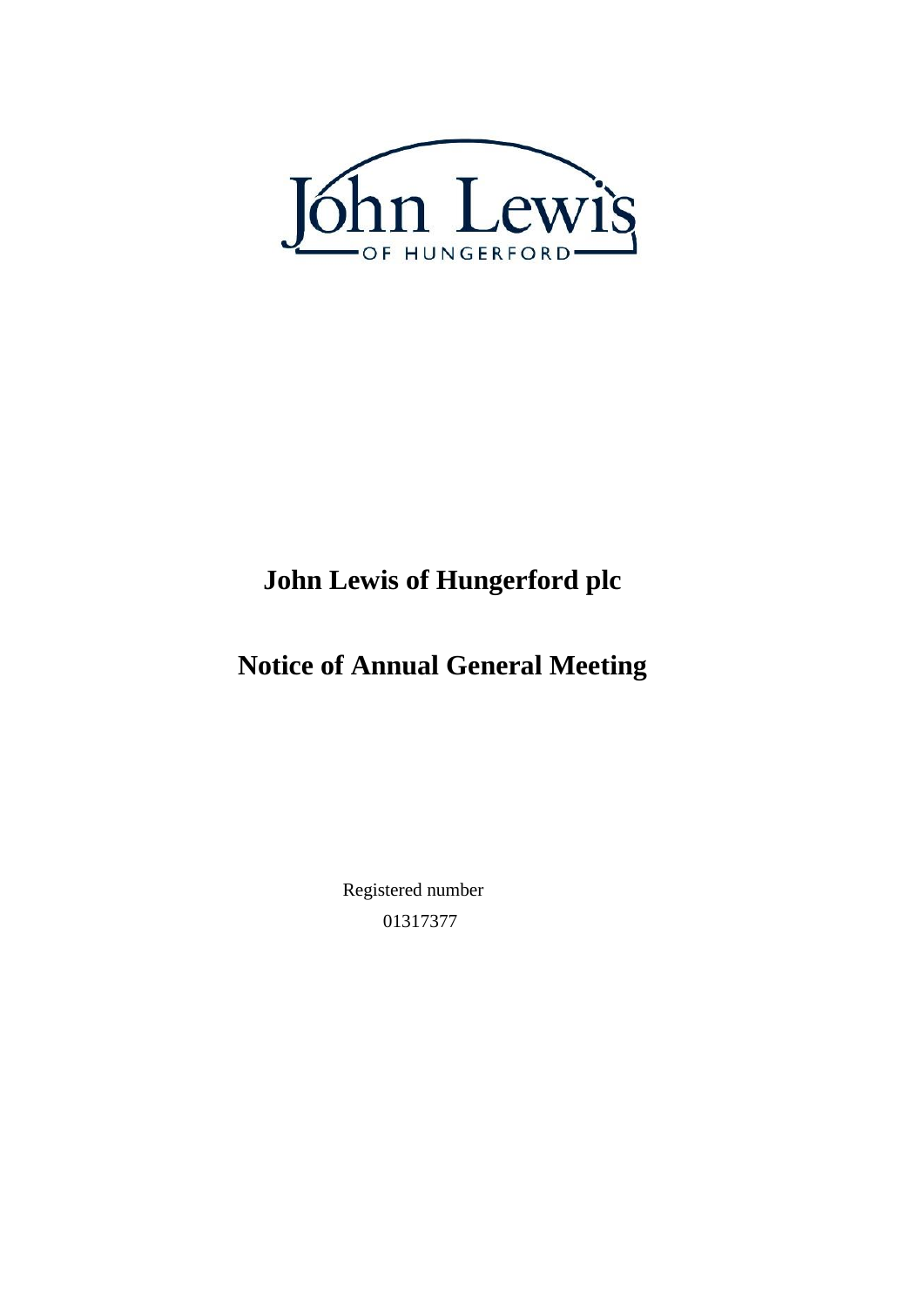# John Lewis of Hungerford plc

# Notice of Annual General Meeting

Registered number

01317377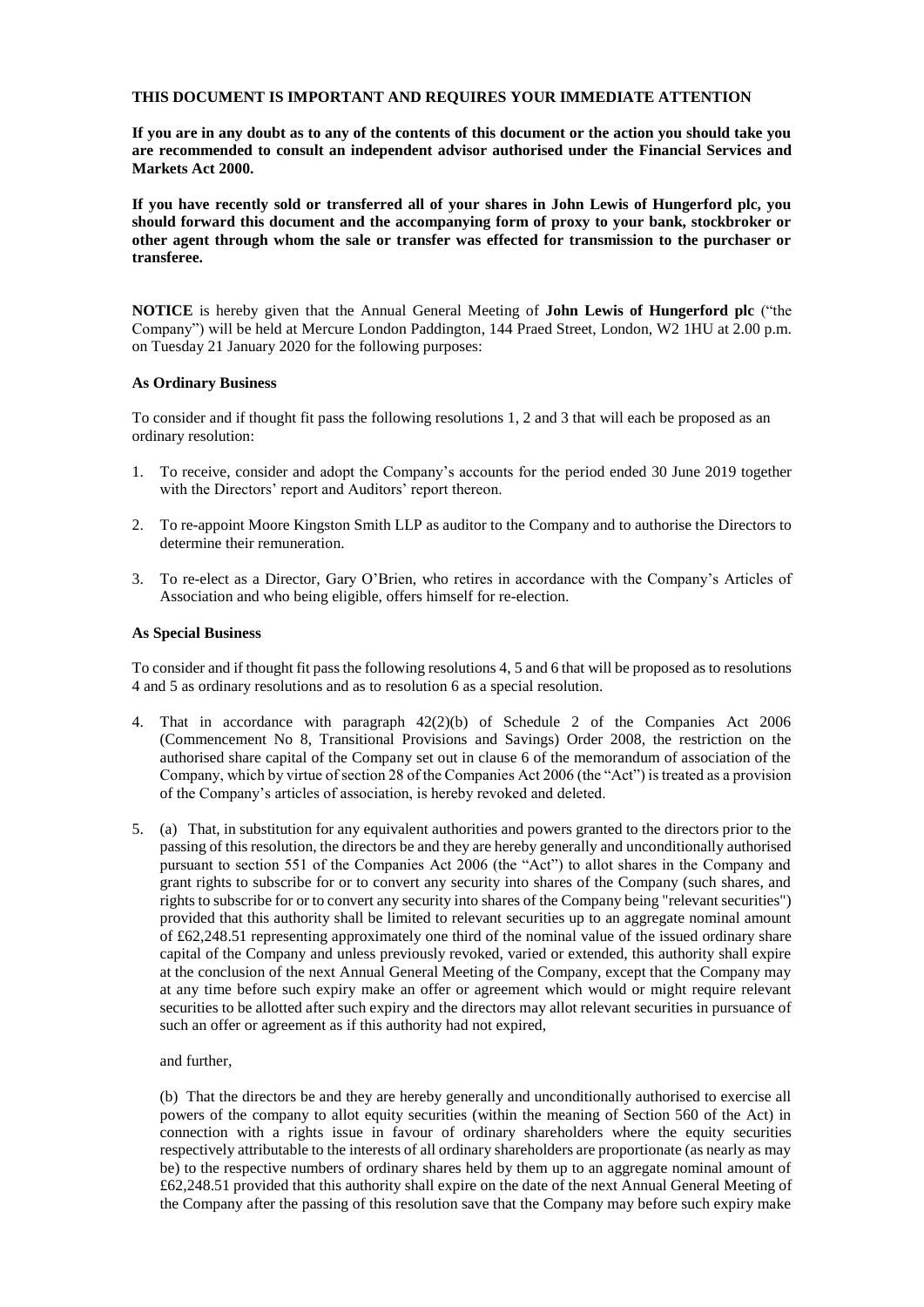**THIS DOCUMENT IS IMPORTANT AND REQUIRES YOUR IMMEDIATE ATTENTION**

**If you are in any doubt as to any of the contents of this document or the action you should take you are recommended to consult an independent advisor authorised under the Financial Services and Markets Act 2000.**

**If you have recently sold or transferred all of your shares in John Lewis of Hungerford plc, you should forward this document and the accompanying form of proxy to your bank, stockbroker or other agent through whom the sale or transfer was effected for transmission to the purchaser or transferee.**

**NOTICE** is hereby given that the Annual General Meeting of **John Lewis of Hungerford plc** ("the Company") will be held at Mercure London Paddington, 144 Praed Street, London, W2 1HU at 2.00 p.m. on Tuesday 21 January 2020 for the following purposes:

**As Ordinary Business**

To consider and if thought fit pass the following resolutions 1, 2 and 3 that will each be proposed as an ordinary resolution:

1. To receive, consider and adopt the Company's accounts for the period ended 30 June 2019 together with the Directors' report and Auditors' report thereon.
2. To re-appoint Moore Kingston Smith LLP as auditor to the Company and to authorise the Directors to determine their remuneration.
3. To re-elect as a Director, Gary O'Brien, who retires in accordance with the Company's Articles of Association and who being eligible, offers himself for re-election.

**As Special Business**

To consider and if thought fit pass the following resolutions 4, 5 and 6 that will be proposed as to resolutions 4 and 5 as ordinary resolutions and as to resolution 6 as a special resolution.

4. That in accordance with paragraph 42(2)(b) of Schedule 2 of the Companies Act 2006 (Commencement No 8, Transitional Provisions and Savings) Order 2008, the restriction on the authorised share capital of the Company set out in clause 6 of the memorandum of association of the Company, which by virtue of section 28 of the Companies Act 2006 (the "Act") is treated as a provision of the Company's articles of association, is hereby revoked and deleted.
5. (a) That, in substitution for any equivalent authorities and powers granted to the directors prior to the passing of this resolution, the directors be and they are hereby generally and unconditionally authorised pursuant to section 551 of the Companies Act 2006 (the "Act") to allot shares in the Company and grant rights to subscribe for or to convert any security into shares of the Company (such shares, and rights to subscribe for or to convert any security into shares of the Company being "relevant securities") provided that this authority shall be limited to relevant securities up to an aggregate nominal amount of £62,248.51 representing approximately one third of the nominal value of the issued ordinary share capital of the Company and unless previously revoked, varied or extended, this authority shall expire at the conclusion of the next Annual General Meeting of the Company, except that the Company may at any time before such expiry make an offer or agreement which would or might require relevant securities to be allotted after such expiry and the directors may allot relevant securities in pursuance of such an offer or agreement as if this authority had not expired,

   and further,

   (b) That the directors be and they are hereby generally and unconditionally authorised to exercise all powers of the company to allot equity securities (within the meaning of Section 560 of the Act) in connection with a rights issue in favour of ordinary shareholders where the equity securities respectively attributable to the interests of all ordinary shareholders are proportionate (as nearly as may be) to the respective numbers of ordinary shares held by them up to an aggregate nominal amount of £62,248.51 provided that this authority shall expire on the date of the next Annual General Meeting of the Company after the passing of this resolution save that the Company may before such expiry make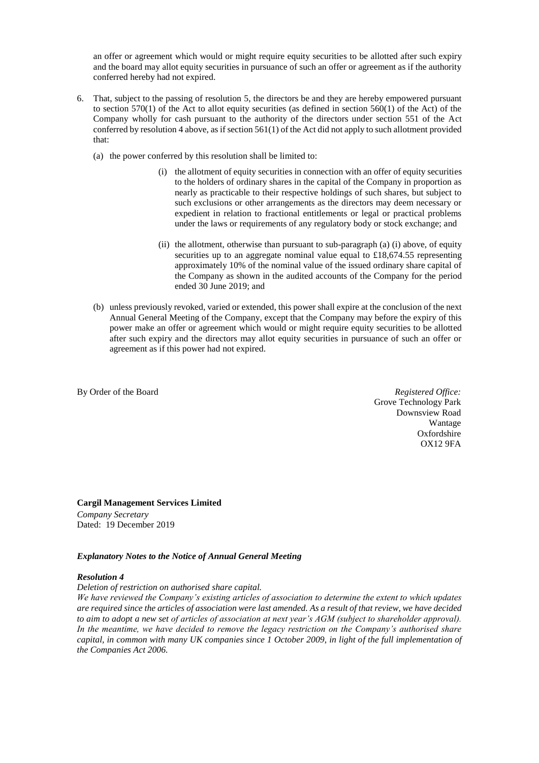an offer or agreement which would or might require equity securities to be allotted after such expiry and the board may allot equity securities in pursuance of such an offer or agreement as if the authority conferred hereby had not expired.

6. That, subject to the passing of resolution 5, the directors be and they are hereby empowered pursuant to section 570(1) of the Act to allot equity securities (as defined in section 560(1) of the Act) of the Company wholly for cash pursuant to the authority of the directors under section 551 of the Act conferred by resolution 4 above, as if section 561(1) of the Act did not apply to such allotment provided that:

   (a) the power conferred by this resolution shall be limited to:

      (i) the allotment of equity securities in connection with an offer of equity securities to the holders of ordinary shares in the capital of the Company in proportion as nearly as practicable to their respective holdings of such shares, but subject to such exclusions or other arrangements as the directors may deem necessary or expedient in relation to fractional entitlements or legal or practical problems under the laws or requirements of any regulatory body or stock exchange; and

      (ii) the allotment, otherwise than pursuant to sub-paragraph (a) (i) above, of equity securities up to an aggregate nominal value equal to £18,674.55 representing approximately 10% of the nominal value of the issued ordinary share capital of the Company as shown in the audited accounts of the Company for the period ended 30 June 2019; and

   (b) unless previously revoked, varied or extended, this power shall expire at the conclusion of the next Annual General Meeting of the Company, except that the Company may before the expiry of this power make an offer or agreement which would or might require equity securities to be allotted after such expiry and the directors may allot equity securities in pursuance of such an offer or agreement as if this power had not expired.

By Order of the Board

*Registered Office:*
Grove Technology Park
Downsview Road
Wantage
Oxfordshire
OX12 9FA

**Cargil Management Services Limited**
*Company Secretary*
Dated: 19 December 2019

***Explanatory Notes to the Notice of Annual General Meeting***

***Resolution 4***

*Deletion of restriction on authorised share capital.*

*We have reviewed the Company's existing articles of association to determine the extent to which updates are required since the articles of association were last amended. As a result of that review, we have decided to aim to adopt a new set of articles of association at next year's AGM (subject to shareholder approval). In the meantime, we have decided to remove the legacy restriction on the Company's authorised share capital, in common with many UK companies since 1 October 2009, in light of the full implementation of the Companies Act 2006.*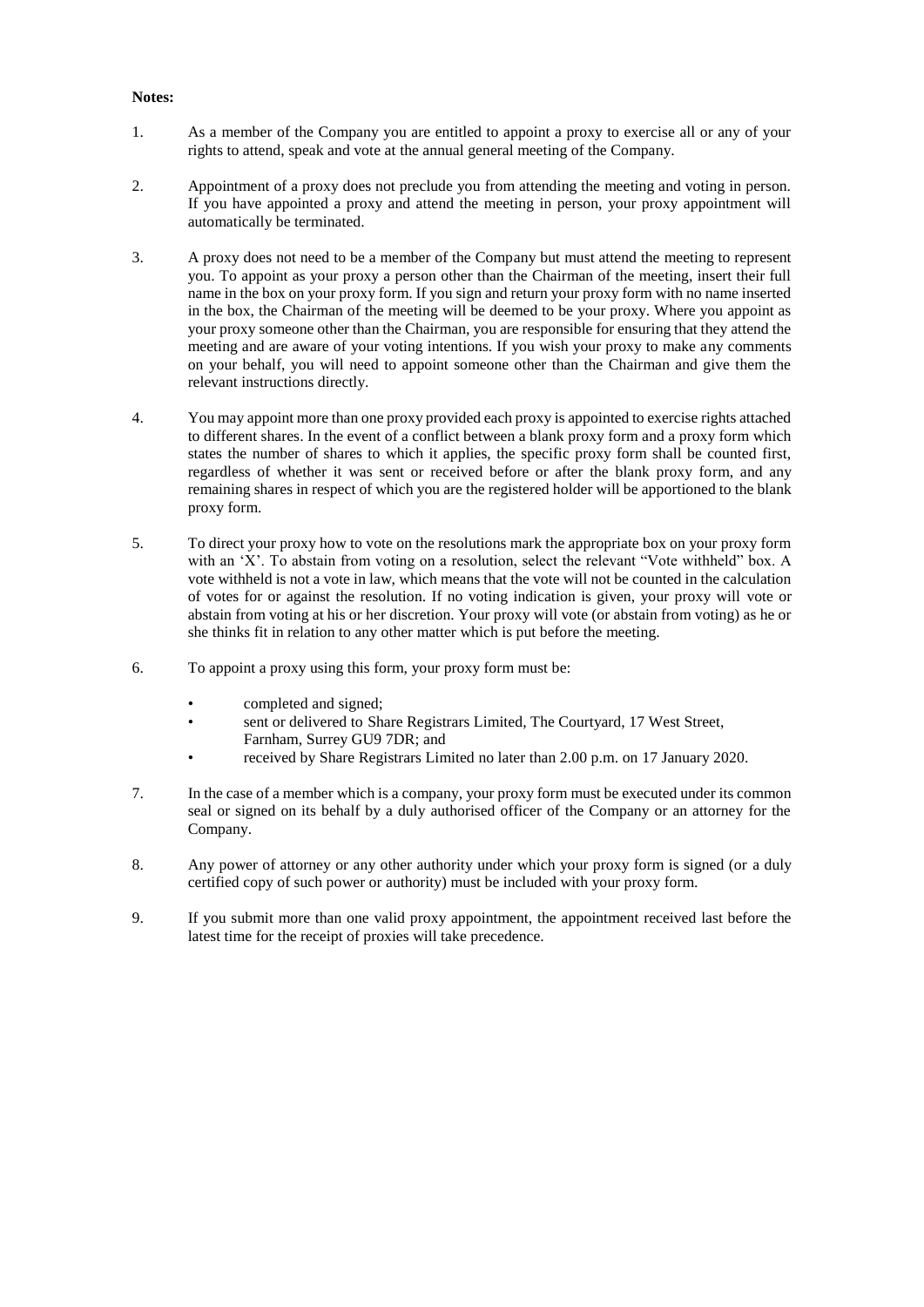**Notes:**

1. As a member of the Company you are entitled to appoint a proxy to exercise all or any of your rights to attend, speak and vote at the annual general meeting of the Company.

2. Appointment of a proxy does not preclude you from attending the meeting and voting in person. If you have appointed a proxy and attend the meeting in person, your proxy appointment will automatically be terminated.

3. A proxy does not need to be a member of the Company but must attend the meeting to represent you. To appoint as your proxy a person other than the Chairman of the meeting, insert their full name in the box on your proxy form. If you sign and return your proxy form with no name inserted in the box, the Chairman of the meeting will be deemed to be your proxy. Where you appoint as your proxy someone other than the Chairman, you are responsible for ensuring that they attend the meeting and are aware of your voting intentions. If you wish your proxy to make any comments on your behalf, you will need to appoint someone other than the Chairman and give them the relevant instructions directly.

4. You may appoint more than one proxy provided each proxy is appointed to exercise rights attached to different shares. In the event of a conflict between a blank proxy form and a proxy form which states the number of shares to which it applies, the specific proxy form shall be counted first, regardless of whether it was sent or received before or after the blank proxy form, and any remaining shares in respect of which you are the registered holder will be apportioned to the blank proxy form.

5. To direct your proxy how to vote on the resolutions mark the appropriate box on your proxy form with an 'X'. To abstain from voting on a resolution, select the relevant "Vote withheld" box. A vote withheld is not a vote in law, which means that the vote will not be counted in the calculation of votes for or against the resolution. If no voting indication is given, your proxy will vote or abstain from voting at his or her discretion. Your proxy will vote (or abstain from voting) as he or she thinks fit in relation to any other matter which is put before the meeting.

6. To appoint a proxy using this form, your proxy form must be:
   - completed and signed;
   - sent or delivered to Share Registrars Limited, The Courtyard, 17 West Street, Farnham, Surrey GU9 7DR; and
   - received by Share Registrars Limited no later than 2.00 p.m. on 17 January 2020.

7. In the case of a member which is a company, your proxy form must be executed under its common seal or signed on its behalf by a duly authorised officer of the Company or an attorney for the Company.

8. Any power of attorney or any other authority under which your proxy form is signed (or a duly certified copy of such power or authority) must be included with your proxy form.

9. If you submit more than one valid proxy appointment, the appointment received last before the latest time for the receipt of proxies will take precedence.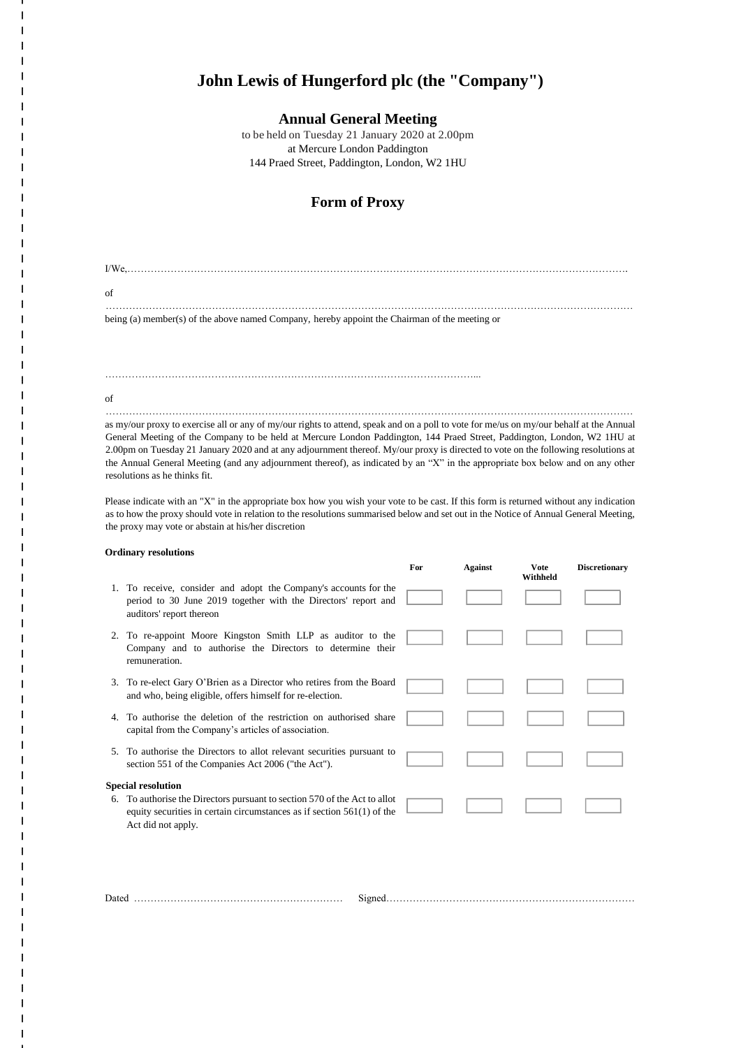# John Lewis of Hungerford plc (the "Company")

## Annual General Meeting

to be held on Tuesday 21 January 2020 at 2.00pm
at Mercure London Paddington
144 Praed Street, Paddington, London, W2 1HU

## Form of Proxy

I/We,…………………………………………………………………………………………………………………………………….

of
…………………………………………………………………………………………………………………………………………

being (a) member(s) of the above named Company, hereby appoint the Chairman of the meeting or

………………………………………………………………………………………………………...

of
…………………………………………………………………………………………………………………………………………

as my/our proxy to exercise all or any of my/our rights to attend, speak and on a poll to vote for me/us on my/our behalf at the Annual General Meeting of the Company to be held at Mercure London Paddington, 144 Praed Street, Paddington, London, W2 1HU at 2.00pm on Tuesday 21 January 2020 and at any adjournment thereof. My/our proxy is directed to vote on the following resolutions at the Annual General Meeting (and any adjournment thereof), as indicated by an "X" in the appropriate box below and on any other resolutions as he thinks fit.

Please indicate with an "X" in the appropriate box how you wish your vote to be cast. If this form is returned without any indication as to how the proxy should vote in relation to the resolutions summarised below and set out in the Notice of Annual General Meeting, the proxy may vote or abstain at his/her discretion

**Ordinary resolutions**

| | For | Against | Vote Withheld | Discretionary |
|---|---|---|---|---|
| 1. To receive, consider and adopt the Company's accounts for the period to 30 June 2019 together with the Directors' report and auditors' report thereon | | | | |
| 2. To re-appoint Moore Kingston Smith LLP as auditor to the Company and to authorise the Directors to determine their remuneration. | | | | |
| 3. To re-elect Gary O'Brien as a Director who retires from the Board and who, being eligible, offers himself for re-election. | | | | |
| 4. To authorise the deletion of the restriction on authorised share capital from the Company's articles of association. | | | | |
| 5. To authorise the Directors to allot relevant securities pursuant to section 551 of the Companies Act 2006 ("the Act"). | | | | |
| **Special resolution** | | | | |
| 6. To authorise the Directors pursuant to section 570 of the Act to allot equity securities in certain circumstances as if section 561(1) of the Act did not apply. | | | | |

Dated ……………………………………………………… Signed……………………………………………………………………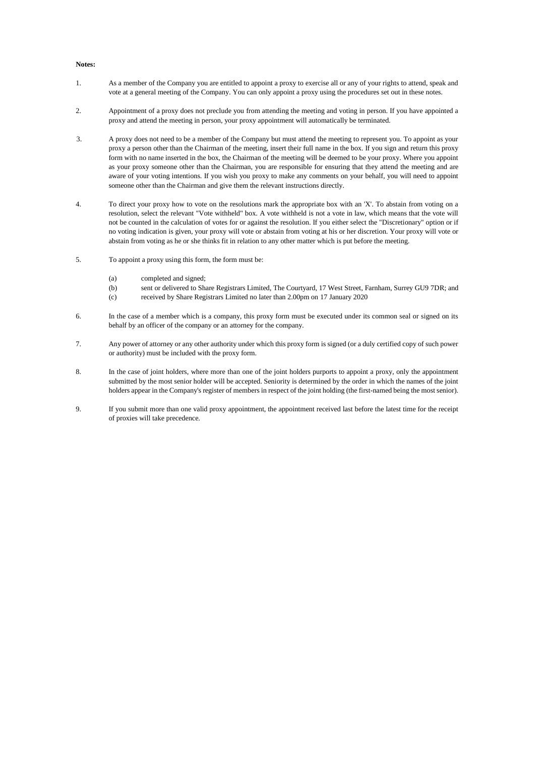**Notes:**

1. As a member of the Company you are entitled to appoint a proxy to exercise all or any of your rights to attend, speak and vote at a general meeting of the Company. You can only appoint a proxy using the procedures set out in these notes.

2. Appointment of a proxy does not preclude you from attending the meeting and voting in person. If you have appointed a proxy and attend the meeting in person, your proxy appointment will automatically be terminated.

3. A proxy does not need to be a member of the Company but must attend the meeting to represent you. To appoint as your proxy a person other than the Chairman of the meeting, insert their full name in the box. If you sign and return this proxy form with no name inserted in the box, the Chairman of the meeting will be deemed to be your proxy. Where you appoint as your proxy someone other than the Chairman, you are responsible for ensuring that they attend the meeting and are aware of your voting intentions. If you wish you proxy to make any comments on your behalf, you will need to appoint someone other than the Chairman and give them the relevant instructions directly.

4. To direct your proxy how to vote on the resolutions mark the appropriate box with an 'X'. To abstain from voting on a resolution, select the relevant "Vote withheld" box. A vote withheld is not a vote in law, which means that the vote will not be counted in the calculation of votes for or against the resolution. If you either select the "Discretionary" option or if no voting indication is given, your proxy will vote or abstain from voting at his or her discretion. Your proxy will vote or abstain from voting as he or she thinks fit in relation to any other matter which is put before the meeting.

5. To appoint a proxy using this form, the form must be:

   (a) completed and signed;
   (b) sent or delivered to Share Registrars Limited, The Courtyard, 17 West Street, Farnham, Surrey GU9 7DR; and
   (c) received by Share Registrars Limited no later than 2.00pm on 17 January 2020

6. In the case of a member which is a company, this proxy form must be executed under its common seal or signed on its behalf by an officer of the company or an attorney for the company.

7. Any power of attorney or any other authority under which this proxy form is signed (or a duly certified copy of such power or authority) must be included with the proxy form.

8. In the case of joint holders, where more than one of the joint holders purports to appoint a proxy, only the appointment submitted by the most senior holder will be accepted. Seniority is determined by the order in which the names of the joint holders appear in the Company's register of members in respect of the joint holding (the first-named being the most senior).

9. If you submit more than one valid proxy appointment, the appointment received last before the latest time for the receipt of proxies will take precedence.